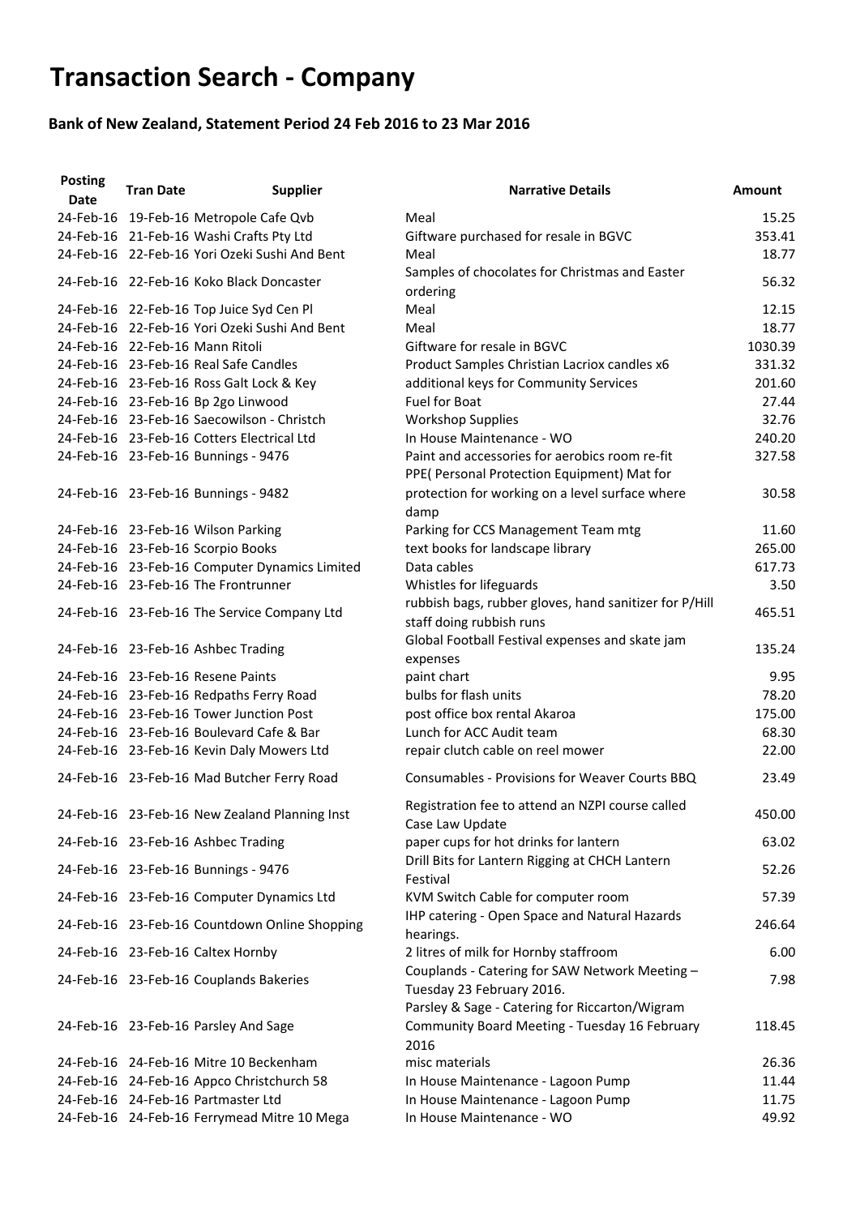# Transaction Search - Company

### Bank of New Zealand, Statement Period 24 Feb 2016 to 23 Mar 2016

| Posting Date | Tran Date | Supplier | Narrative Details | Amount |
|---|---|---|---|---|
| 24-Feb-16 | 19-Feb-16 | Metropole Cafe Qvb | Meal | 15.25 |
| 24-Feb-16 | 21-Feb-16 | Washi Crafts Pty Ltd | Giftware purchased for resale in BGVC | 353.41 |
| 24-Feb-16 | 22-Feb-16 | Yori Ozeki Sushi And Bent | Meal | 18.77 |
| 24-Feb-16 | 22-Feb-16 | Koko Black Doncaster | Samples of chocolates for Christmas and Easter ordering | 56.32 |
| 24-Feb-16 | 22-Feb-16 | Top Juice Syd Cen Pl | Meal | 12.15 |
| 24-Feb-16 | 22-Feb-16 | Yori Ozeki Sushi And Bent | Meal | 18.77 |
| 24-Feb-16 | 22-Feb-16 | Mann Ritoli | Giftware for resale in BGVC | 1030.39 |
| 24-Feb-16 | 23-Feb-16 | Real Safe Candles | Product Samples Christian Lacriox candles x6 | 331.32 |
| 24-Feb-16 | 23-Feb-16 | Ross Galt Lock & Key | additional keys for Community Services | 201.60 |
| 24-Feb-16 | 23-Feb-16 | Bp 2go Linwood | Fuel for Boat | 27.44 |
| 24-Feb-16 | 23-Feb-16 | Saecowilson - Christch | Workshop Supplies | 32.76 |
| 24-Feb-16 | 23-Feb-16 | Cotters Electrical Ltd | In House Maintenance - WO | 240.20 |
| 24-Feb-16 | 23-Feb-16 | Bunnings - 9476 | Paint and accessories for aerobics room re-fit | 327.58 |
| 24-Feb-16 | 23-Feb-16 | Bunnings - 9482 | PPE( Personal Protection Equipment) Mat for protection for working on a level surface where damp | 30.58 |
| 24-Feb-16 | 23-Feb-16 | Wilson Parking | Parking for CCS Management Team mtg | 11.60 |
| 24-Feb-16 | 23-Feb-16 | Scorpio Books | text books for landscape library | 265.00 |
| 24-Feb-16 | 23-Feb-16 | Computer Dynamics Limited | Data cables | 617.73 |
| 24-Feb-16 | 23-Feb-16 | The Frontrunner | Whistles for lifeguards | 3.50 |
| 24-Feb-16 | 23-Feb-16 | The Service Company Ltd | rubbish bags, rubber gloves, hand sanitizer for P/Hill staff doing rubbish runs | 465.51 |
| 24-Feb-16 | 23-Feb-16 | Ashbec Trading | Global Football Festival expenses and skate jam expenses | 135.24 |
| 24-Feb-16 | 23-Feb-16 | Resene Paints | paint chart | 9.95 |
| 24-Feb-16 | 23-Feb-16 | Redpaths Ferry Road | bulbs for flash units | 78.20 |
| 24-Feb-16 | 23-Feb-16 | Tower Junction Post | post office box rental Akaroa | 175.00 |
| 24-Feb-16 | 23-Feb-16 | Boulevard Cafe & Bar | Lunch for ACC Audit team | 68.30 |
| 24-Feb-16 | 23-Feb-16 | Kevin Daly Mowers Ltd | repair clutch cable on reel mower | 22.00 |
| 24-Feb-16 | 23-Feb-16 | Mad Butcher Ferry Road | Consumables - Provisions for Weaver Courts BBQ | 23.49 |
| 24-Feb-16 | 23-Feb-16 | New Zealand Planning Inst | Registration fee to attend an NZPI course called Case Law Update | 450.00 |
| 24-Feb-16 | 23-Feb-16 | Ashbec Trading | paper cups for hot drinks for lantern | 63.02 |
| 24-Feb-16 | 23-Feb-16 | Bunnings - 9476 | Drill Bits for Lantern Rigging at CHCH Lantern Festival | 52.26 |
| 24-Feb-16 | 23-Feb-16 | Computer Dynamics Ltd | KVM Switch Cable for computer room | 57.39 |
| 24-Feb-16 | 23-Feb-16 | Countdown Online Shopping | IHP catering - Open Space and Natural Hazards hearings. | 246.64 |
| 24-Feb-16 | 23-Feb-16 | Caltex Hornby | 2 litres of milk for Hornby staffroom | 6.00 |
| 24-Feb-16 | 23-Feb-16 | Couplands Bakeries | Couplands - Catering for SAW Network Meeting – Tuesday 23 February 2016. | 7.98 |
| 24-Feb-16 | 23-Feb-16 | Parsley And Sage | Parsley & Sage - Catering for Riccarton/Wigram Community Board Meeting - Tuesday 16 February 2016 | 118.45 |
| 24-Feb-16 | 24-Feb-16 | Mitre 10 Beckenham | misc materials | 26.36 |
| 24-Feb-16 | 24-Feb-16 | Appco Christchurch 58 | In House Maintenance - Lagoon Pump | 11.44 |
| 24-Feb-16 | 24-Feb-16 | Partmaster Ltd | In House Maintenance - Lagoon Pump | 11.75 |
| 24-Feb-16 | 24-Feb-16 | Ferrymead Mitre 10 Mega | In House Maintenance - WO | 49.92 |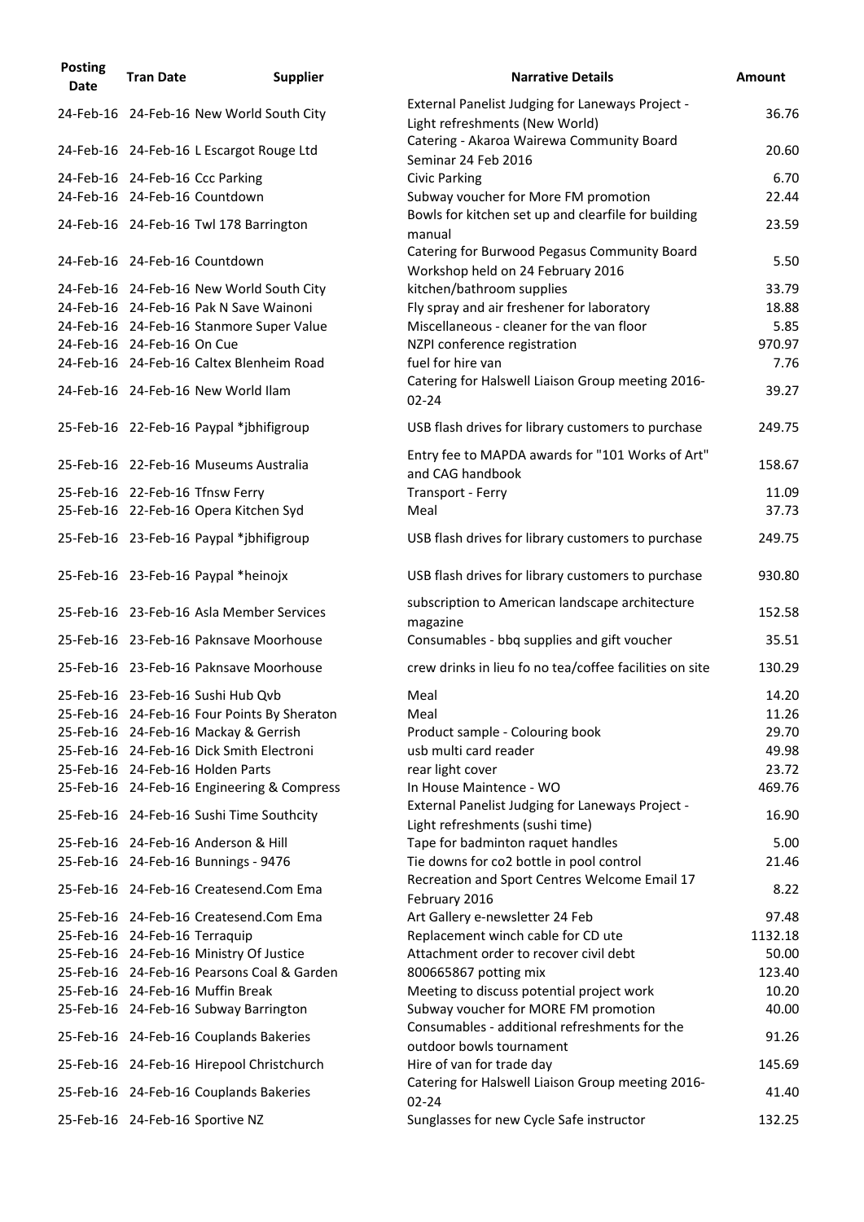| Posting Date | Tran Date | Supplier | Narrative Details | Amount |
|---|---|---|---|---|
| 24-Feb-16 | 24-Feb-16 | New World South City | External Panelist Judging for Laneways Project - Light refreshments (New World) | 36.76 |
| 24-Feb-16 | 24-Feb-16 | L Escargot Rouge Ltd | Catering - Akaroa Wairewa Community Board Seminar 24 Feb 2016 | 20.60 |
| 24-Feb-16 | 24-Feb-16 | Ccc Parking | Civic Parking | 6.70 |
| 24-Feb-16 | 24-Feb-16 | Countdown | Subway voucher for More FM promotion | 22.44 |
| 24-Feb-16 | 24-Feb-16 | Twl 178 Barrington | Bowls for kitchen set up and clearfile for building manual | 23.59 |
| 24-Feb-16 | 24-Feb-16 | Countdown | Catering for Burwood Pegasus Community Board Workshop held on 24 February 2016 | 5.50 |
| 24-Feb-16 | 24-Feb-16 | New World South City | kitchen/bathroom supplies | 33.79 |
| 24-Feb-16 | 24-Feb-16 | Pak N Save Wainoni | Fly spray and air freshener for laboratory | 18.88 |
| 24-Feb-16 | 24-Feb-16 | Stanmore Super Value | Miscellaneous - cleaner for the van floor | 5.85 |
| 24-Feb-16 | 24-Feb-16 | On Cue | NZPI conference registration | 970.97 |
| 24-Feb-16 | 24-Feb-16 | Caltex Blenheim Road | fuel for hire van | 7.76 |
| 24-Feb-16 | 24-Feb-16 | New World Ilam | Catering for Halswell Liaison Group meeting 2016-02-24 | 39.27 |
| 25-Feb-16 | 22-Feb-16 | Paypal *jbhifigroup | USB flash drives for library customers to purchase | 249.75 |
| 25-Feb-16 | 22-Feb-16 | Museums Australia | Entry fee to MAPDA awards for "101 Works of Art" and CAG handbook | 158.67 |
| 25-Feb-16 | 22-Feb-16 | Tfnsw Ferry | Transport - Ferry | 11.09 |
| 25-Feb-16 | 22-Feb-16 | Opera Kitchen Syd | Meal | 37.73 |
| 25-Feb-16 | 23-Feb-16 | Paypal *jbhifigroup | USB flash drives for library customers to purchase | 249.75 |
| 25-Feb-16 | 23-Feb-16 | Paypal *heinojx | USB flash drives for library customers to purchase | 930.80 |
| 25-Feb-16 | 23-Feb-16 | Asla Member Services | subscription to American landscape architecture magazine | 152.58 |
| 25-Feb-16 | 23-Feb-16 | Paknsave Moorhouse | Consumables - bbq supplies and gift voucher | 35.51 |
| 25-Feb-16 | 23-Feb-16 | Paknsave Moorhouse | crew drinks in lieu fo no tea/coffee facilities on site | 130.29 |
| 25-Feb-16 | 23-Feb-16 | Sushi Hub Qvb | Meal | 14.20 |
| 25-Feb-16 | 24-Feb-16 | Four Points By Sheraton | Meal | 11.26 |
| 25-Feb-16 | 24-Feb-16 | Mackay & Gerrish | Product sample - Colouring book | 29.70 |
| 25-Feb-16 | 24-Feb-16 | Dick Smith Electroni | usb multi card reader | 49.98 |
| 25-Feb-16 | 24-Feb-16 | Holden Parts | rear light cover | 23.72 |
| 25-Feb-16 | 24-Feb-16 | Engineering & Compress | In House Maintence - WO | 469.76 |
| 25-Feb-16 | 24-Feb-16 | Sushi Time Southcity | External Panelist Judging for Laneways Project - Light refreshments (sushi time) | 16.90 |
| 25-Feb-16 | 24-Feb-16 | Anderson & Hill | Tape for badminton raquet handles | 5.00 |
| 25-Feb-16 | 24-Feb-16 | Bunnings - 9476 | Tie downs for co2 bottle in pool control | 21.46 |
| 25-Feb-16 | 24-Feb-16 | Createsend.Com Ema | Recreation and Sport Centres Welcome Email 17 February 2016 | 8.22 |
| 25-Feb-16 | 24-Feb-16 | Createsend.Com Ema | Art Gallery e-newsletter 24 Feb | 97.48 |
| 25-Feb-16 | 24-Feb-16 | Terraquip | Replacement winch cable for CD ute | 1132.18 |
| 25-Feb-16 | 24-Feb-16 | Ministry Of Justice | Attachment order to recover civil debt | 50.00 |
| 25-Feb-16 | 24-Feb-16 | Pearsons Coal & Garden | 800665867 potting mix | 123.40 |
| 25-Feb-16 | 24-Feb-16 | Muffin Break | Meeting to discuss potential project work | 10.20 |
| 25-Feb-16 | 24-Feb-16 | Subway Barrington | Subway voucher for MORE FM promotion | 40.00 |
| 25-Feb-16 | 24-Feb-16 | Couplands Bakeries | Consumables - additional refreshments for the outdoor bowls tournament | 91.26 |
| 25-Feb-16 | 24-Feb-16 | Hirepool Christchurch | Hire of van for trade day | 145.69 |
| 25-Feb-16 | 24-Feb-16 | Couplands Bakeries | Catering for Halswell Liaison Group meeting 2016-02-24 | 41.40 |
| 25-Feb-16 | 24-Feb-16 | Sportive NZ | Sunglasses for new Cycle Safe instructor | 132.25 |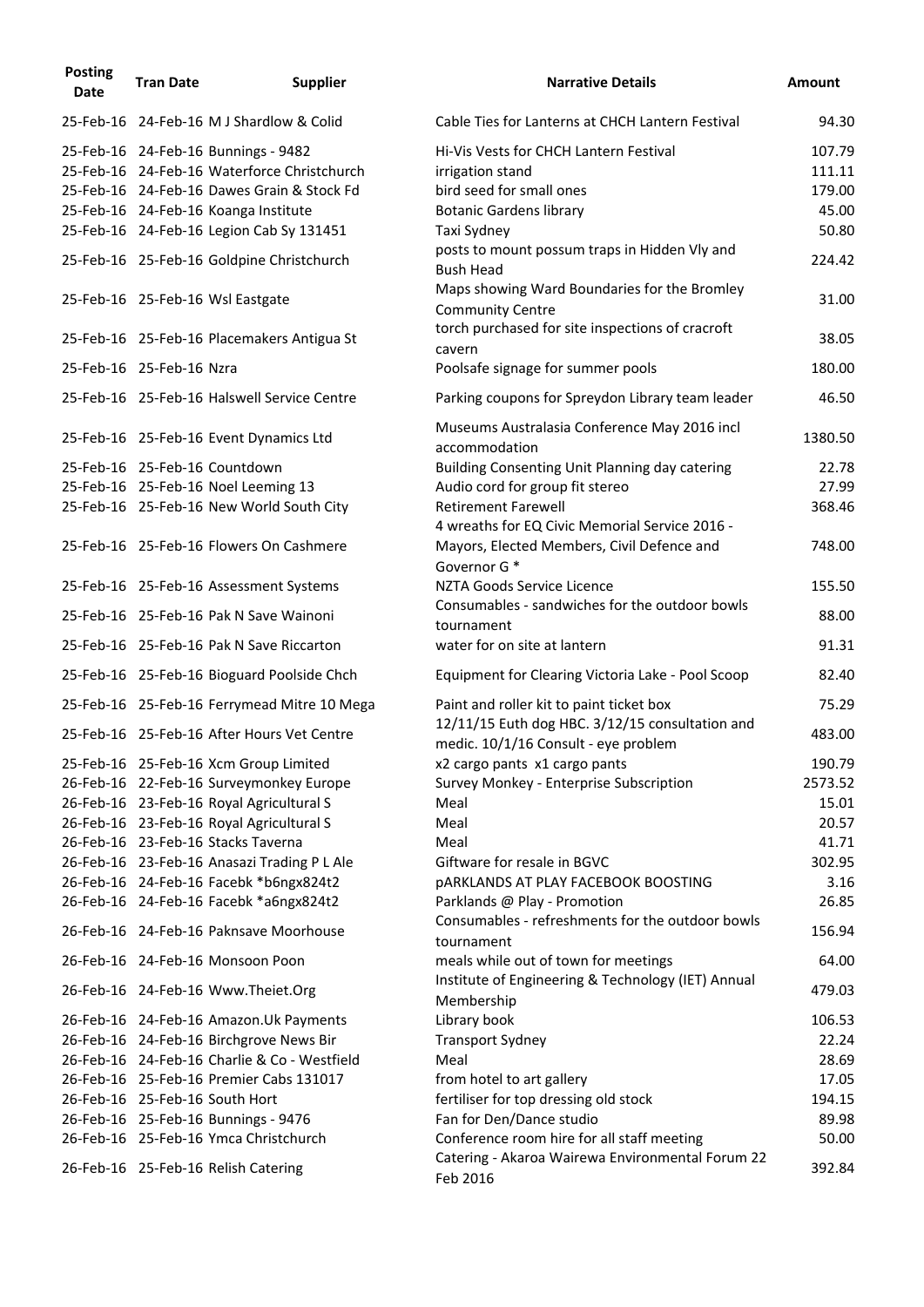| Posting Date | Tran Date | Supplier | Narrative Details | Amount |
|---|---|---|---|---|
| 25-Feb-16 | 24-Feb-16 | M J Shardlow & Colid | Cable Ties for Lanterns at CHCH Lantern Festival | 94.30 |
| 25-Feb-16 | 24-Feb-16 | Bunnings - 9482 | Hi-Vis Vests for CHCH Lantern Festival | 107.79 |
| 25-Feb-16 | 24-Feb-16 | Waterforce Christchurch | irrigation stand | 111.11 |
| 25-Feb-16 | 24-Feb-16 | Dawes Grain & Stock Fd | bird seed for small ones | 179.00 |
| 25-Feb-16 | 24-Feb-16 | Koanga Institute | Botanic Gardens library | 45.00 |
| 25-Feb-16 | 24-Feb-16 | Legion Cab Sy 131451 | Taxi Sydney | 50.80 |
| 25-Feb-16 | 25-Feb-16 | Goldpine Christchurch | posts to mount possum traps in Hidden Vly and Bush Head | 224.42 |
| 25-Feb-16 | 25-Feb-16 | Wsl Eastgate | Maps showing Ward Boundaries for the Bromley Community Centre | 31.00 |
| 25-Feb-16 | 25-Feb-16 | Placemakers Antigua St | torch purchased for site inspections of cracroft cavern | 38.05 |
| 25-Feb-16 | 25-Feb-16 | Nzra | Poolsafe signage for summer pools | 180.00 |
| 25-Feb-16 | 25-Feb-16 | Halswell Service Centre | Parking coupons for Spreydon Library team leader | 46.50 |
| 25-Feb-16 | 25-Feb-16 | Event Dynamics Ltd | Museums Australasia Conference May 2016 incl accommodation | 1380.50 |
| 25-Feb-16 | 25-Feb-16 | Countdown | Building Consenting Unit Planning day catering | 22.78 |
| 25-Feb-16 | 25-Feb-16 | Noel Leeming 13 | Audio cord for group fit stereo | 27.99 |
| 25-Feb-16 | 25-Feb-16 | New World South City | Retirement Farewell | 368.46 |
| 25-Feb-16 | 25-Feb-16 | Flowers On Cashmere | 4 wreaths for EQ Civic Memorial Service 2016 - Mayors, Elected Members, Civil Defence and Governor G * | 748.00 |
| 25-Feb-16 | 25-Feb-16 | Assessment Systems | NZTA Goods Service Licence | 155.50 |
| 25-Feb-16 | 25-Feb-16 | Pak N Save Wainoni | Consumables - sandwiches for the outdoor bowls tournament | 88.00 |
| 25-Feb-16 | 25-Feb-16 | Pak N Save Riccarton | water for on site at lantern | 91.31 |
| 25-Feb-16 | 25-Feb-16 | Bioguard Poolside Chch | Equipment for Clearing Victoria Lake - Pool Scoop | 82.40 |
| 25-Feb-16 | 25-Feb-16 | Ferrymead Mitre 10 Mega | Paint and roller kit to paint ticket box | 75.29 |
| 25-Feb-16 | 25-Feb-16 | After Hours Vet Centre | 12/11/15 Euth dog HBC. 3/12/15 consultation and medic. 10/1/16 Consult - eye problem | 483.00 |
| 25-Feb-16 | 25-Feb-16 | Xcm Group Limited | x2 cargo pants x1 cargo pants | 190.79 |
| 26-Feb-16 | 22-Feb-16 | Surveymonkey Europe | Survey Monkey - Enterprise Subscription | 2573.52 |
| 26-Feb-16 | 23-Feb-16 | Royal Agricultural S | Meal | 15.01 |
| 26-Feb-16 | 23-Feb-16 | Royal Agricultural S | Meal | 20.57 |
| 26-Feb-16 | 23-Feb-16 | Stacks Taverna | Meal | 41.71 |
| 26-Feb-16 | 23-Feb-16 | Anasazi Trading P L Ale | Giftware for resale in BGVC | 302.95 |
| 26-Feb-16 | 24-Feb-16 | Facebk *b6ngx824t2 | pARKLANDS AT PLAY FACEBOOK BOOSTING | 3.16 |
| 26-Feb-16 | 24-Feb-16 | Facebk *a6ngx824t2 | Parklands @ Play - Promotion | 26.85 |
| 26-Feb-16 | 24-Feb-16 | Paknsave Moorhouse | Consumables - refreshments for the outdoor bowls tournament | 156.94 |
| 26-Feb-16 | 24-Feb-16 | Monsoon Poon | meals while out of town for meetings | 64.00 |
| 26-Feb-16 | 24-Feb-16 | Www.Theiet.Org | Institute of Engineering & Technology (IET) Annual Membership | 479.03 |
| 26-Feb-16 | 24-Feb-16 | Amazon.Uk Payments | Library book | 106.53 |
| 26-Feb-16 | 24-Feb-16 | Birchgrove News Bir | Transport Sydney | 22.24 |
| 26-Feb-16 | 24-Feb-16 | Charlie & Co - Westfield | Meal | 28.69 |
| 26-Feb-16 | 25-Feb-16 | Premier Cabs 131017 | from hotel to art gallery | 17.05 |
| 26-Feb-16 | 25-Feb-16 | South Hort | fertiliser for top dressing old stock | 194.15 |
| 26-Feb-16 | 25-Feb-16 | Bunnings - 9476 | Fan for Den/Dance studio | 89.98 |
| 26-Feb-16 | 25-Feb-16 | Ymca Christchurch | Conference room hire for all staff meeting | 50.00 |
| 26-Feb-16 | 25-Feb-16 | Relish Catering | Catering - Akaroa Wairewa Environmental Forum 22 Feb 2016 | 392.84 |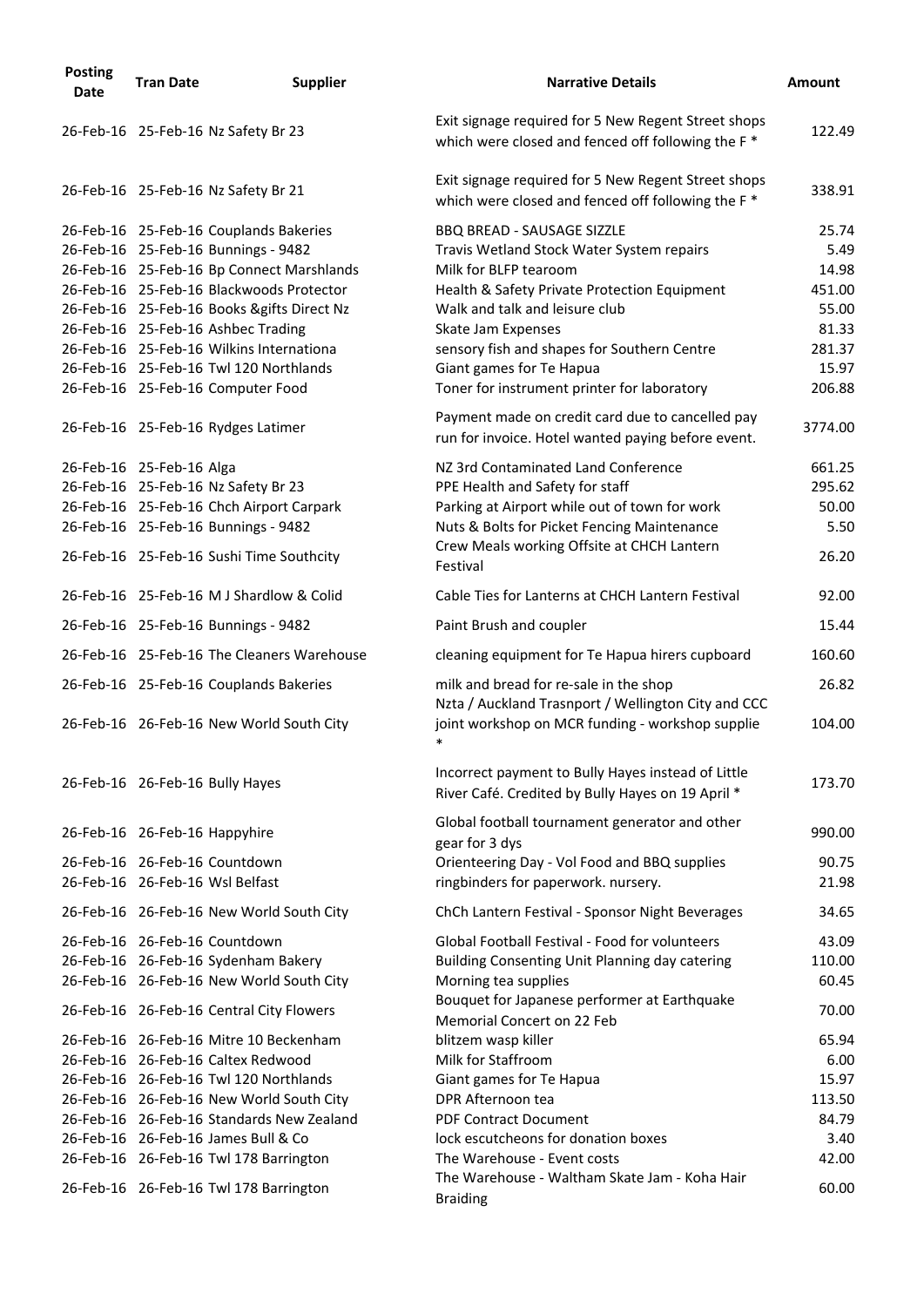| Posting Date | Tran Date | Supplier | Narrative Details | Amount |
|---|---|---|---|---|
| 26-Feb-16 | 25-Feb-16 | Nz Safety Br 23 | Exit signage required for 5 New Regent Street shops which were closed and fenced off following the F * | 122.49 |
| 26-Feb-16 | 25-Feb-16 | Nz Safety Br 21 | Exit signage required for 5 New Regent Street shops which were closed and fenced off following the F * | 338.91 |
| 26-Feb-16 | 25-Feb-16 | Couplands Bakeries | BBQ BREAD - SAUSAGE SIZZLE | 25.74 |
| 26-Feb-16 | 25-Feb-16 | Bunnings - 9482 | Travis Wetland Stock Water System repairs | 5.49 |
| 26-Feb-16 | 25-Feb-16 | Bp Connect Marshlands | Milk for BLFP tearoom | 14.98 |
| 26-Feb-16 | 25-Feb-16 | Blackwoods Protector | Health & Safety Private Protection Equipment | 451.00 |
| 26-Feb-16 | 25-Feb-16 | Books &gifts Direct Nz | Walk and talk and leisure club | 55.00 |
| 26-Feb-16 | 25-Feb-16 | Ashbec Trading | Skate Jam Expenses | 81.33 |
| 26-Feb-16 | 25-Feb-16 | Wilkins Internationa | sensory fish and shapes for Southern Centre | 281.37 |
| 26-Feb-16 | 25-Feb-16 | Twl 120 Northlands | Giant games for Te Hapua | 15.97 |
| 26-Feb-16 | 25-Feb-16 | Computer Food | Toner for instrument printer for laboratory | 206.88 |
| 26-Feb-16 | 25-Feb-16 | Rydges Latimer | Payment made on credit card due to cancelled pay run for invoice. Hotel wanted paying before event. | 3774.00 |
| 26-Feb-16 | 25-Feb-16 | Alga | NZ 3rd Contaminated Land Conference | 661.25 |
| 26-Feb-16 | 25-Feb-16 | Nz Safety Br 23 | PPE Health and Safety for staff | 295.62 |
| 26-Feb-16 | 25-Feb-16 | Chch Airport Carpark | Parking at Airport while out of town for work | 50.00 |
| 26-Feb-16 | 25-Feb-16 | Bunnings - 9482 | Nuts & Bolts for Picket Fencing Maintenance | 5.50 |
| 26-Feb-16 | 25-Feb-16 | Sushi Time Southcity | Crew Meals working Offsite at CHCH Lantern Festival | 26.20 |
| 26-Feb-16 | 25-Feb-16 | M J Shardlow & Colid | Cable Ties for Lanterns at CHCH Lantern Festival | 92.00 |
| 26-Feb-16 | 25-Feb-16 | Bunnings - 9482 | Paint Brush and coupler | 15.44 |
| 26-Feb-16 | 25-Feb-16 | The Cleaners Warehouse | cleaning equipment for Te Hapua hirers cupboard | 160.60 |
| 26-Feb-16 | 25-Feb-16 | Couplands Bakeries | milk and bread for re-sale in the shop | 26.82 |
| 26-Feb-16 | 26-Feb-16 | New World South City | Nzta / Auckland Trasnport / Wellington City and CCC joint workshop on MCR funding - workshop supplie * | 104.00 |
| 26-Feb-16 | 26-Feb-16 | Bully Hayes | Incorrect payment to Bully Hayes instead of Little River Café. Credited by Bully Hayes on 19 April * | 173.70 |
| 26-Feb-16 | 26-Feb-16 | Happyhire | Global football tournament generator and other gear for 3 dys | 990.00 |
| 26-Feb-16 | 26-Feb-16 | Countdown | Orienteering Day - Vol Food and BBQ supplies | 90.75 |
| 26-Feb-16 | 26-Feb-16 | Wsl Belfast | ringbinders for paperwork. nursery. | 21.98 |
| 26-Feb-16 | 26-Feb-16 | New World South City | ChCh Lantern Festival - Sponsor Night Beverages | 34.65 |
| 26-Feb-16 | 26-Feb-16 | Countdown | Global Football Festival - Food for volunteers | 43.09 |
| 26-Feb-16 | 26-Feb-16 | Sydenham Bakery | Building Consenting Unit Planning day catering | 110.00 |
| 26-Feb-16 | 26-Feb-16 | New World South City | Morning tea supplies | 60.45 |
| 26-Feb-16 | 26-Feb-16 | Central City Flowers | Bouquet for Japanese performer at Earthquake Memorial Concert on 22 Feb | 70.00 |
| 26-Feb-16 | 26-Feb-16 | Mitre 10 Beckenham | blitzem wasp killer | 65.94 |
| 26-Feb-16 | 26-Feb-16 | Caltex Redwood | Milk for Staffroom | 6.00 |
| 26-Feb-16 | 26-Feb-16 | Twl 120 Northlands | Giant games for Te Hapua | 15.97 |
| 26-Feb-16 | 26-Feb-16 | New World South City | DPR Afternoon tea | 113.50 |
| 26-Feb-16 | 26-Feb-16 | Standards New Zealand | PDF Contract Document | 84.79 |
| 26-Feb-16 | 26-Feb-16 | James Bull & Co | lock escutcheons for donation boxes | 3.40 |
| 26-Feb-16 | 26-Feb-16 | Twl 178 Barrington | The Warehouse - Event costs | 42.00 |
| 26-Feb-16 | 26-Feb-16 | Twl 178 Barrington | The Warehouse - Waltham Skate Jam - Koha Hair Braiding | 60.00 |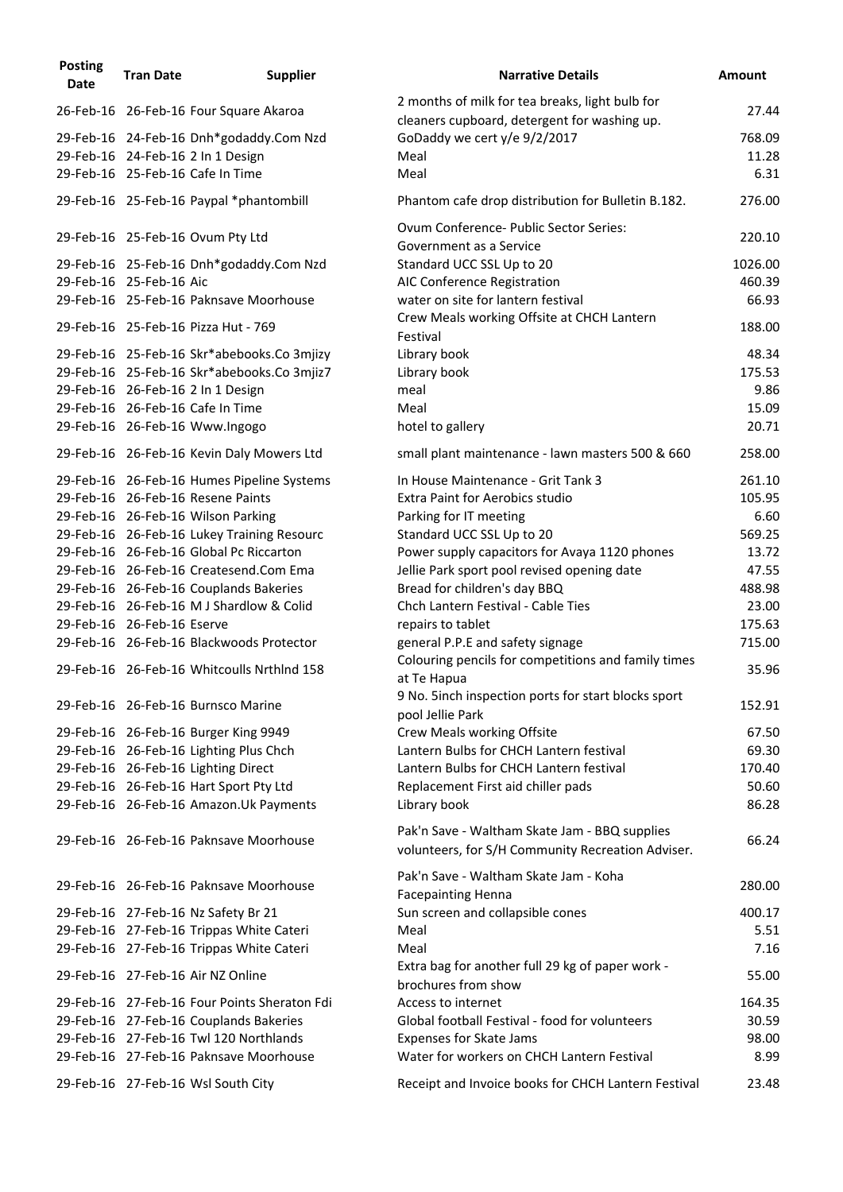| Posting Date | Tran Date | Supplier | Narrative Details | Amount |
|---|---|---|---|---|
| 26-Feb-16 | 26-Feb-16 | Four Square Akaroa | 2 months of milk for tea breaks, light bulb for cleaners cupboard, detergent for washing up. | 27.44 |
| 29-Feb-16 | 24-Feb-16 | Dnh*godaddy.Com Nzd | GoDaddy we cert y/e 9/2/2017 | 768.09 |
| 29-Feb-16 | 24-Feb-16 | 2 In 1 Design | Meal | 11.28 |
| 29-Feb-16 | 25-Feb-16 | Cafe In Time | Meal | 6.31 |
| 29-Feb-16 | 25-Feb-16 | Paypal *phantombill | Phantom cafe drop distribution for Bulletin B.182. | 276.00 |
| 29-Feb-16 | 25-Feb-16 | Ovum Pty Ltd | Ovum Conference- Public Sector Series: Government as a Service | 220.10 |
| 29-Feb-16 | 25-Feb-16 | Dnh*godaddy.Com Nzd | Standard UCC SSL Up to 20 | 1026.00 |
| 29-Feb-16 | 25-Feb-16 | Aic | AIC Conference Registration | 460.39 |
| 29-Feb-16 | 25-Feb-16 | Paknsave Moorhouse | water on site for lantern festival | 66.93 |
| 29-Feb-16 | 25-Feb-16 | Pizza Hut - 769 | Crew Meals working Offsite at CHCH Lantern Festival | 188.00 |
| 29-Feb-16 | 25-Feb-16 | Skr*abebooks.Co 3mjizy | Library book | 48.34 |
| 29-Feb-16 | 25-Feb-16 | Skr*abebooks.Co 3mjiz7 | Library book | 175.53 |
| 29-Feb-16 | 26-Feb-16 | 2 In 1 Design | meal | 9.86 |
| 29-Feb-16 | 26-Feb-16 | Cafe In Time | Meal | 15.09 |
| 29-Feb-16 | 26-Feb-16 | Www.Ingogo | hotel to gallery | 20.71 |
| 29-Feb-16 | 26-Feb-16 | Kevin Daly Mowers Ltd | small plant maintenance - lawn masters 500 & 660 | 258.00 |
| 29-Feb-16 | 26-Feb-16 | Humes Pipeline Systems | In House Maintenance - Grit Tank 3 | 261.10 |
| 29-Feb-16 | 26-Feb-16 | Resene Paints | Extra Paint for Aerobics studio | 105.95 |
| 29-Feb-16 | 26-Feb-16 | Wilson Parking | Parking for IT meeting | 6.60 |
| 29-Feb-16 | 26-Feb-16 | Lukey Training Resourc | Standard UCC SSL Up to 20 | 569.25 |
| 29-Feb-16 | 26-Feb-16 | Global Pc Riccarton | Power supply capacitors for Avaya 1120 phones | 13.72 |
| 29-Feb-16 | 26-Feb-16 | Createsend.Com Ema | Jellie Park sport pool revised opening date | 47.55 |
| 29-Feb-16 | 26-Feb-16 | Couplands Bakeries | Bread for children's day BBQ | 488.98 |
| 29-Feb-16 | 26-Feb-16 | M J Shardlow & Colid | Chch Lantern Festival - Cable Ties | 23.00 |
| 29-Feb-16 | 26-Feb-16 | Eserve | repairs to tablet | 175.63 |
| 29-Feb-16 | 26-Feb-16 | Blackwoods Protector | general P.P.E and safety signage | 715.00 |
| 29-Feb-16 | 26-Feb-16 | Whitcoulls Nrthlnd 158 | Colouring pencils for competitions and family times at Te Hapua | 35.96 |
| 29-Feb-16 | 26-Feb-16 | Burnsco Marine | 9 No. 5inch inspection ports for start blocks sport pool Jellie Park | 152.91 |
| 29-Feb-16 | 26-Feb-16 | Burger King 9949 | Crew Meals working Offsite | 67.50 |
| 29-Feb-16 | 26-Feb-16 | Lighting Plus Chch | Lantern Bulbs for CHCH Lantern festival | 69.30 |
| 29-Feb-16 | 26-Feb-16 | Lighting Direct | Lantern Bulbs for CHCH Lantern festival | 170.40 |
| 29-Feb-16 | 26-Feb-16 | Hart Sport Pty Ltd | Replacement First aid chiller pads | 50.60 |
| 29-Feb-16 | 26-Feb-16 | Amazon.Uk Payments | Library book | 86.28 |
| 29-Feb-16 | 26-Feb-16 | Paknsave Moorhouse | Pak'n Save - Waltham Skate Jam - BBQ supplies volunteers, for S/H Community Recreation Adviser. | 66.24 |
| 29-Feb-16 | 26-Feb-16 | Paknsave Moorhouse | Pak'n Save - Waltham Skate Jam - Koha Facepainting Henna | 280.00 |
| 29-Feb-16 | 27-Feb-16 | Nz Safety Br 21 | Sun screen and collapsible cones | 400.17 |
| 29-Feb-16 | 27-Feb-16 | Trippas White Cateri | Meal | 5.51 |
| 29-Feb-16 | 27-Feb-16 | Trippas White Cateri | Meal | 7.16 |
| 29-Feb-16 | 27-Feb-16 | Air NZ Online | Extra bag for another full 29 kg of paper work - brochures from show | 55.00 |
| 29-Feb-16 | 27-Feb-16 | Four Points Sheraton Fdi | Access to internet | 164.35 |
| 29-Feb-16 | 27-Feb-16 | Couplands Bakeries | Global football Festival - food for volunteers | 30.59 |
| 29-Feb-16 | 27-Feb-16 | Twl 120 Northlands | Expenses for Skate Jams | 98.00 |
| 29-Feb-16 | 27-Feb-16 | Paknsave Moorhouse | Water for workers on CHCH Lantern Festival | 8.99 |
| 29-Feb-16 | 27-Feb-16 | Wsl South City | Receipt and Invoice books for CHCH Lantern Festival | 23.48 |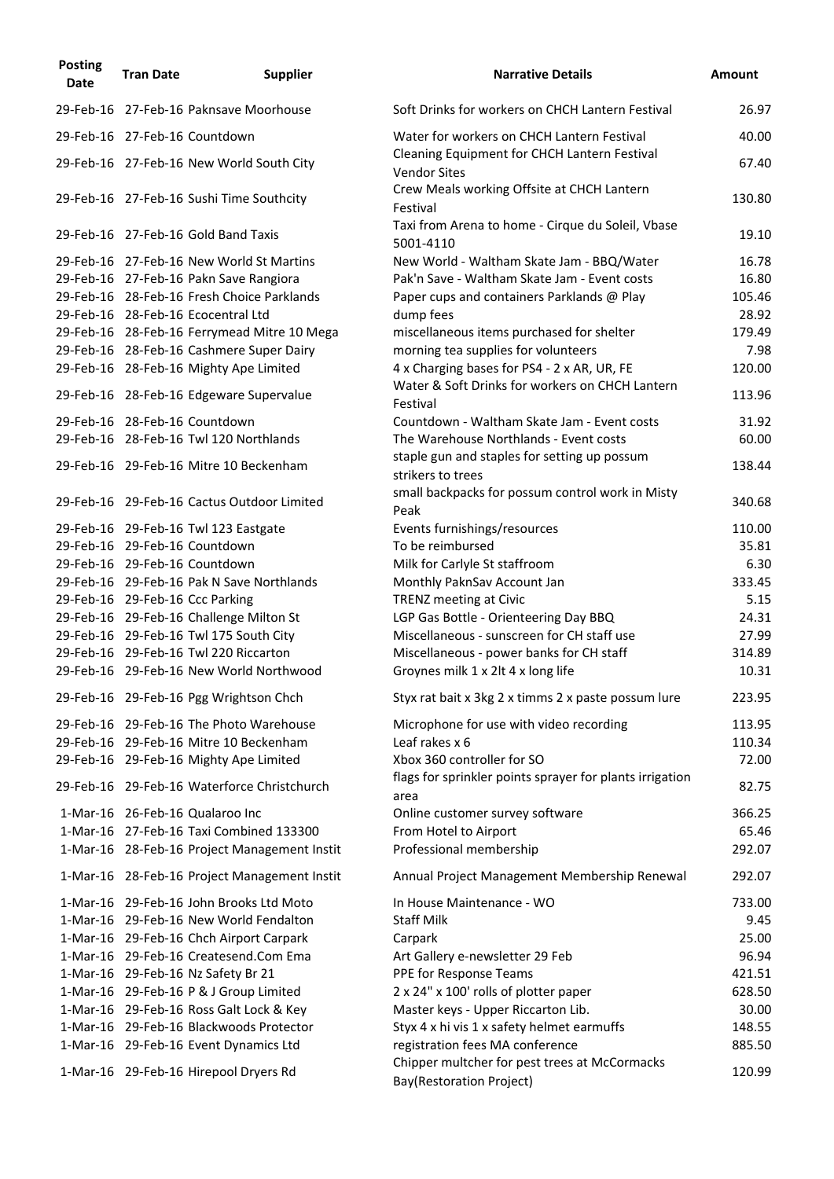| Posting Date | Tran Date | Supplier | Narrative Details | Amount |
|---|---|---|---|---|
| 29-Feb-16 | 27-Feb-16 | Paknsave Moorhouse | Soft Drinks for workers on CHCH Lantern Festival | 26.97 |
| 29-Feb-16 | 27-Feb-16 | Countdown | Water for workers on CHCH Lantern Festival | 40.00 |
| 29-Feb-16 | 27-Feb-16 | New World South City | Cleaning Equipment for CHCH Lantern Festival Vendor Sites | 67.40 |
| 29-Feb-16 | 27-Feb-16 | Sushi Time Southcity | Crew Meals working Offsite at CHCH Lantern Festival | 130.80 |
| 29-Feb-16 | 27-Feb-16 | Gold Band Taxis | Taxi from Arena to home - Cirque du Soleil, Vbase 5001-4110 | 19.10 |
| 29-Feb-16 | 27-Feb-16 | New World St Martins | New World - Waltham Skate Jam - BBQ/Water | 16.78 |
| 29-Feb-16 | 27-Feb-16 | Pakn Save Rangiora | Pak'n Save - Waltham Skate Jam - Event costs | 16.80 |
| 29-Feb-16 | 28-Feb-16 | Fresh Choice Parklands | Paper cups and containers Parklands @ Play | 105.46 |
| 29-Feb-16 | 28-Feb-16 | Ecocentral Ltd | dump fees | 28.92 |
| 29-Feb-16 | 28-Feb-16 | Ferrymead Mitre 10 Mega | miscellaneous items purchased for shelter | 179.49 |
| 29-Feb-16 | 28-Feb-16 | Cashmere Super Dairy | morning tea supplies for volunteers | 7.98 |
| 29-Feb-16 | 28-Feb-16 | Mighty Ape Limited | 4 x Charging bases for PS4 - 2 x AR, UR, FE | 120.00 |
| 29-Feb-16 | 28-Feb-16 | Edgeware Supervalue | Water & Soft Drinks for workers on CHCH Lantern Festival | 113.96 |
| 29-Feb-16 | 28-Feb-16 | Countdown | Countdown - Waltham Skate Jam - Event costs | 31.92 |
| 29-Feb-16 | 28-Feb-16 | Twl 120 Northlands | The Warehouse Northlands - Event costs | 60.00 |
| 29-Feb-16 | 29-Feb-16 | Mitre 10 Beckenham | staple gun and staples for setting up possum strikers to trees | 138.44 |
| 29-Feb-16 | 29-Feb-16 | Cactus Outdoor Limited | small backpacks for possum control work in Misty Peak | 340.68 |
| 29-Feb-16 | 29-Feb-16 | Twl 123 Eastgate | Events furnishings/resources | 110.00 |
| 29-Feb-16 | 29-Feb-16 | Countdown | To be reimbursed | 35.81 |
| 29-Feb-16 | 29-Feb-16 | Countdown | Milk for Carlyle St staffroom | 6.30 |
| 29-Feb-16 | 29-Feb-16 | Pak N Save Northlands | Monthly PaknSav Account Jan | 333.45 |
| 29-Feb-16 | 29-Feb-16 | Ccc Parking | TRENZ meeting at Civic | 5.15 |
| 29-Feb-16 | 29-Feb-16 | Challenge Milton St | LGP Gas Bottle - Orienteering Day BBQ | 24.31 |
| 29-Feb-16 | 29-Feb-16 | Twl 175 South City | Miscellaneous - sunscreen for CH staff use | 27.99 |
| 29-Feb-16 | 29-Feb-16 | Twl 220 Riccarton | Miscellaneous - power banks for CH staff | 314.89 |
| 29-Feb-16 | 29-Feb-16 | New World Northwood | Groynes milk 1 x 2lt 4 x long life | 10.31 |
| 29-Feb-16 | 29-Feb-16 | Pgg Wrightson Chch | Styx rat bait x 3kg 2 x timms 2 x paste possum lure | 223.95 |
| 29-Feb-16 | 29-Feb-16 | The Photo Warehouse | Microphone for use with video recording | 113.95 |
| 29-Feb-16 | 29-Feb-16 | Mitre 10 Beckenham | Leaf rakes x 6 | 110.34 |
| 29-Feb-16 | 29-Feb-16 | Mighty Ape Limited | Xbox 360 controller for SO | 72.00 |
| 29-Feb-16 | 29-Feb-16 | Waterforce Christchurch | flags for sprinkler points sprayer for plants irrigation area | 82.75 |
| 1-Mar-16 | 26-Feb-16 | Qualaroo Inc | Online customer survey software | 366.25 |
| 1-Mar-16 | 27-Feb-16 | Taxi Combined 133300 | From Hotel to Airport | 65.46 |
| 1-Mar-16 | 28-Feb-16 | Project Management Instit | Professional membership | 292.07 |
| 1-Mar-16 | 28-Feb-16 | Project Management Instit | Annual Project Management Membership Renewal | 292.07 |
| 1-Mar-16 | 29-Feb-16 | John Brooks Ltd Moto | In House Maintenance - WO | 733.00 |
| 1-Mar-16 | 29-Feb-16 | New World Fendalton | Staff Milk | 9.45 |
| 1-Mar-16 | 29-Feb-16 | Chch Airport Carpark | Carpark | 25.00 |
| 1-Mar-16 | 29-Feb-16 | Createsend.Com Ema | Art Gallery e-newsletter 29 Feb | 96.94 |
| 1-Mar-16 | 29-Feb-16 | Nz Safety Br 21 | PPE for Response Teams | 421.51 |
| 1-Mar-16 | 29-Feb-16 | P & J Group Limited | 2 x 24" x 100' rolls of plotter paper | 628.50 |
| 1-Mar-16 | 29-Feb-16 | Ross Galt Lock & Key | Master keys - Upper Riccarton Lib. | 30.00 |
| 1-Mar-16 | 29-Feb-16 | Blackwoods Protector | Styx 4 x hi vis 1 x safety helmet earmuffs | 148.55 |
| 1-Mar-16 | 29-Feb-16 | Event Dynamics Ltd | registration fees MA conference | 885.50 |
| 1-Mar-16 | 29-Feb-16 | Hirepool Dryers Rd | Chipper multcher for pest trees at McCormacks Bay(Restoration Project) | 120.99 |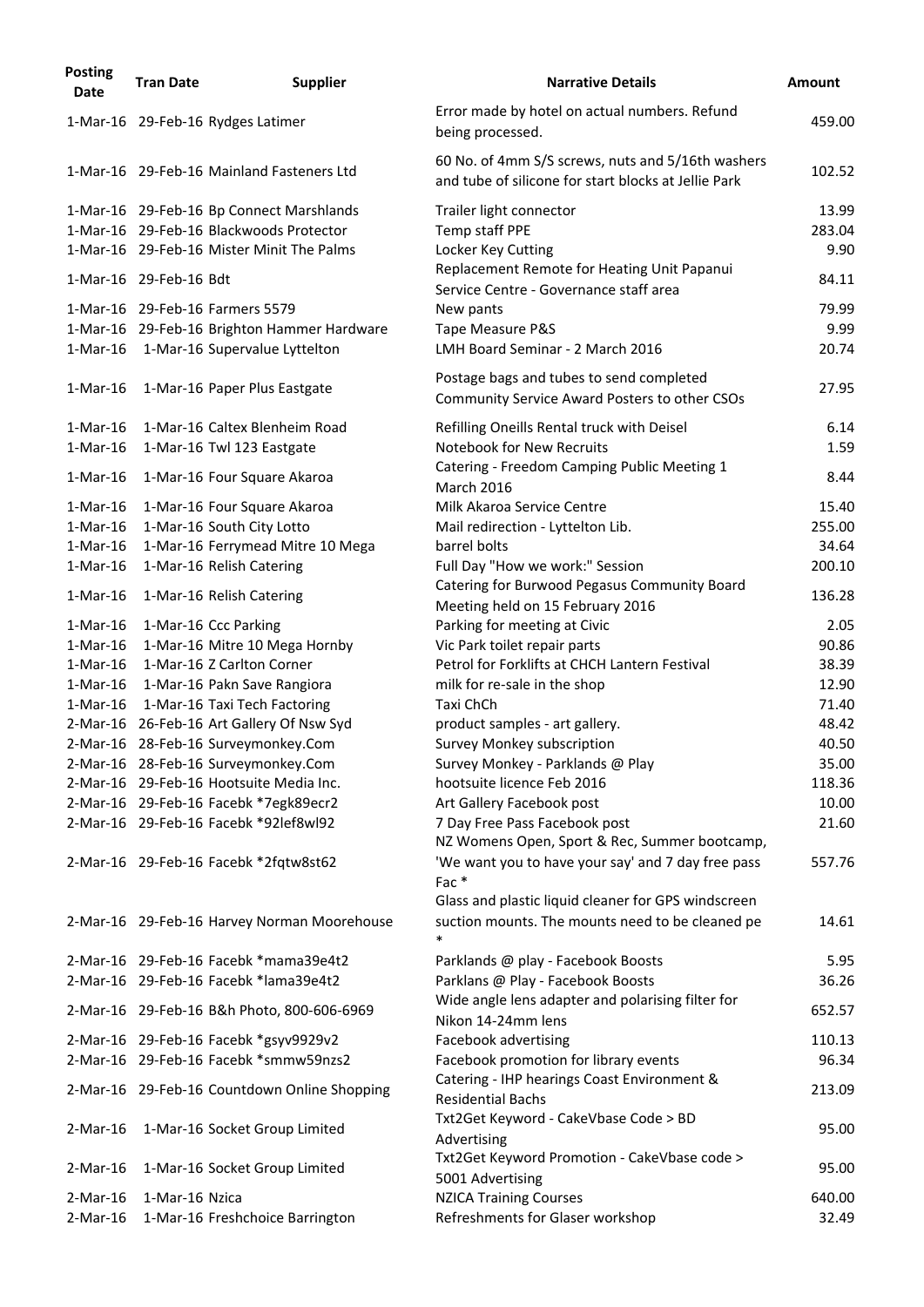| Posting Date | Tran Date | Supplier | Narrative Details | Amount |
|---|---|---|---|---|
| 1-Mar-16 | 29-Feb-16 | Rydges Latimer | Error made by hotel on actual numbers. Refund being processed. | 459.00 |
| 1-Mar-16 | 29-Feb-16 | Mainland Fasteners Ltd | 60 No. of 4mm S/S screws, nuts and 5/16th washers and tube of silicone for start blocks at Jellie Park | 102.52 |
| 1-Mar-16 | 29-Feb-16 | Bp Connect Marshlands | Trailer light connector | 13.99 |
| 1-Mar-16 | 29-Feb-16 | Blackwoods Protector | Temp staff PPE | 283.04 |
| 1-Mar-16 | 29-Feb-16 | Mister Minit The Palms | Locker Key Cutting | 9.90 |
| 1-Mar-16 | 29-Feb-16 | Bdt | Replacement Remote for Heating Unit Papanui Service Centre - Governance staff area | 84.11 |
| 1-Mar-16 | 29-Feb-16 | Farmers 5579 | New pants | 79.99 |
| 1-Mar-16 | 29-Feb-16 | Brighton Hammer Hardware | Tape Measure P&S | 9.99 |
| 1-Mar-16 | 1-Mar-16 | Supervalue Lyttelton | LMH Board Seminar - 2 March 2016 | 20.74 |
| 1-Mar-16 | 1-Mar-16 | Paper Plus Eastgate | Postage bags and tubes to send completed Community Service Award Posters to other CSOs | 27.95 |
| 1-Mar-16 | 1-Mar-16 | Caltex Blenheim Road | Refilling Oneills Rental truck with Deisel | 6.14 |
| 1-Mar-16 | 1-Mar-16 | Twl 123 Eastgate | Notebook for New Recruits | 1.59 |
| 1-Mar-16 | 1-Mar-16 | Four Square Akaroa | Catering - Freedom Camping Public Meeting 1 March 2016 | 8.44 |
| 1-Mar-16 | 1-Mar-16 | Four Square Akaroa | Milk Akaroa Service Centre | 15.40 |
| 1-Mar-16 | 1-Mar-16 | South City Lotto | Mail redirection - Lyttelton Lib. | 255.00 |
| 1-Mar-16 | 1-Mar-16 | Ferrymead Mitre 10 Mega | barrel bolts | 34.64 |
| 1-Mar-16 | 1-Mar-16 | Relish Catering | Full Day "How we work:" Session | 200.10 |
| 1-Mar-16 | 1-Mar-16 | Relish Catering | Catering for Burwood Pegasus Community Board Meeting held on 15 February 2016 | 136.28 |
| 1-Mar-16 | 1-Mar-16 | Ccc Parking | Parking for meeting at Civic | 2.05 |
| 1-Mar-16 | 1-Mar-16 | Mitre 10 Mega Hornby | Vic Park toilet repair parts | 90.86 |
| 1-Mar-16 | 1-Mar-16 | Z Carlton Corner | Petrol for Forklifts at CHCH Lantern Festival | 38.39 |
| 1-Mar-16 | 1-Mar-16 | Pakn Save Rangiora | milk for re-sale in the shop | 12.90 |
| 1-Mar-16 | 1-Mar-16 | Taxi Tech Factoring | Taxi ChCh | 71.40 |
| 2-Mar-16 | 26-Feb-16 | Art Gallery Of Nsw Syd | product samples - art gallery. | 48.42 |
| 2-Mar-16 | 28-Feb-16 | Surveymonkey.Com | Survey Monkey subscription | 40.50 |
| 2-Mar-16 | 28-Feb-16 | Surveymonkey.Com | Survey Monkey - Parklands @ Play | 35.00 |
| 2-Mar-16 | 29-Feb-16 | Hootsuite Media Inc. | hootsuite licence Feb 2016 | 118.36 |
| 2-Mar-16 | 29-Feb-16 | Facebk *7egk89ecr2 | Art Gallery Facebook post | 10.00 |
| 2-Mar-16 | 29-Feb-16 | Facebk *92lef8wl92 | 7 Day Free Pass Facebook post | 21.60 |
| 2-Mar-16 | 29-Feb-16 | Facebk *2fqtw8st62 | NZ Womens Open, Sport & Rec, Summer bootcamp, 'We want you to have your say' and 7 day free pass Fac * | 557.76 |
| 2-Mar-16 | 29-Feb-16 | Harvey Norman Moorehouse | Glass and plastic liquid cleaner for GPS windscreen suction mounts. The mounts need to be cleaned pe * | 14.61 |
| 2-Mar-16 | 29-Feb-16 | Facebk *mama39e4t2 | Parklands @ play - Facebook Boosts | 5.95 |
| 2-Mar-16 | 29-Feb-16 | Facebk *lama39e4t2 | Parklans @ Play - Facebook Boosts | 36.26 |
| 2-Mar-16 | 29-Feb-16 | B&h Photo, 800-606-6969 | Wide angle lens adapter and polarising filter for Nikon 14-24mm lens | 652.57 |
| 2-Mar-16 | 29-Feb-16 | Facebk *gsyv9929v2 | Facebook advertising | 110.13 |
| 2-Mar-16 | 29-Feb-16 | Facebk *smmw59nzs2 | Facebook promotion for library events | 96.34 |
| 2-Mar-16 | 29-Feb-16 | Countdown Online Shopping | Catering - IHP hearings Coast Environment & Residential Bachs | 213.09 |
| 2-Mar-16 | 1-Mar-16 | Socket Group Limited | Txt2Get Keyword - CakeVbase Code > BD Advertising | 95.00 |
| 2-Mar-16 | 1-Mar-16 | Socket Group Limited | Txt2Get Keyword Promotion - CakeVbase code > 5001 Advertising | 95.00 |
| 2-Mar-16 | 1-Mar-16 | Nzica | NZICA Training Courses | 640.00 |
| 2-Mar-16 | 1-Mar-16 | Freshchoice Barrington | Refreshments for Glaser workshop | 32.49 |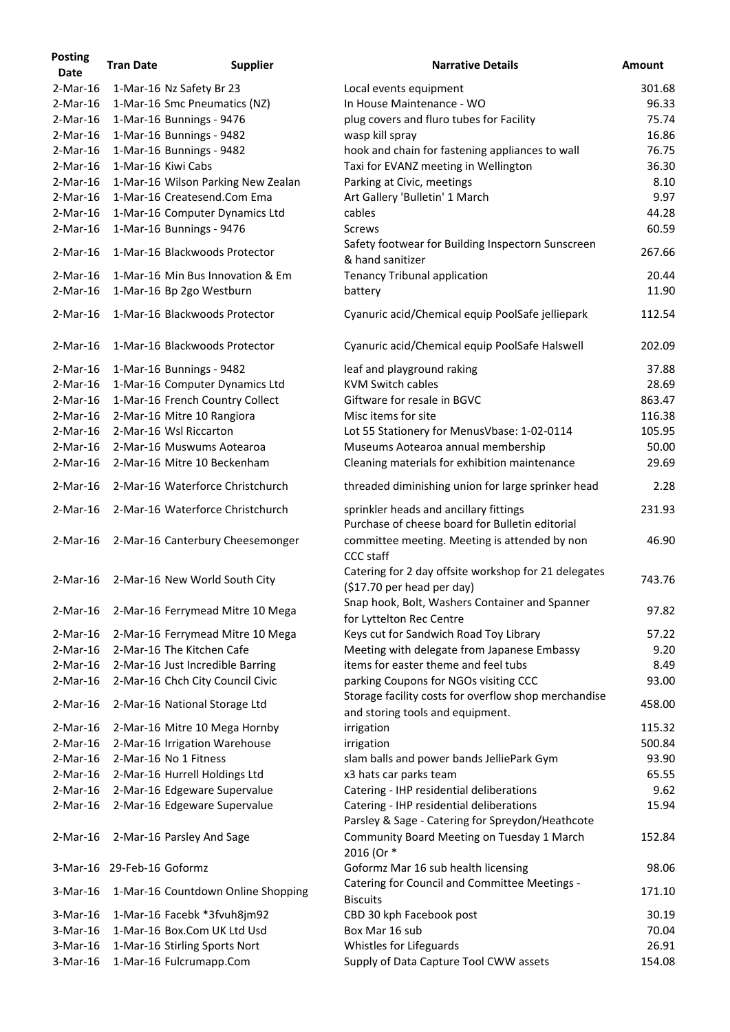| Posting Date | Tran Date | Supplier | Narrative Details | Amount |
|---|---|---|---|---|
| 2-Mar-16 | 1-Mar-16 | Nz Safety Br 23 | Local events equipment | 301.68 |
| 2-Mar-16 | 1-Mar-16 | Smc Pneumatics (NZ) | In House Maintenance - WO | 96.33 |
| 2-Mar-16 | 1-Mar-16 | Bunnings - 9476 | plug covers and fluro tubes for Facility | 75.74 |
| 2-Mar-16 | 1-Mar-16 | Bunnings - 9482 | wasp kill spray | 16.86 |
| 2-Mar-16 | 1-Mar-16 | Bunnings - 9482 | hook and chain for fastening appliances to wall | 76.75 |
| 2-Mar-16 | 1-Mar-16 | Kiwi Cabs | Taxi for EVANZ meeting in Wellington | 36.30 |
| 2-Mar-16 | 1-Mar-16 | Wilson Parking New Zealan | Parking at Civic, meetings | 8.10 |
| 2-Mar-16 | 1-Mar-16 | Createsend.Com Ema | Art Gallery 'Bulletin' 1 March | 9.97 |
| 2-Mar-16 | 1-Mar-16 | Computer Dynamics Ltd | cables | 44.28 |
| 2-Mar-16 | 1-Mar-16 | Bunnings - 9476 | Screws | 60.59 |
| 2-Mar-16 | 1-Mar-16 | Blackwoods Protector | Safety footwear for Building Inspectorn Sunscreen & hand sanitizer | 267.66 |
| 2-Mar-16 | 1-Mar-16 | Min Bus Innovation & Em | Tenancy Tribunal application | 20.44 |
| 2-Mar-16 | 1-Mar-16 | Bp 2go Westburn | battery | 11.90 |
| 2-Mar-16 | 1-Mar-16 | Blackwoods Protector | Cyanuric acid/Chemical equip PoolSafe jelliepark | 112.54 |
| 2-Mar-16 | 1-Mar-16 | Blackwoods Protector | Cyanuric acid/Chemical equip PoolSafe Halswell | 202.09 |
| 2-Mar-16 | 1-Mar-16 | Bunnings - 9482 | leaf and playground raking | 37.88 |
| 2-Mar-16 | 1-Mar-16 | Computer Dynamics Ltd | KVM Switch cables | 28.69 |
| 2-Mar-16 | 1-Mar-16 | French Country Collect | Giftware for resale in BGVC | 863.47 |
| 2-Mar-16 | 2-Mar-16 | Mitre 10 Rangiora | Misc items for site | 116.38 |
| 2-Mar-16 | 2-Mar-16 | Wsl Riccarton | Lot 55 Stationery for MenusVbase: 1-02-0114 | 105.95 |
| 2-Mar-16 | 2-Mar-16 | Muswums Aotearoa | Museums Aotearoa annual membership | 50.00 |
| 2-Mar-16 | 2-Mar-16 | Mitre 10 Beckenham | Cleaning materials for exhibition maintenance | 29.69 |
| 2-Mar-16 | 2-Mar-16 | Waterforce Christchurch | threaded diminishing union for large sprinker head | 2.28 |
| 2-Mar-16 | 2-Mar-16 | Waterforce Christchurch | sprinkler heads and ancillary fittings | 231.93 |
| 2-Mar-16 | 2-Mar-16 | Canterbury Cheesemonger | Purchase of cheese board for Bulletin editorial committee meeting. Meeting is attended by non CCC staff | 46.90 |
| 2-Mar-16 | 2-Mar-16 | New World South City | Catering for 2 day offsite workshop for 21 delegates ($17.70 per head per day) | 743.76 |
| 2-Mar-16 | 2-Mar-16 | Ferrymead Mitre 10 Mega | Snap hook, Bolt, Washers Container and Spanner for Lyttelton Rec Centre | 97.82 |
| 2-Mar-16 | 2-Mar-16 | Ferrymead Mitre 10 Mega | Keys cut for Sandwich Road Toy Library | 57.22 |
| 2-Mar-16 | 2-Mar-16 | The Kitchen Cafe | Meeting with delegate from Japanese Embassy | 9.20 |
| 2-Mar-16 | 2-Mar-16 | Just Incredible Barring | items for easter theme and feel tubs | 8.49 |
| 2-Mar-16 | 2-Mar-16 | Chch City Council Civic | parking Coupons for NGOs visiting CCC | 93.00 |
| 2-Mar-16 | 2-Mar-16 | National Storage Ltd | Storage facility costs for overflow shop merchandise and storing tools and equipment. | 458.00 |
| 2-Mar-16 | 2-Mar-16 | Mitre 10 Mega Hornby | irrigation | 115.32 |
| 2-Mar-16 | 2-Mar-16 | Irrigation Warehouse | irrigation | 500.84 |
| 2-Mar-16 | 2-Mar-16 | No 1 Fitness | slam balls and power bands JelliePark Gym | 93.90 |
| 2-Mar-16 | 2-Mar-16 | Hurrell Holdings Ltd | x3 hats car parks team | 65.55 |
| 2-Mar-16 | 2-Mar-16 | Edgeware Supervalue | Catering - IHP residential deliberations | 9.62 |
| 2-Mar-16 | 2-Mar-16 | Edgeware Supervalue | Catering - IHP residential deliberations | 15.94 |
| 2-Mar-16 | 2-Mar-16 | Parsley And Sage | Parsley & Sage - Catering for Spreydon/Heathcote Community Board Meeting on Tuesday 1 March 2016 (Or * | 152.84 |
| 3-Mar-16 | 29-Feb-16 | Goformz | Goformz Mar 16 sub health licensing | 98.06 |
| 3-Mar-16 | 1-Mar-16 | Countdown Online Shopping | Catering for Council and Committee Meetings - Biscuits | 171.10 |
| 3-Mar-16 | 1-Mar-16 | Facebk *3fvuh8jm92 | CBD 30 kph Facebook post | 30.19 |
| 3-Mar-16 | 1-Mar-16 | Box.Com UK Ltd Usd | Box Mar 16 sub | 70.04 |
| 3-Mar-16 | 1-Mar-16 | Stirling Sports Nort | Whistles for Lifeguards | 26.91 |
| 3-Mar-16 | 1-Mar-16 | Fulcrumapp.Com | Supply of Data Capture Tool CWW assets | 154.08 |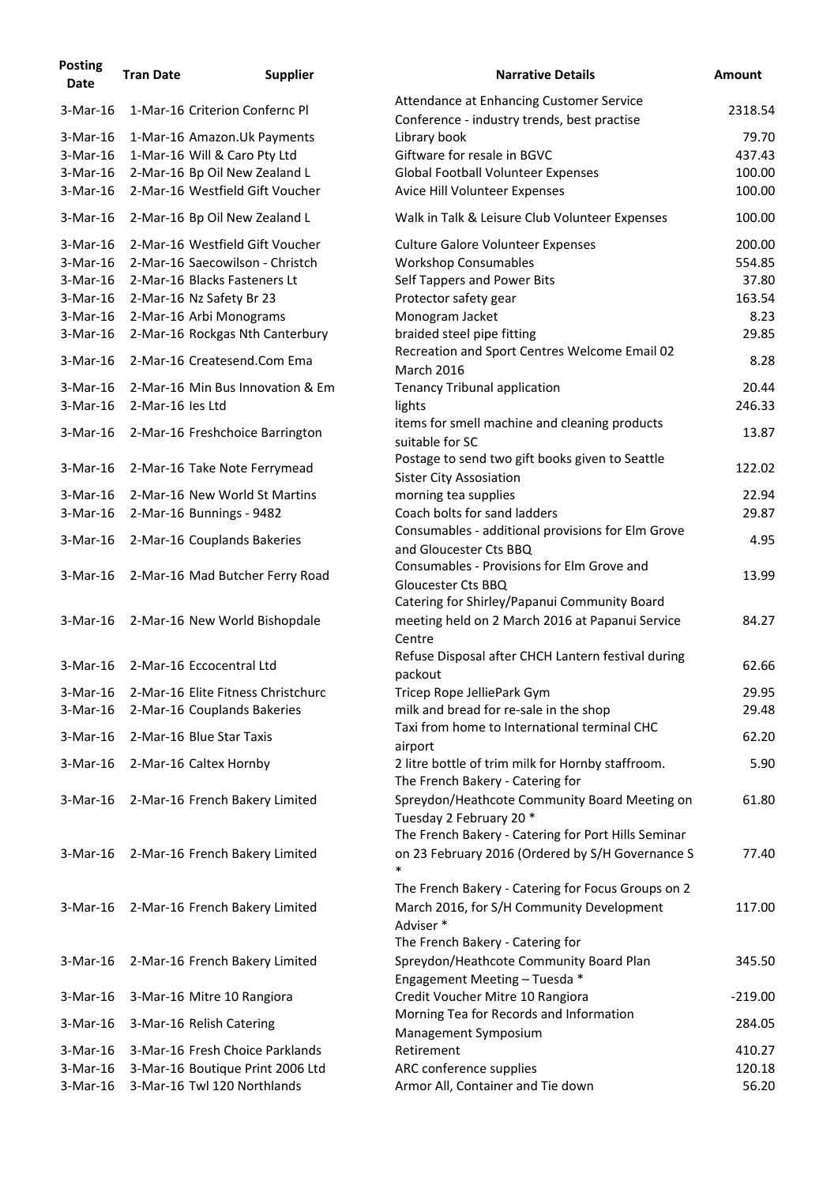| Posting Date | Tran Date | Supplier | Narrative Details | Amount |
|---|---|---|---|---|
| 3-Mar-16 | 1-Mar-16 | Criterion Confernc Pl | Attendance at Enhancing Customer Service Conference - industry trends, best practise | 2318.54 |
| 3-Mar-16 | 1-Mar-16 | Amazon.Uk Payments | Library book | 79.70 |
| 3-Mar-16 | 1-Mar-16 | Will & Caro Pty Ltd | Giftware for resale in BGVC | 437.43 |
| 3-Mar-16 | 2-Mar-16 | Bp Oil New Zealand L | Global Football Volunteer Expenses | 100.00 |
| 3-Mar-16 | 2-Mar-16 | Westfield Gift Voucher | Avice Hill Volunteer Expenses | 100.00 |
| 3-Mar-16 | 2-Mar-16 | Bp Oil New Zealand L | Walk in Talk & Leisure Club Volunteer Expenses | 100.00 |
| 3-Mar-16 | 2-Mar-16 | Westfield Gift Voucher | Culture Galore Volunteer Expenses | 200.00 |
| 3-Mar-16 | 2-Mar-16 | Saecowilson - Christch | Workshop Consumables | 554.85 |
| 3-Mar-16 | 2-Mar-16 | Blacks Fasteners Lt | Self Tappers and Power Bits | 37.80 |
| 3-Mar-16 | 2-Mar-16 | Nz Safety Br 23 | Protector safety gear | 163.54 |
| 3-Mar-16 | 2-Mar-16 | Arbi Monograms | Monogram Jacket | 8.23 |
| 3-Mar-16 | 2-Mar-16 | Rockgas Nth Canterbury | braided steel pipe fitting | 29.85 |
| 3-Mar-16 | 2-Mar-16 | Createsend.Com Ema | Recreation and Sport Centres Welcome Email 02 March 2016 | 8.28 |
| 3-Mar-16 | 2-Mar-16 | Min Bus Innovation & Em | Tenancy Tribunal application | 20.44 |
| 3-Mar-16 | 2-Mar-16 | Ies Ltd | lights | 246.33 |
| 3-Mar-16 | 2-Mar-16 | Freshchoice Barrington | items for smell machine and cleaning products suitable for SC | 13.87 |
| 3-Mar-16 | 2-Mar-16 | Take Note Ferrymead | Postage to send two gift books given to Seattle Sister City Assosiation | 122.02 |
| 3-Mar-16 | 2-Mar-16 | New World St Martins | morning tea supplies | 22.94 |
| 3-Mar-16 | 2-Mar-16 | Bunnings - 9482 | Coach bolts for sand ladders | 29.87 |
| 3-Mar-16 | 2-Mar-16 | Couplands Bakeries | Consumables - additional provisions for Elm Grove and Gloucester Cts BBQ | 4.95 |
| 3-Mar-16 | 2-Mar-16 | Mad Butcher Ferry Road | Consumables - Provisions for Elm Grove and Gloucester Cts BBQ | 13.99 |
| 3-Mar-16 | 2-Mar-16 | New World Bishopdale | Catering for Shirley/Papanui Community Board meeting held on 2 March 2016 at Papanui Service Centre | 84.27 |
| 3-Mar-16 | 2-Mar-16 | Eccocentral Ltd | Refuse Disposal after CHCH Lantern festival during packout | 62.66 |
| 3-Mar-16 | 2-Mar-16 | Elite Fitness Christchurc | Tricep Rope JelliePark Gym | 29.95 |
| 3-Mar-16 | 2-Mar-16 | Couplands Bakeries | milk and bread for re-sale in the shop | 29.48 |
| 3-Mar-16 | 2-Mar-16 | Blue Star Taxis | Taxi from home to International terminal CHC airport | 62.20 |
| 3-Mar-16 | 2-Mar-16 | Caltex Hornby | 2 litre bottle of trim milk for Hornby staffroom. | 5.90 |
| 3-Mar-16 | 2-Mar-16 | French Bakery Limited | The French Bakery - Catering for Spreydon/Heathcote Community Board Meeting on Tuesday 2 February 20 * | 61.80 |
| 3-Mar-16 | 2-Mar-16 | French Bakery Limited | The French Bakery - Catering for Port Hills Seminar on 23 February 2016 (Ordered by S/H Governance S * | 77.40 |
| 3-Mar-16 | 2-Mar-16 | French Bakery Limited | The French Bakery - Catering for Focus Groups on 2 March 2016, for S/H Community Development Adviser * | 117.00 |
| 3-Mar-16 | 2-Mar-16 | French Bakery Limited | The French Bakery - Catering for Spreydon/Heathcote Community Board Plan Engagement Meeting – Tuesda * | 345.50 |
| 3-Mar-16 | 3-Mar-16 | Mitre 10 Rangiora | Credit Voucher Mitre 10 Rangiora | -219.00 |
| 3-Mar-16 | 3-Mar-16 | Relish Catering | Morning Tea for Records and Information Management Symposium | 284.05 |
| 3-Mar-16 | 3-Mar-16 | Fresh Choice Parklands | Retirement | 410.27 |
| 3-Mar-16 | 3-Mar-16 | Boutique Print 2006 Ltd | ARC conference supplies | 120.18 |
| 3-Mar-16 | 3-Mar-16 | Twl 120 Northlands | Armor All, Container and Tie down | 56.20 |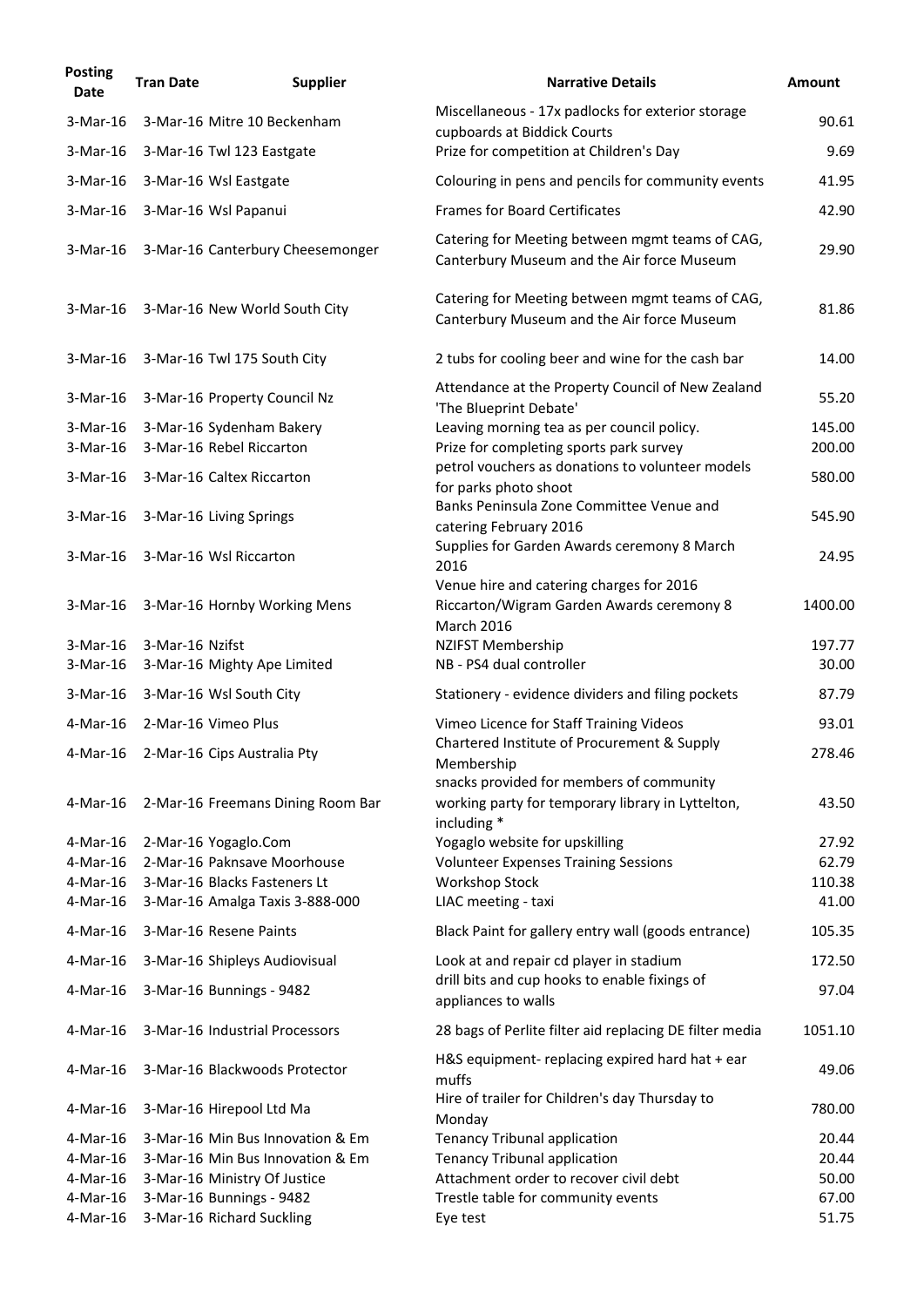| Posting Date | Tran Date | Supplier | Narrative Details | Amount |
|---|---|---|---|---|
| 3-Mar-16 | 3-Mar-16 | Mitre 10 Beckenham | Miscellaneous - 17x padlocks for exterior storage cupboards at Biddick Courts | 90.61 |
| 3-Mar-16 | 3-Mar-16 | Twl 123 Eastgate | Prize for competition at Children's Day | 9.69 |
| 3-Mar-16 | 3-Mar-16 | Wsl Eastgate | Colouring in pens and pencils for community events | 41.95 |
| 3-Mar-16 | 3-Mar-16 | Wsl Papanui | Frames for Board Certificates | 42.90 |
| 3-Mar-16 | 3-Mar-16 | Canterbury Cheesemonger | Catering for Meeting between mgmt teams of CAG, Canterbury Museum and the Air force Museum | 29.90 |
| 3-Mar-16 | 3-Mar-16 | New World South City | Catering for Meeting between mgmt teams of CAG, Canterbury Museum and the Air force Museum | 81.86 |
| 3-Mar-16 | 3-Mar-16 | Twl 175 South City | 2 tubs for cooling beer and wine for the cash bar | 14.00 |
| 3-Mar-16 | 3-Mar-16 | Property Council Nz | Attendance at the Property Council of New Zealand 'The Blueprint Debate' | 55.20 |
| 3-Mar-16 | 3-Mar-16 | Sydenham Bakery | Leaving morning tea as per council policy. | 145.00 |
| 3-Mar-16 | 3-Mar-16 | Rebel Riccarton | Prize for completing sports park survey | 200.00 |
| 3-Mar-16 | 3-Mar-16 | Caltex Riccarton | petrol vouchers as donations to volunteer models for parks photo shoot | 580.00 |
| 3-Mar-16 | 3-Mar-16 | Living Springs | Banks Peninsula Zone Committee Venue and catering February 2016 | 545.90 |
| 3-Mar-16 | 3-Mar-16 | Wsl Riccarton | Supplies for Garden Awards ceremony 8 March 2016 | 24.95 |
| 3-Mar-16 | 3-Mar-16 | Hornby Working Mens | Venue hire and catering charges for 2016 Riccarton/Wigram Garden Awards ceremony 8 March 2016 | 1400.00 |
| 3-Mar-16 | 3-Mar-16 | Nzifst | NZIFST Membership | 197.77 |
| 3-Mar-16 | 3-Mar-16 | Mighty Ape Limited | NB - PS4 dual controller | 30.00 |
| 3-Mar-16 | 3-Mar-16 | Wsl South City | Stationery - evidence dividers and filing pockets | 87.79 |
| 4-Mar-16 | 2-Mar-16 | Vimeo Plus | Vimeo Licence for Staff Training Videos | 93.01 |
| 4-Mar-16 | 2-Mar-16 | Cips Australia Pty | Chartered Institute of Procurement & Supply Membership | 278.46 |
| 4-Mar-16 | 2-Mar-16 | Freemans Dining Room Bar | snacks provided for members of community working party for temporary library in Lyttelton, including * | 43.50 |
| 4-Mar-16 | 2-Mar-16 | Yogaglo.Com | Yogaglo website for upskilling | 27.92 |
| 4-Mar-16 | 2-Mar-16 | Paknsave Moorhouse | Volunteer Expenses Training Sessions | 62.79 |
| 4-Mar-16 | 3-Mar-16 | Blacks Fasteners Lt | Workshop Stock | 110.38 |
| 4-Mar-16 | 3-Mar-16 | Amalga Taxis 3-888-000 | LIAC meeting - taxi | 41.00 |
| 4-Mar-16 | 3-Mar-16 | Resene Paints | Black Paint for gallery entry wall (goods entrance) | 105.35 |
| 4-Mar-16 | 3-Mar-16 | Shipleys Audiovisual | Look at and repair cd player in stadium | 172.50 |
| 4-Mar-16 | 3-Mar-16 | Bunnings - 9482 | drill bits and cup hooks to enable fixings of appliances to walls | 97.04 |
| 4-Mar-16 | 3-Mar-16 | Industrial Processors | 28 bags of Perlite filter aid replacing DE filter media | 1051.10 |
| 4-Mar-16 | 3-Mar-16 | Blackwoods Protector | H&S equipment- replacing expired hard hat + ear muffs | 49.06 |
| 4-Mar-16 | 3-Mar-16 | Hirepool Ltd Ma | Hire of trailer for Children's day Thursday to Monday | 780.00 |
| 4-Mar-16 | 3-Mar-16 | Min Bus Innovation & Em | Tenancy Tribunal application | 20.44 |
| 4-Mar-16 | 3-Mar-16 | Min Bus Innovation & Em | Tenancy Tribunal application | 20.44 |
| 4-Mar-16 | 3-Mar-16 | Ministry Of Justice | Attachment order to recover civil debt | 50.00 |
| 4-Mar-16 | 3-Mar-16 | Bunnings - 9482 | Trestle table for community events | 67.00 |
| 4-Mar-16 | 3-Mar-16 | Richard Suckling | Eye test | 51.75 |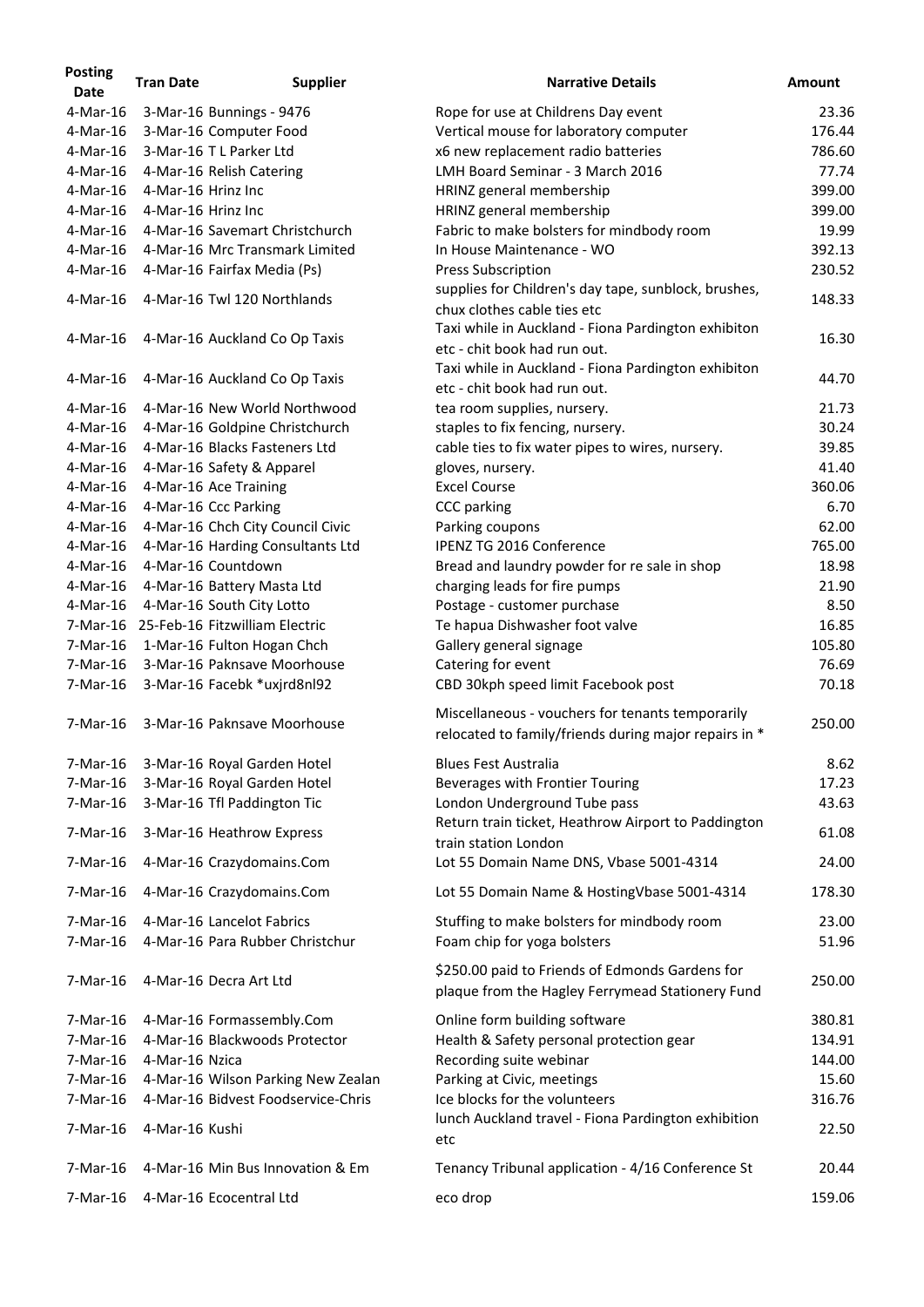| Posting Date | Tran Date | Supplier | Narrative Details | Amount |
|---|---|---|---|---|
| 4-Mar-16 | 3-Mar-16 | Bunnings - 9476 | Rope for use at Childrens Day event | 23.36 |
| 4-Mar-16 | 3-Mar-16 | Computer Food | Vertical mouse for laboratory computer | 176.44 |
| 4-Mar-16 | 3-Mar-16 | T L Parker Ltd | x6 new replacement radio batteries | 786.60 |
| 4-Mar-16 | 4-Mar-16 | Relish Catering | LMH Board Seminar - 3 March 2016 | 77.74 |
| 4-Mar-16 | 4-Mar-16 | Hrinz Inc | HRINZ general membership | 399.00 |
| 4-Mar-16 | 4-Mar-16 | Hrinz Inc | HRINZ general membership | 399.00 |
| 4-Mar-16 | 4-Mar-16 | Savemart Christchurch | Fabric to make bolsters for mindbody room | 19.99 |
| 4-Mar-16 | 4-Mar-16 | Mrc Transmark Limited | In House Maintenance - WO | 392.13 |
| 4-Mar-16 | 4-Mar-16 | Fairfax Media (Ps) | Press Subscription | 230.52 |
| 4-Mar-16 | 4-Mar-16 | Twl 120 Northlands | supplies for Children's day tape, sunblock, brushes, chux clothes cable ties etc | 148.33 |
| 4-Mar-16 | 4-Mar-16 | Auckland Co Op Taxis | Taxi while in Auckland - Fiona Pardington exhibiton etc - chit book had run out. | 16.30 |
| 4-Mar-16 | 4-Mar-16 | Auckland Co Op Taxis | Taxi while in Auckland - Fiona Pardington exhibiton etc - chit book had run out. | 44.70 |
| 4-Mar-16 | 4-Mar-16 | New World Northwood | tea room supplies, nursery. | 21.73 |
| 4-Mar-16 | 4-Mar-16 | Goldpine Christchurch | staples to fix fencing, nursery. | 30.24 |
| 4-Mar-16 | 4-Mar-16 | Blacks Fasteners Ltd | cable ties to fix water pipes to wires, nursery. | 39.85 |
| 4-Mar-16 | 4-Mar-16 | Safety & Apparel | gloves, nursery. | 41.40 |
| 4-Mar-16 | 4-Mar-16 | Ace Training | Excel Course | 360.06 |
| 4-Mar-16 | 4-Mar-16 | Ccc Parking | CCC parking | 6.70 |
| 4-Mar-16 | 4-Mar-16 | Chch City Council Civic | Parking coupons | 62.00 |
| 4-Mar-16 | 4-Mar-16 | Harding Consultants Ltd | IPENZ TG 2016 Conference | 765.00 |
| 4-Mar-16 | 4-Mar-16 | Countdown | Bread and laundry powder for re sale in shop | 18.98 |
| 4-Mar-16 | 4-Mar-16 | Battery Masta Ltd | charging leads for fire pumps | 21.90 |
| 4-Mar-16 | 4-Mar-16 | South City Lotto | Postage - customer purchase | 8.50 |
| 7-Mar-16 | 25-Feb-16 | Fitzwilliam Electric | Te hapua Dishwasher foot valve | 16.85 |
| 7-Mar-16 | 1-Mar-16 | Fulton Hogan Chch | Gallery general signage | 105.80 |
| 7-Mar-16 | 3-Mar-16 | Paknsave Moorhouse | Catering for event | 76.69 |
| 7-Mar-16 | 3-Mar-16 | Facebk *uxjrd8nl92 | CBD 30kph speed limit Facebook post | 70.18 |
| 7-Mar-16 | 3-Mar-16 | Paknsave Moorhouse | Miscellaneous - vouchers for tenants temporarily relocated to family/friends during major repairs in * | 250.00 |
| 7-Mar-16 | 3-Mar-16 | Royal Garden Hotel | Blues Fest Australia | 8.62 |
| 7-Mar-16 | 3-Mar-16 | Royal Garden Hotel | Beverages with Frontier Touring | 17.23 |
| 7-Mar-16 | 3-Mar-16 | Tfl Paddington Tic | London Underground Tube pass | 43.63 |
| 7-Mar-16 | 3-Mar-16 | Heathrow Express | Return train ticket, Heathrow Airport to Paddington train station London | 61.08 |
| 7-Mar-16 | 4-Mar-16 | Crazydomains.Com | Lot 55 Domain Name DNS, Vbase 5001-4314 | 24.00 |
| 7-Mar-16 | 4-Mar-16 | Crazydomains.Com | Lot 55 Domain Name & HostingVbase 5001-4314 | 178.30 |
| 7-Mar-16 | 4-Mar-16 | Lancelot Fabrics | Stuffing to make bolsters for mindbody room | 23.00 |
| 7-Mar-16 | 4-Mar-16 | Para Rubber Christchur | Foam chip for yoga bolsters | 51.96 |
| 7-Mar-16 | 4-Mar-16 | Decra Art Ltd | $250.00 paid to Friends of Edmonds Gardens for plaque from the Hagley Ferrymead Stationery Fund | 250.00 |
| 7-Mar-16 | 4-Mar-16 | Formassembly.Com | Online form building software | 380.81 |
| 7-Mar-16 | 4-Mar-16 | Blackwoods Protector | Health & Safety personal protection gear | 134.91 |
| 7-Mar-16 | 4-Mar-16 | Nzica | Recording suite webinar | 144.00 |
| 7-Mar-16 | 4-Mar-16 | Wilson Parking New Zealan | Parking at Civic, meetings | 15.60 |
| 7-Mar-16 | 4-Mar-16 | Bidvest Foodservice-Chris | Ice blocks for the volunteers | 316.76 |
| 7-Mar-16 | 4-Mar-16 | Kushi | lunch Auckland travel - Fiona Pardington exhibition etc | 22.50 |
| 7-Mar-16 | 4-Mar-16 | Min Bus Innovation & Em | Tenancy Tribunal application - 4/16 Conference St | 20.44 |
| 7-Mar-16 | 4-Mar-16 | Ecocentral Ltd | eco drop | 159.06 |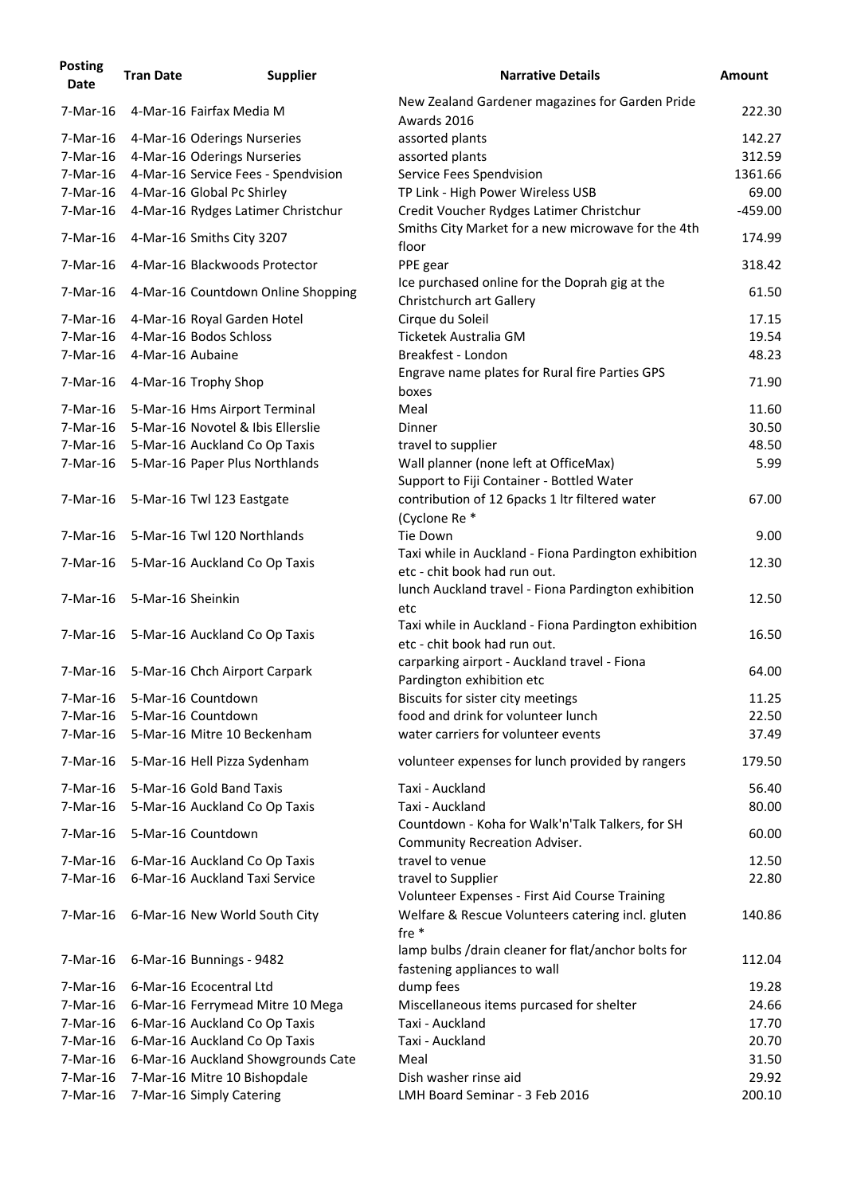| Posting Date | Tran Date | Supplier | Narrative Details | Amount |
|---|---|---|---|---|
| 7-Mar-16 | 4-Mar-16 | Fairfax Media M | New Zealand Gardener magazines for Garden Pride Awards 2016 | 222.30 |
| 7-Mar-16 | 4-Mar-16 | Oderings Nurseries | assorted plants | 142.27 |
| 7-Mar-16 | 4-Mar-16 | Oderings Nurseries | assorted plants | 312.59 |
| 7-Mar-16 | 4-Mar-16 | Service Fees - Spendvision | Service Fees Spendvision | 1361.66 |
| 7-Mar-16 | 4-Mar-16 | Global Pc Shirley | TP Link - High Power Wireless USB | 69.00 |
| 7-Mar-16 | 4-Mar-16 | Rydges Latimer Christchur | Credit Voucher Rydges Latimer Christchur | -459.00 |
| 7-Mar-16 | 4-Mar-16 | Smiths City 3207 | Smiths City Market for a new microwave for the 4th floor | 174.99 |
| 7-Mar-16 | 4-Mar-16 | Blackwoods Protector | PPE gear | 318.42 |
| 7-Mar-16 | 4-Mar-16 | Countdown Online Shopping | Ice purchased online for the Doprah gig at the Christchurch art Gallery | 61.50 |
| 7-Mar-16 | 4-Mar-16 | Royal Garden Hotel | Cirque du Soleil | 17.15 |
| 7-Mar-16 | 4-Mar-16 | Bodos Schloss | Ticketek Australia GM | 19.54 |
| 7-Mar-16 | 4-Mar-16 | Aubaine | Breakfest - London | 48.23 |
| 7-Mar-16 | 4-Mar-16 | Trophy Shop | Engrave name plates for Rural fire Parties GPS boxes | 71.90 |
| 7-Mar-16 | 5-Mar-16 | Hms Airport Terminal | Meal | 11.60 |
| 7-Mar-16 | 5-Mar-16 | Novotel & Ibis Ellerslie | Dinner | 30.50 |
| 7-Mar-16 | 5-Mar-16 | Auckland Co Op Taxis | travel to supplier | 48.50 |
| 7-Mar-16 | 5-Mar-16 | Paper Plus Northlands | Wall planner (none left at OfficeMax) | 5.99 |
| 7-Mar-16 | 5-Mar-16 | Twl 123 Eastgate | Support to Fiji Container - Bottled Water contribution of 12 6packs 1 ltr filtered water (Cyclone Re * | 67.00 |
| 7-Mar-16 | 5-Mar-16 | Twl 120 Northlands | Tie Down | 9.00 |
| 7-Mar-16 | 5-Mar-16 | Auckland Co Op Taxis | Taxi while in Auckland - Fiona Pardington exhibition etc - chit book had run out. | 12.30 |
| 7-Mar-16 | 5-Mar-16 | Sheinkin | lunch Auckland travel - Fiona Pardington exhibition etc | 12.50 |
| 7-Mar-16 | 5-Mar-16 | Auckland Co Op Taxis | Taxi while in Auckland - Fiona Pardington exhibition etc - chit book had run out. | 16.50 |
| 7-Mar-16 | 5-Mar-16 | Chch Airport Carpark | carparking airport - Auckland travel - Fiona Pardington exhibition etc | 64.00 |
| 7-Mar-16 | 5-Mar-16 | Countdown | Biscuits for sister city meetings | 11.25 |
| 7-Mar-16 | 5-Mar-16 | Countdown | food and drink for volunteer lunch | 22.50 |
| 7-Mar-16 | 5-Mar-16 | Mitre 10 Beckenham | water carriers for volunteer events | 37.49 |
| 7-Mar-16 | 5-Mar-16 | Hell Pizza Sydenham | volunteer expenses for lunch provided by rangers | 179.50 |
| 7-Mar-16 | 5-Mar-16 | Gold Band Taxis | Taxi - Auckland | 56.40 |
| 7-Mar-16 | 5-Mar-16 | Auckland Co Op Taxis | Taxi - Auckland | 80.00 |
| 7-Mar-16 | 5-Mar-16 | Countdown | Countdown - Koha for Walk'n'Talk Talkers, for SH Community Recreation Adviser. | 60.00 |
| 7-Mar-16 | 6-Mar-16 | Auckland Co Op Taxis | travel to venue | 12.50 |
| 7-Mar-16 | 6-Mar-16 | Auckland Taxi Service | travel to Supplier | 22.80 |
| 7-Mar-16 | 6-Mar-16 | New World South City | Volunteer Expenses - First Aid Course Training Welfare & Rescue Volunteers catering incl. gluten fre * | 140.86 |
| 7-Mar-16 | 6-Mar-16 | Bunnings - 9482 | lamp bulbs /drain cleaner for flat/anchor bolts for fastening appliances to wall | 112.04 |
| 7-Mar-16 | 6-Mar-16 | Ecocentral Ltd | dump fees | 19.28 |
| 7-Mar-16 | 6-Mar-16 | Ferrymead Mitre 10 Mega | Miscellaneous items purcased for shelter | 24.66 |
| 7-Mar-16 | 6-Mar-16 | Auckland Co Op Taxis | Taxi - Auckland | 17.70 |
| 7-Mar-16 | 6-Mar-16 | Auckland Co Op Taxis | Taxi - Auckland | 20.70 |
| 7-Mar-16 | 6-Mar-16 | Auckland Showgrounds Cate | Meal | 31.50 |
| 7-Mar-16 | 7-Mar-16 | Mitre 10 Bishopdale | Dish washer rinse aid | 29.92 |
| 7-Mar-16 | 7-Mar-16 | Simply Catering | LMH Board Seminar - 3 Feb 2016 | 200.10 |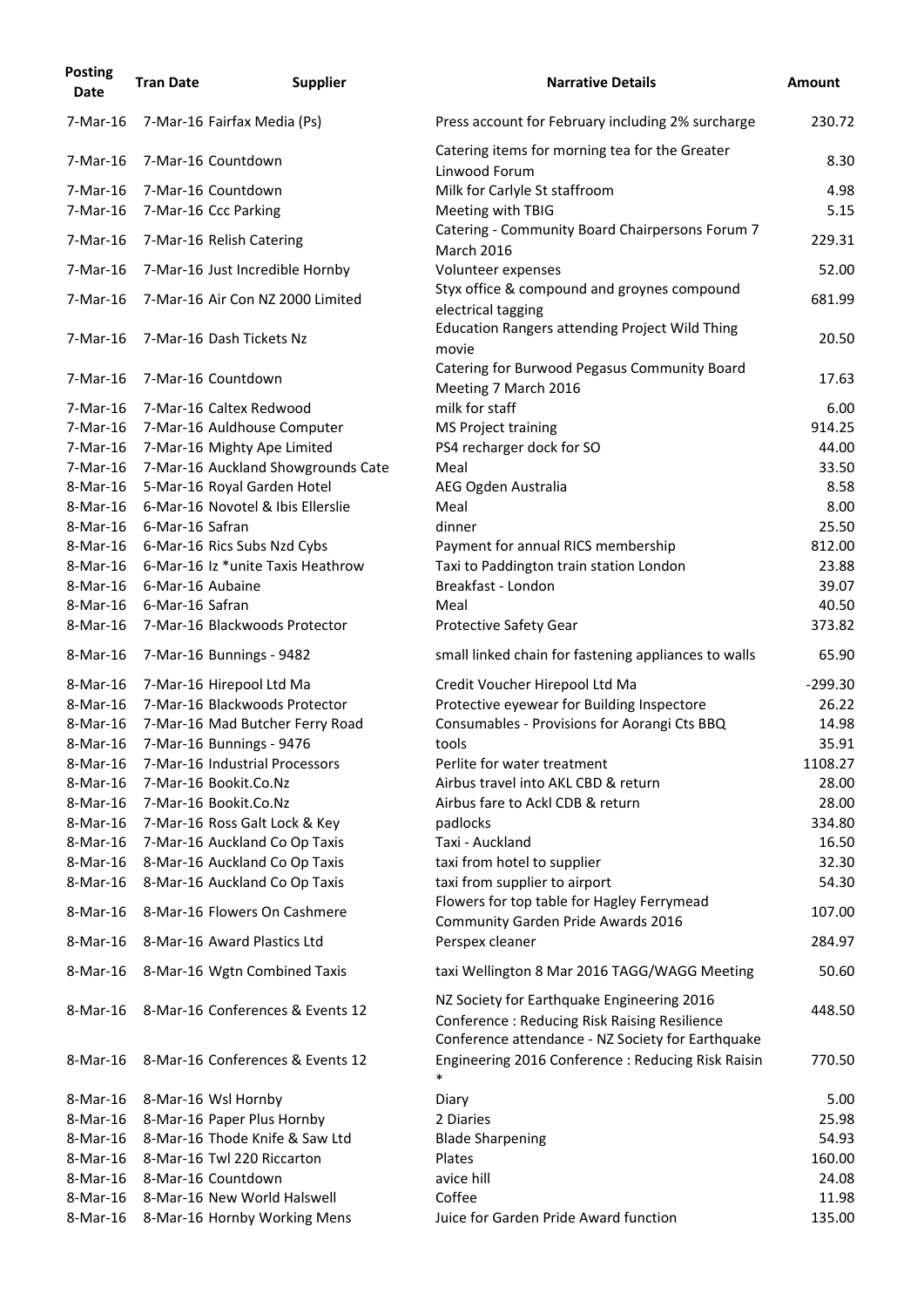| Posting Date | Tran Date | Supplier | Narrative Details | Amount |
|---|---|---|---|---|
| 7-Mar-16 | 7-Mar-16 | Fairfax Media (Ps) | Press account for February including 2% surcharge | 230.72 |
| 7-Mar-16 | 7-Mar-16 | Countdown | Catering items for morning tea for the Greater Linwood Forum | 8.30 |
| 7-Mar-16 | 7-Mar-16 | Countdown | Milk for Carlyle St staffroom | 4.98 |
| 7-Mar-16 | 7-Mar-16 | Ccc Parking | Meeting with TBIG | 5.15 |
| 7-Mar-16 | 7-Mar-16 | Relish Catering | Catering - Community Board Chairpersons Forum 7 March 2016 | 229.31 |
| 7-Mar-16 | 7-Mar-16 | Just Incredible Hornby | Volunteer expenses | 52.00 |
| 7-Mar-16 | 7-Mar-16 | Air Con NZ 2000 Limited | Styx office & compound and groynes compound electrical tagging | 681.99 |
| 7-Mar-16 | 7-Mar-16 | Dash Tickets Nz | Education Rangers attending Project Wild Thing movie | 20.50 |
| 7-Mar-16 | 7-Mar-16 | Countdown | Catering for Burwood Pegasus Community Board Meeting 7 March 2016 | 17.63 |
| 7-Mar-16 | 7-Mar-16 | Caltex Redwood | milk for staff | 6.00 |
| 7-Mar-16 | 7-Mar-16 | Auldhouse Computer | MS Project training | 914.25 |
| 7-Mar-16 | 7-Mar-16 | Mighty Ape Limited | PS4 recharger dock for SO | 44.00 |
| 7-Mar-16 | 7-Mar-16 | Auckland Showgrounds Cate | Meal | 33.50 |
| 8-Mar-16 | 5-Mar-16 | Royal Garden Hotel | AEG Ogden Australia | 8.58 |
| 8-Mar-16 | 6-Mar-16 | Novotel & Ibis Ellerslie | Meal | 8.00 |
| 8-Mar-16 | 6-Mar-16 | Safran | dinner | 25.50 |
| 8-Mar-16 | 6-Mar-16 | Rics Subs Nzd Cybs | Payment for annual RICS membership | 812.00 |
| 8-Mar-16 | 6-Mar-16 | Iz *unite Taxis Heathrow | Taxi to Paddington train station London | 23.88 |
| 8-Mar-16 | 6-Mar-16 | Aubaine | Breakfast - London | 39.07 |
| 8-Mar-16 | 6-Mar-16 | Safran | Meal | 40.50 |
| 8-Mar-16 | 7-Mar-16 | Blackwoods Protector | Protective Safety Gear | 373.82 |
| 8-Mar-16 | 7-Mar-16 | Bunnings - 9482 | small linked chain for fastening appliances to walls | 65.90 |
| 8-Mar-16 | 7-Mar-16 | Hirepool Ltd Ma | Credit Voucher Hirepool Ltd Ma | -299.30 |
| 8-Mar-16 | 7-Mar-16 | Blackwoods Protector | Protective eyewear for Building Inspectore | 26.22 |
| 8-Mar-16 | 7-Mar-16 | Mad Butcher Ferry Road | Consumables - Provisions for Aorangi Cts BBQ | 14.98 |
| 8-Mar-16 | 7-Mar-16 | Bunnings - 9476 | tools | 35.91 |
| 8-Mar-16 | 7-Mar-16 | Industrial Processors | Perlite for water treatment | 1108.27 |
| 8-Mar-16 | 7-Mar-16 | Bookit.Co.Nz | Airbus travel into AKL CBD & return | 28.00 |
| 8-Mar-16 | 7-Mar-16 | Bookit.Co.Nz | Airbus fare to Ackl CDB & return | 28.00 |
| 8-Mar-16 | 7-Mar-16 | Ross Galt Lock & Key | padlocks | 334.80 |
| 8-Mar-16 | 7-Mar-16 | Auckland Co Op Taxis | Taxi - Auckland | 16.50 |
| 8-Mar-16 | 8-Mar-16 | Auckland Co Op Taxis | taxi from hotel to supplier | 32.30 |
| 8-Mar-16 | 8-Mar-16 | Auckland Co Op Taxis | taxi from supplier to airport | 54.30 |
| 8-Mar-16 | 8-Mar-16 | Flowers On Cashmere | Flowers for top table for Hagley Ferrymead Community Garden Pride Awards 2016 | 107.00 |
| 8-Mar-16 | 8-Mar-16 | Award Plastics Ltd | Perspex cleaner | 284.97 |
| 8-Mar-16 | 8-Mar-16 | Wgtn Combined Taxis | taxi Wellington 8 Mar 2016 TAGG/WAGG Meeting | 50.60 |
| 8-Mar-16 | 8-Mar-16 | Conferences & Events 12 | NZ Society for Earthquake Engineering 2016 Conference : Reducing Risk Raising Resilience | 448.50 |
| 8-Mar-16 | 8-Mar-16 | Conferences & Events 12 | Conference attendance - NZ Society for Earthquake Engineering 2016 Conference : Reducing Risk Raisin * | 770.50 |
| 8-Mar-16 | 8-Mar-16 | Wsl Hornby | Diary | 5.00 |
| 8-Mar-16 | 8-Mar-16 | Paper Plus Hornby | 2 Diaries | 25.98 |
| 8-Mar-16 | 8-Mar-16 | Thode Knife & Saw Ltd | Blade Sharpening | 54.93 |
| 8-Mar-16 | 8-Mar-16 | Twl 220 Riccarton | Plates | 160.00 |
| 8-Mar-16 | 8-Mar-16 | Countdown | avice hill | 24.08 |
| 8-Mar-16 | 8-Mar-16 | New World Halswell | Coffee | 11.98 |
| 8-Mar-16 | 8-Mar-16 | Hornby Working Mens | Juice for Garden Pride Award function | 135.00 |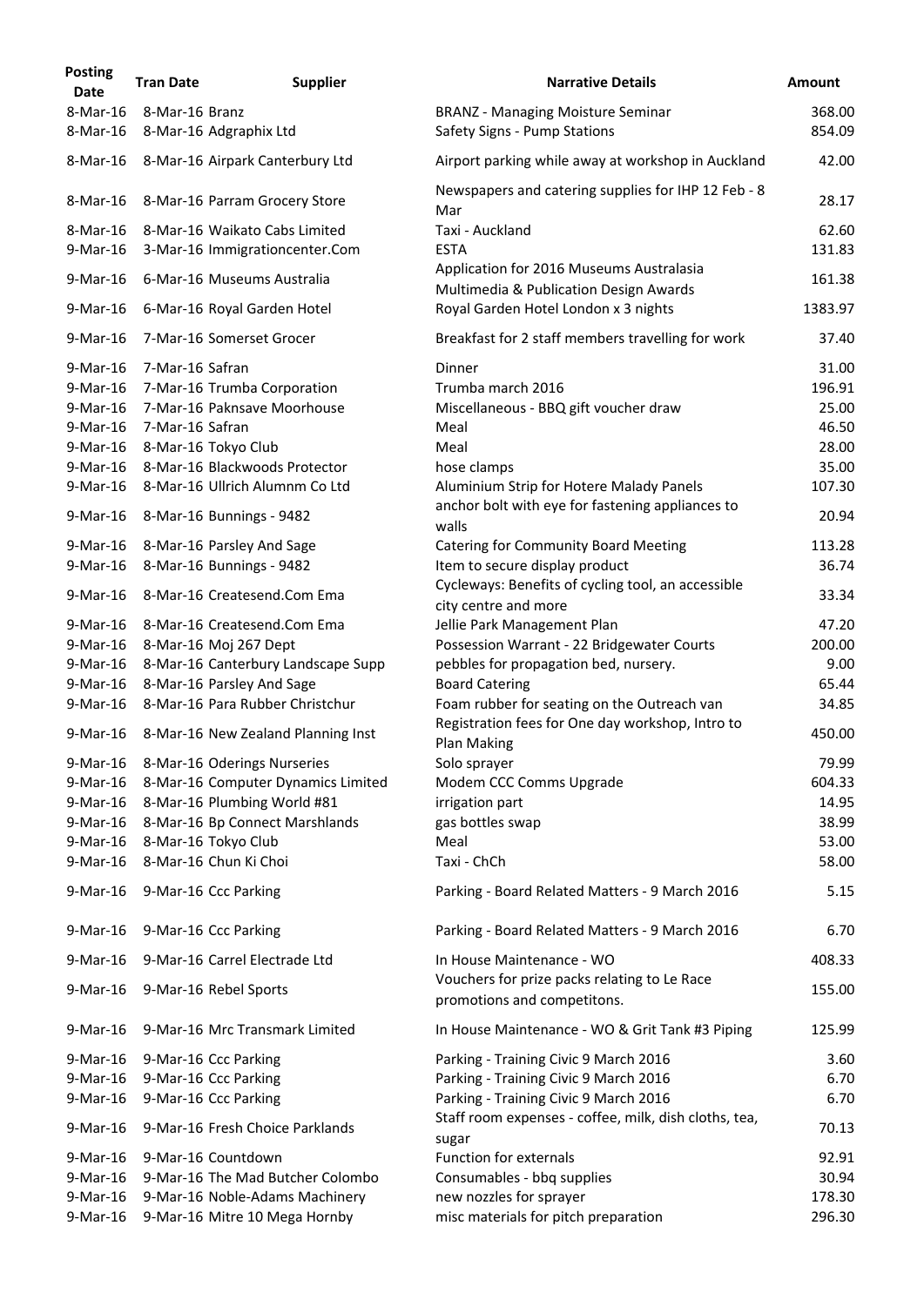| Posting Date | Tran Date | Supplier | Narrative Details | Amount |
|---|---|---|---|---|
| 8-Mar-16 | 8-Mar-16 | Branz | BRANZ - Managing Moisture Seminar | 368.00 |
| 8-Mar-16 | 8-Mar-16 | Adgraphix Ltd | Safety Signs - Pump Stations | 854.09 |
| 8-Mar-16 | 8-Mar-16 | Airpark Canterbury Ltd | Airport parking while away at workshop in Auckland | 42.00 |
| 8-Mar-16 | 8-Mar-16 | Parram Grocery Store | Newspapers and catering supplies for IHP 12 Feb - 8 Mar | 28.17 |
| 8-Mar-16 | 8-Mar-16 | Waikato Cabs Limited | Taxi - Auckland | 62.60 |
| 9-Mar-16 | 3-Mar-16 | Immigrationcenter.Com | ESTA | 131.83 |
| 9-Mar-16 | 6-Mar-16 | Museums Australia | Application for 2016 Museums Australasia Multimedia & Publication Design Awards | 161.38 |
| 9-Mar-16 | 6-Mar-16 | Royal Garden Hotel | Royal Garden Hotel London x 3 nights | 1383.97 |
| 9-Mar-16 | 7-Mar-16 | Somerset Grocer | Breakfast for 2 staff members travelling for work | 37.40 |
| 9-Mar-16 | 7-Mar-16 | Safran | Dinner | 31.00 |
| 9-Mar-16 | 7-Mar-16 | Trumba Corporation | Trumba march 2016 | 196.91 |
| 9-Mar-16 | 7-Mar-16 | Paknsave Moorhouse | Miscellaneous - BBQ gift voucher draw | 25.00 |
| 9-Mar-16 | 7-Mar-16 | Safran | Meal | 46.50 |
| 9-Mar-16 | 8-Mar-16 | Tokyo Club | Meal | 28.00 |
| 9-Mar-16 | 8-Mar-16 | Blackwoods Protector | hose clamps | 35.00 |
| 9-Mar-16 | 8-Mar-16 | Ullrich Alumnm Co Ltd | Aluminium Strip for Hotere Malady Panels | 107.30 |
| 9-Mar-16 | 8-Mar-16 | Bunnings - 9482 | anchor bolt with eye for fastening appliances to walls | 20.94 |
| 9-Mar-16 | 8-Mar-16 | Parsley And Sage | Catering for Community Board Meeting | 113.28 |
| 9-Mar-16 | 8-Mar-16 | Bunnings - 9482 | Item to secure display product | 36.74 |
| 9-Mar-16 | 8-Mar-16 | Createsend.Com Ema | Cycleways: Benefits of cycling tool, an accessible city centre and more | 33.34 |
| 9-Mar-16 | 8-Mar-16 | Createsend.Com Ema | Jellie Park Management Plan | 47.20 |
| 9-Mar-16 | 8-Mar-16 | Moj 267 Dept | Possession Warrant - 22 Bridgewater Courts | 200.00 |
| 9-Mar-16 | 8-Mar-16 | Canterbury Landscape Supp | pebbles for propagation bed, nursery. | 9.00 |
| 9-Mar-16 | 8-Mar-16 | Parsley And Sage | Board Catering | 65.44 |
| 9-Mar-16 | 8-Mar-16 | Para Rubber Christchur | Foam rubber for seating on the Outreach van | 34.85 |
| 9-Mar-16 | 8-Mar-16 | New Zealand Planning Inst | Registration fees for One day workshop, Intro to Plan Making | 450.00 |
| 9-Mar-16 | 8-Mar-16 | Oderings Nurseries | Solo sprayer | 79.99 |
| 9-Mar-16 | 8-Mar-16 | Computer Dynamics Limited | Modem CCC Comms Upgrade | 604.33 |
| 9-Mar-16 | 8-Mar-16 | Plumbing World #81 | irrigation part | 14.95 |
| 9-Mar-16 | 8-Mar-16 | Bp Connect Marshlands | gas bottles swap | 38.99 |
| 9-Mar-16 | 8-Mar-16 | Tokyo Club | Meal | 53.00 |
| 9-Mar-16 | 8-Mar-16 | Chun Ki Choi | Taxi - ChCh | 58.00 |
| 9-Mar-16 | 9-Mar-16 | Ccc Parking | Parking - Board Related Matters - 9 March 2016 | 5.15 |
| 9-Mar-16 | 9-Mar-16 | Ccc Parking | Parking - Board Related Matters - 9 March 2016 | 6.70 |
| 9-Mar-16 | 9-Mar-16 | Carrel Electrade Ltd | In House Maintenance - WO | 408.33 |
| 9-Mar-16 | 9-Mar-16 | Rebel Sports | Vouchers for prize packs relating to Le Race promotions and competitons. | 155.00 |
| 9-Mar-16 | 9-Mar-16 | Mrc Transmark Limited | In House Maintenance - WO & Grit Tank #3 Piping | 125.99 |
| 9-Mar-16 | 9-Mar-16 | Ccc Parking | Parking - Training Civic 9 March 2016 | 3.60 |
| 9-Mar-16 | 9-Mar-16 | Ccc Parking | Parking - Training Civic 9 March 2016 | 6.70 |
| 9-Mar-16 | 9-Mar-16 | Ccc Parking | Parking - Training Civic 9 March 2016 | 6.70 |
| 9-Mar-16 | 9-Mar-16 | Fresh Choice Parklands | Staff room expenses - coffee, milk, dish cloths, tea, sugar | 70.13 |
| 9-Mar-16 | 9-Mar-16 | Countdown | Function for externals | 92.91 |
| 9-Mar-16 | 9-Mar-16 | The Mad Butcher Colombo | Consumables - bbq supplies | 30.94 |
| 9-Mar-16 | 9-Mar-16 | Noble-Adams Machinery | new nozzles for sprayer | 178.30 |
| 9-Mar-16 | 9-Mar-16 | Mitre 10 Mega Hornby | misc materials for pitch preparation | 296.30 |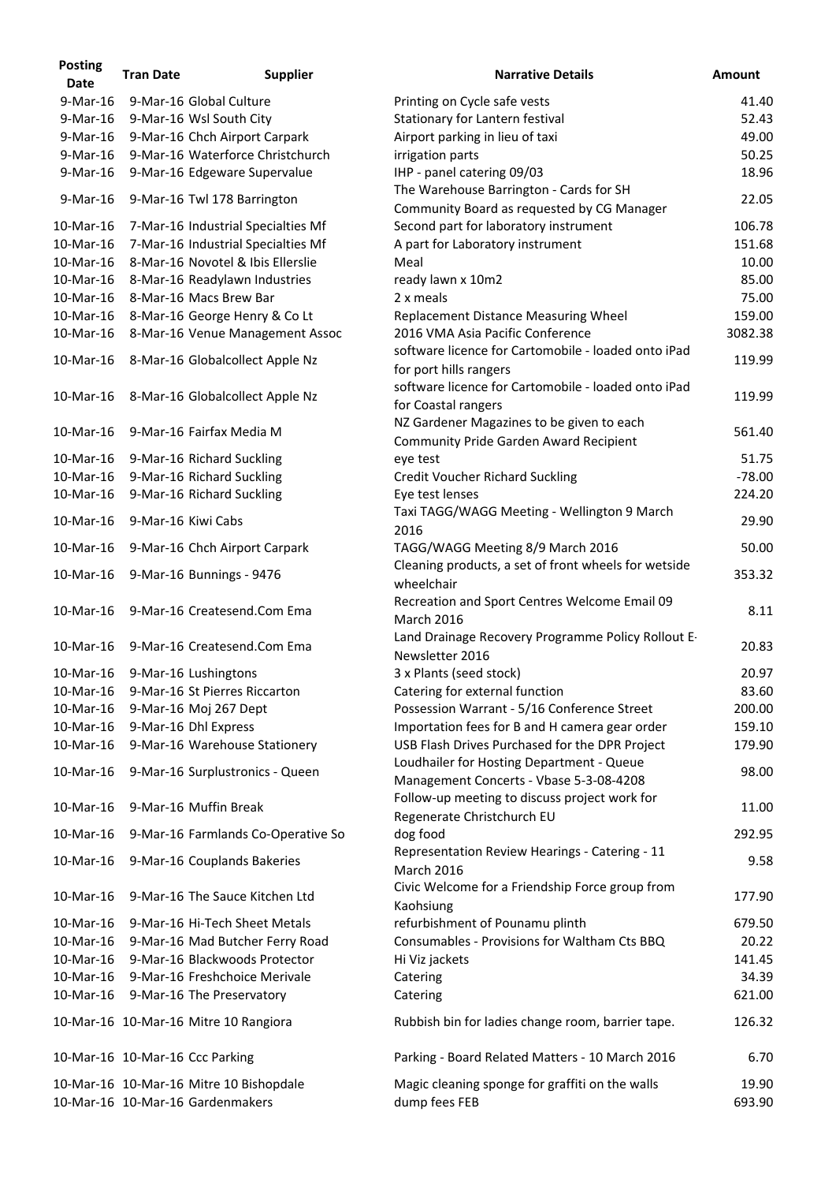| Posting Date | Tran Date | Supplier | Narrative Details | Amount |
|---|---|---|---|---|
| 9-Mar-16 | 9-Mar-16 | Global Culture | Printing on Cycle safe vests | 41.40 |
| 9-Mar-16 | 9-Mar-16 | Wsl South City | Stationary for Lantern festival | 52.43 |
| 9-Mar-16 | 9-Mar-16 | Chch Airport Carpark | Airport parking in lieu of taxi | 49.00 |
| 9-Mar-16 | 9-Mar-16 | Waterforce Christchurch | irrigation parts | 50.25 |
| 9-Mar-16 | 9-Mar-16 | Edgeware Supervalue | IHP - panel catering 09/03 | 18.96 |
| 9-Mar-16 | 9-Mar-16 | Twl 178 Barrington | The Warehouse Barrington - Cards for SH Community Board as requested by CG Manager | 22.05 |
| 10-Mar-16 | 7-Mar-16 | Industrial Specialties Mf | Second part for laboratory instrument | 106.78 |
| 10-Mar-16 | 7-Mar-16 | Industrial Specialties Mf | A part for Laboratory instrument | 151.68 |
| 10-Mar-16 | 8-Mar-16 | Novotel & Ibis Ellerslie | Meal | 10.00 |
| 10-Mar-16 | 8-Mar-16 | Readylawn Industries | ready lawn x 10m2 | 85.00 |
| 10-Mar-16 | 8-Mar-16 | Macs Brew Bar | 2 x meals | 75.00 |
| 10-Mar-16 | 8-Mar-16 | George Henry & Co Lt | Replacement Distance Measuring Wheel | 159.00 |
| 10-Mar-16 | 8-Mar-16 | Venue Management Assoc | 2016 VMA Asia Pacific Conference | 3082.38 |
| 10-Mar-16 | 8-Mar-16 | Globalcollect Apple Nz | software licence for Cartomobile - loaded onto iPad for port hills rangers | 119.99 |
| 10-Mar-16 | 8-Mar-16 | Globalcollect Apple Nz | software licence for Cartomobile - loaded onto iPad for Coastal rangers | 119.99 |
| 10-Mar-16 | 9-Mar-16 | Fairfax Media M | NZ Gardener Magazines to be given to each Community Pride Garden Award Recipient | 561.40 |
| 10-Mar-16 | 9-Mar-16 | Richard Suckling | eye test | 51.75 |
| 10-Mar-16 | 9-Mar-16 | Richard Suckling | Credit Voucher Richard Suckling | -78.00 |
| 10-Mar-16 | 9-Mar-16 | Richard Suckling | Eye test lenses | 224.20 |
| 10-Mar-16 | 9-Mar-16 | Kiwi Cabs | Taxi TAGG/WAGG Meeting - Wellington 9 March 2016 | 29.90 |
| 10-Mar-16 | 9-Mar-16 | Chch Airport Carpark | TAGG/WAGG Meeting 8/9 March 2016 | 50.00 |
| 10-Mar-16 | 9-Mar-16 | Bunnings - 9476 | Cleaning products, a set of front wheels for wetside wheelchair | 353.32 |
| 10-Mar-16 | 9-Mar-16 | Createsend.Com Ema | Recreation and Sport Centres Welcome Email 09 March 2016 | 8.11 |
| 10-Mar-16 | 9-Mar-16 | Createsend.Com Ema | Land Drainage Recovery Programme Policy Rollout E-Newsletter 2016 | 20.83 |
| 10-Mar-16 | 9-Mar-16 | Lushingtons | 3 x Plants (seed stock) | 20.97 |
| 10-Mar-16 | 9-Mar-16 | St Pierres Riccarton | Catering for external function | 83.60 |
| 10-Mar-16 | 9-Mar-16 | Moj 267 Dept | Possession Warrant - 5/16 Conference Street | 200.00 |
| 10-Mar-16 | 9-Mar-16 | Dhl Express | Importation fees for B and H camera gear order | 159.10 |
| 10-Mar-16 | 9-Mar-16 | Warehouse Stationery | USB Flash Drives Purchased for the DPR Project | 179.90 |
| 10-Mar-16 | 9-Mar-16 | Surplustronics - Queen | Loudhailer for Hosting Department - Queue Management Concerts - Vbase 5-3-08-4208 | 98.00 |
| 10-Mar-16 | 9-Mar-16 | Muffin Break | Follow-up meeting to discuss project work for Regenerate Christchurch EU | 11.00 |
| 10-Mar-16 | 9-Mar-16 | Farmlands Co-Operative So | dog food | 292.95 |
| 10-Mar-16 | 9-Mar-16 | Couplands Bakeries | Representation Review Hearings - Catering - 11 March 2016 | 9.58 |
| 10-Mar-16 | 9-Mar-16 | The Sauce Kitchen Ltd | Civic Welcome for a Friendship Force group from Kaohsiung | 177.90 |
| 10-Mar-16 | 9-Mar-16 | Hi-Tech Sheet Metals | refurbishment of Pounamu plinth | 679.50 |
| 10-Mar-16 | 9-Mar-16 | Mad Butcher Ferry Road | Consumables - Provisions for Waltham Cts BBQ | 20.22 |
| 10-Mar-16 | 9-Mar-16 | Blackwoods Protector | Hi Viz jackets | 141.45 |
| 10-Mar-16 | 9-Mar-16 | Freshchoice Merivale | Catering | 34.39 |
| 10-Mar-16 | 9-Mar-16 | The Preservatory | Catering | 621.00 |
| 10-Mar-16 | 10-Mar-16 | Mitre 10 Rangiora | Rubbish bin for ladies change room, barrier tape. | 126.32 |
| 10-Mar-16 | 10-Mar-16 | Ccc Parking | Parking - Board Related Matters - 10 March 2016 | 6.70 |
| 10-Mar-16 | 10-Mar-16 | Mitre 10 Bishopdale | Magic cleaning sponge for graffiti on the walls | 19.90 |
| 10-Mar-16 | 10-Mar-16 | Gardenmakers | dump fees FEB | 693.90 |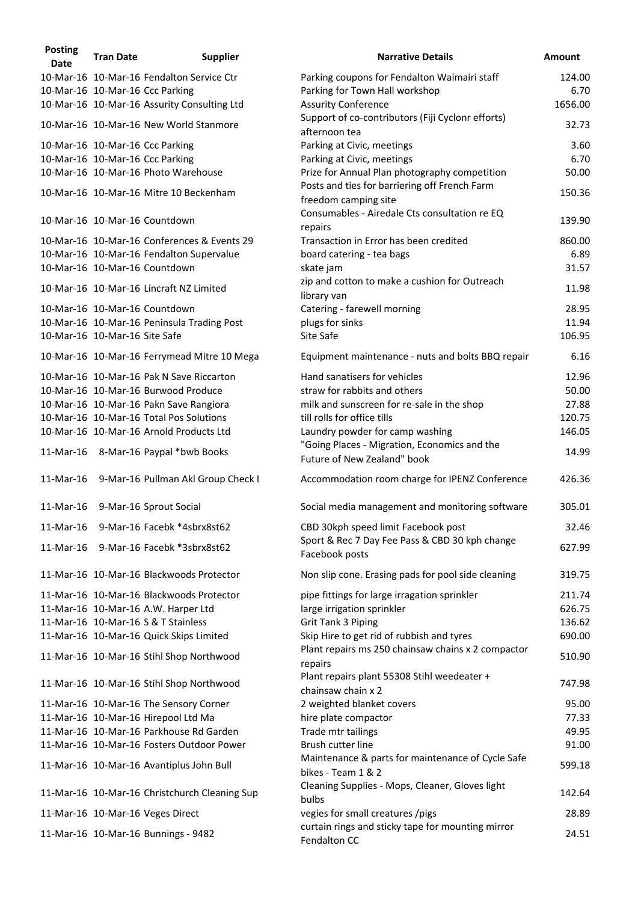| Posting Date | Tran Date | Supplier | Narrative Details | Amount |
|---|---|---|---|---|
| 10-Mar-16 | 10-Mar-16 | Fendalton Service Ctr | Parking coupons for Fendalton Waimairi staff | 124.00 |
| 10-Mar-16 | 10-Mar-16 | Ccc Parking | Parking for Town Hall workshop | 6.70 |
| 10-Mar-16 | 10-Mar-16 | Assurity Consulting Ltd | Assurity Conference | 1656.00 |
| 10-Mar-16 | 10-Mar-16 | New World Stanmore | Support of co-contributors (Fiji Cyclonr efforts) afternoon tea | 32.73 |
| 10-Mar-16 | 10-Mar-16 | Ccc Parking | Parking at Civic, meetings | 3.60 |
| 10-Mar-16 | 10-Mar-16 | Ccc Parking | Parking at Civic, meetings | 6.70 |
| 10-Mar-16 | 10-Mar-16 | Photo Warehouse | Prize for Annual Plan photography competition | 50.00 |
| 10-Mar-16 | 10-Mar-16 | Mitre 10 Beckenham | Posts and ties for barriering off French Farm freedom camping site | 150.36 |
| 10-Mar-16 | 10-Mar-16 | Countdown | Consumables - Airedale Cts consultation re EQ repairs | 139.90 |
| 10-Mar-16 | 10-Mar-16 | Conferences & Events 29 | Transaction in Error has been credited | 860.00 |
| 10-Mar-16 | 10-Mar-16 | Fendalton Supervalue | board catering - tea bags | 6.89 |
| 10-Mar-16 | 10-Mar-16 | Countdown | skate jam | 31.57 |
| 10-Mar-16 | 10-Mar-16 | Lincraft NZ Limited | zip and cotton to make a cushion for Outreach library van | 11.98 |
| 10-Mar-16 | 10-Mar-16 | Countdown | Catering - farewell morning | 28.95 |
| 10-Mar-16 | 10-Mar-16 | Peninsula Trading Post | plugs for sinks | 11.94 |
| 10-Mar-16 | 10-Mar-16 | Site Safe | Site Safe | 106.95 |
| 10-Mar-16 | 10-Mar-16 | Ferrymead Mitre 10 Mega | Equipment maintenance - nuts and bolts BBQ repair | 6.16 |
| 10-Mar-16 | 10-Mar-16 | Pak N Save Riccarton | Hand sanatisers for vehicles | 12.96 |
| 10-Mar-16 | 10-Mar-16 | Burwood Produce | straw for rabbits and others | 50.00 |
| 10-Mar-16 | 10-Mar-16 | Pakn Save Rangiora | milk and sunscreen for re-sale in the shop | 27.88 |
| 10-Mar-16 | 10-Mar-16 | Total Pos Solutions | till rolls for office tills | 120.75 |
| 10-Mar-16 | 10-Mar-16 | Arnold Products Ltd | Laundry powder for camp washing | 146.05 |
| 11-Mar-16 | 8-Mar-16 | Paypal *bwb Books | "Going Places - Migration, Economics and the Future of New Zealand" book | 14.99 |
| 11-Mar-16 | 9-Mar-16 | Pullman Akl Group Check I | Accommodation room charge for IPENZ Conference | 426.36 |
| 11-Mar-16 | 9-Mar-16 | Sprout Social | Social media management and monitoring software | 305.01 |
| 11-Mar-16 | 9-Mar-16 | Facebk *4sbrx8st62 | CBD 30kph speed limit Facebook post | 32.46 |
| 11-Mar-16 | 9-Mar-16 | Facebk *3sbrx8st62 | Sport & Rec 7 Day Fee Pass & CBD 30 kph change Facebook posts | 627.99 |
| 11-Mar-16 | 10-Mar-16 | Blackwoods Protector | Non slip cone. Erasing pads for pool side cleaning | 319.75 |
| 11-Mar-16 | 10-Mar-16 | Blackwoods Protector | pipe fittings for large irragation sprinkler | 211.74 |
| 11-Mar-16 | 10-Mar-16 | A.W. Harper Ltd | large irrigation sprinkler | 626.75 |
| 11-Mar-16 | 10-Mar-16 | S & T Stainless | Grit Tank 3 Piping | 136.62 |
| 11-Mar-16 | 10-Mar-16 | Quick Skips Limited | Skip Hire to get rid of rubbish and tyres | 690.00 |
| 11-Mar-16 | 10-Mar-16 | Stihl Shop Northwood | Plant repairs ms 250 chainsaw chains x 2 compactor repairs | 510.90 |
| 11-Mar-16 | 10-Mar-16 | Stihl Shop Northwood | Plant repairs plant 55308 Stihl weedeater + chainsaw chain x 2 | 747.98 |
| 11-Mar-16 | 10-Mar-16 | The Sensory Corner | 2 weighted blanket covers | 95.00 |
| 11-Mar-16 | 10-Mar-16 | Hirepool Ltd Ma | hire plate compactor | 77.33 |
| 11-Mar-16 | 10-Mar-16 | Parkhouse Rd Garden | Trade mtr tailings | 49.95 |
| 11-Mar-16 | 10-Mar-16 | Fosters Outdoor Power | Brush cutter line | 91.00 |
| 11-Mar-16 | 10-Mar-16 | Avantiplus John Bull | Maintenance & parts for maintenance of Cycle Safe bikes - Team 1 & 2 | 599.18 |
| 11-Mar-16 | 10-Mar-16 | Christchurch Cleaning Sup | Cleaning Supplies - Mops, Cleaner, Gloves light bulbs | 142.64 |
| 11-Mar-16 | 10-Mar-16 | Veges Direct | vegies for small creatures /pigs | 28.89 |
| 11-Mar-16 | 10-Mar-16 | Bunnings - 9482 | curtain rings and sticky tape for mounting mirror Fendalton CC | 24.51 |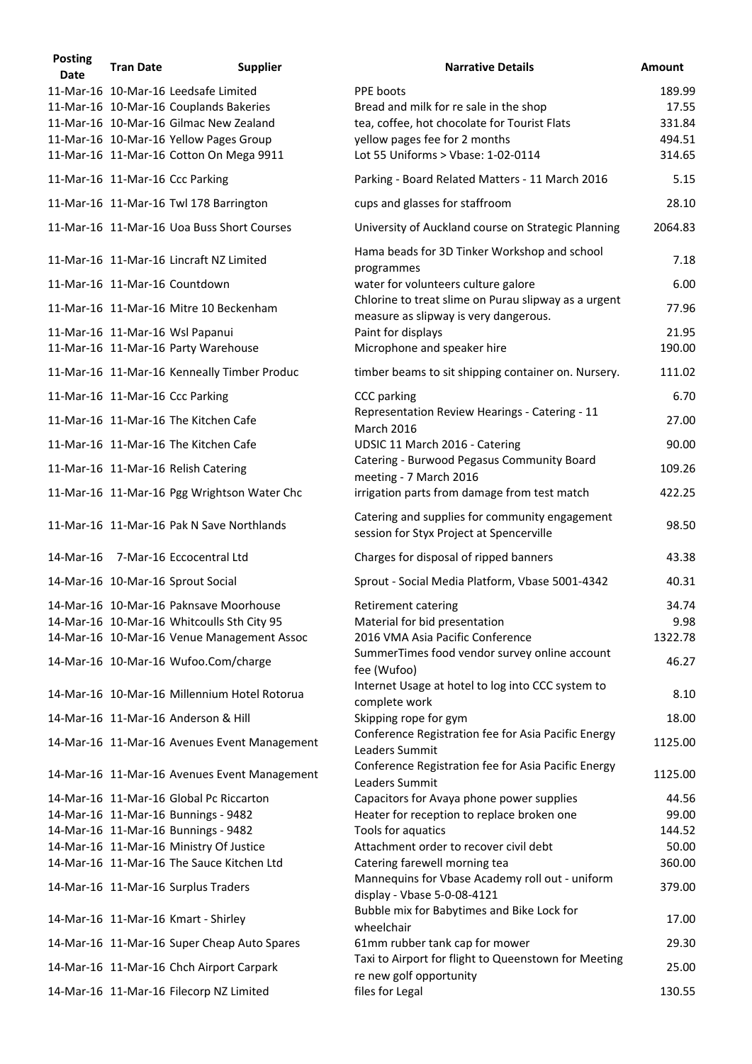| Posting Date | Tran Date | Supplier | Narrative Details | Amount |
| --- | --- | --- | --- | --- |
| 11-Mar-16 | 10-Mar-16 | Leedsafe Limited | PPE boots | 189.99 |
| 11-Mar-16 | 10-Mar-16 | Couplands Bakeries | Bread and milk for re sale in the shop | 17.55 |
| 11-Mar-16 | 10-Mar-16 | Gilmac New Zealand | tea, coffee, hot chocolate for Tourist Flats | 331.84 |
| 11-Mar-16 | 10-Mar-16 | Yellow Pages Group | yellow pages fee for 2 months | 494.51 |
| 11-Mar-16 | 11-Mar-16 | Cotton On Mega 9911 | Lot 55 Uniforms > Vbase: 1-02-0114 | 314.65 |
| 11-Mar-16 | 11-Mar-16 | Ccc Parking | Parking - Board Related Matters - 11 March 2016 | 5.15 |
| 11-Mar-16 | 11-Mar-16 | Twl 178 Barrington | cups and glasses for staffroom | 28.10 |
| 11-Mar-16 | 11-Mar-16 | Uoa Buss Short Courses | University of Auckland course on Strategic Planning | 2064.83 |
| 11-Mar-16 | 11-Mar-16 | Lincraft NZ Limited | Hama beads for 3D Tinker Workshop and school programmes | 7.18 |
| 11-Mar-16 | 11-Mar-16 | Countdown | water for volunteers culture galore | 6.00 |
| 11-Mar-16 | 11-Mar-16 | Mitre 10 Beckenham | Chlorine to treat slime on Purau slipway as a urgent measure as slipway is very dangerous. | 77.96 |
| 11-Mar-16 | 11-Mar-16 | Wsl Papanui | Paint for displays | 21.95 |
| 11-Mar-16 | 11-Mar-16 | Party Warehouse | Microphone and speaker hire | 190.00 |
| 11-Mar-16 | 11-Mar-16 | Kenneally Timber Produc | timber beams to sit shipping container on. Nursery. | 111.02 |
| 11-Mar-16 | 11-Mar-16 | Ccc Parking | CCC parking | 6.70 |
| 11-Mar-16 | 11-Mar-16 | The Kitchen Cafe | Representation Review Hearings - Catering - 11 March 2016 | 27.00 |
| 11-Mar-16 | 11-Mar-16 | The Kitchen Cafe | UDSIC 11 March 2016 - Catering | 90.00 |
| 11-Mar-16 | 11-Mar-16 | Relish Catering | Catering - Burwood Pegasus Community Board meeting - 7 March 2016 | 109.26 |
| 11-Mar-16 | 11-Mar-16 | Pgg Wrightson Water Chc | irrigation parts from damage from test match | 422.25 |
| 11-Mar-16 | 11-Mar-16 | Pak N Save Northlands | Catering and supplies for community engagement session for Styx Project at Spencerville | 98.50 |
| 14-Mar-16 | 7-Mar-16 | Eccocentral Ltd | Charges for disposal of ripped banners | 43.38 |
| 14-Mar-16 | 10-Mar-16 | Sprout Social | Sprout - Social Media Platform, Vbase 5001-4342 | 40.31 |
| 14-Mar-16 | 10-Mar-16 | Paknsave Moorhouse | Retirement catering | 34.74 |
| 14-Mar-16 | 10-Mar-16 | Whitcoulls Sth City 95 | Material for bid presentation | 9.98 |
| 14-Mar-16 | 10-Mar-16 | Venue Management Assoc | 2016 VMA Asia Pacific Conference | 1322.78 |
| 14-Mar-16 | 10-Mar-16 | Wufoo.Com/charge | SummerTimes food vendor survey online account fee (Wufoo) | 46.27 |
| 14-Mar-16 | 10-Mar-16 | Millennium Hotel Rotorua | Internet Usage at hotel to log into CCC system to complete work | 8.10 |
| 14-Mar-16 | 11-Mar-16 | Anderson & Hill | Skipping rope for gym | 18.00 |
| 14-Mar-16 | 11-Mar-16 | Avenues Event Management | Conference Registration fee for Asia Pacific Energy Leaders Summit | 1125.00 |
| 14-Mar-16 | 11-Mar-16 | Avenues Event Management | Conference Registration fee for Asia Pacific Energy Leaders Summit | 1125.00 |
| 14-Mar-16 | 11-Mar-16 | Global Pc Riccarton | Capacitors for Avaya phone power supplies | 44.56 |
| 14-Mar-16 | 11-Mar-16 | Bunnings - 9482 | Heater for reception to replace broken one | 99.00 |
| 14-Mar-16 | 11-Mar-16 | Bunnings - 9482 | Tools for aquatics | 144.52 |
| 14-Mar-16 | 11-Mar-16 | Ministry Of Justice | Attachment order to recover civil debt | 50.00 |
| 14-Mar-16 | 11-Mar-16 | The Sauce Kitchen Ltd | Catering farewell morning tea | 360.00 |
| 14-Mar-16 | 11-Mar-16 | Surplus Traders | Mannequins for Vbase Academy roll out - uniform display - Vbase 5-0-08-4121 | 379.00 |
| 14-Mar-16 | 11-Mar-16 | Kmart - Shirley | Bubble mix for Babytimes and Bike Lock for wheelchair | 17.00 |
| 14-Mar-16 | 11-Mar-16 | Super Cheap Auto Spares | 61mm rubber tank cap for mower | 29.30 |
| 14-Mar-16 | 11-Mar-16 | Chch Airport Carpark | Taxi to Airport for flight to Queenstown for Meeting re new golf opportunity | 25.00 |
| 14-Mar-16 | 11-Mar-16 | Filecorp NZ Limited | files for Legal | 130.55 |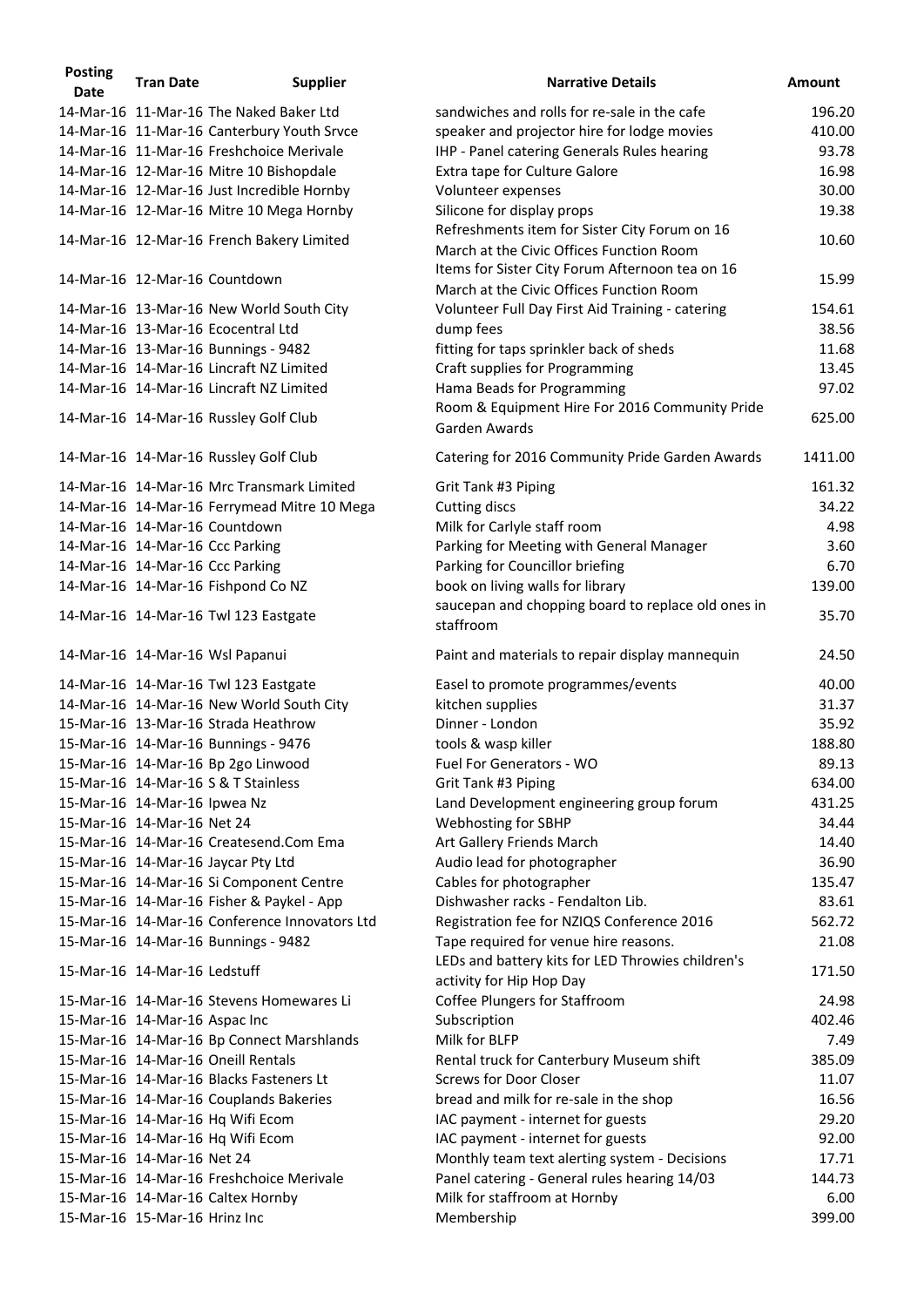| Posting Date | Tran Date | Supplier | Narrative Details | Amount |
|---|---|---|---|---|
| 14-Mar-16 | 11-Mar-16 | The Naked Baker Ltd | sandwiches and rolls for re-sale in the cafe | 196.20 |
| 14-Mar-16 | 11-Mar-16 | Canterbury Youth Srvce | speaker and projector hire for lodge movies | 410.00 |
| 14-Mar-16 | 11-Mar-16 | Freshchoice Merivale | IHP - Panel catering Generals Rules hearing | 93.78 |
| 14-Mar-16 | 12-Mar-16 | Mitre 10 Bishopdale | Extra tape for Culture Galore | 16.98 |
| 14-Mar-16 | 12-Mar-16 | Just Incredible Hornby | Volunteer expenses | 30.00 |
| 14-Mar-16 | 12-Mar-16 | Mitre 10 Mega Hornby | Silicone for display props | 19.38 |
| 14-Mar-16 | 12-Mar-16 | French Bakery Limited | Refreshments item for Sister City Forum on 16 March at the Civic Offices Function Room | 10.60 |
| 14-Mar-16 | 12-Mar-16 | Countdown | Items for Sister City Forum Afternoon tea on 16 March at the Civic Offices Function Room | 15.99 |
| 14-Mar-16 | 13-Mar-16 | New World South City | Volunteer Full Day First Aid Training - catering | 154.61 |
| 14-Mar-16 | 13-Mar-16 | Ecocentral Ltd | dump fees | 38.56 |
| 14-Mar-16 | 13-Mar-16 | Bunnings - 9482 | fitting for taps sprinkler back of sheds | 11.68 |
| 14-Mar-16 | 14-Mar-16 | Lincraft NZ Limited | Craft supplies for Programming | 13.45 |
| 14-Mar-16 | 14-Mar-16 | Lincraft NZ Limited | Hama Beads for Programming | 97.02 |
| 14-Mar-16 | 14-Mar-16 | Russley Golf Club | Room & Equipment Hire For 2016 Community Pride Garden Awards | 625.00 |
| 14-Mar-16 | 14-Mar-16 | Russley Golf Club | Catering for 2016 Community Pride Garden Awards | 1411.00 |
| 14-Mar-16 | 14-Mar-16 | Mrc Transmark Limited | Grit Tank #3 Piping | 161.32 |
| 14-Mar-16 | 14-Mar-16 | Ferrymead Mitre 10 Mega | Cutting discs | 34.22 |
| 14-Mar-16 | 14-Mar-16 | Countdown | Milk for Carlyle staff room | 4.98 |
| 14-Mar-16 | 14-Mar-16 | Ccc Parking | Parking for Meeting with General Manager | 3.60 |
| 14-Mar-16 | 14-Mar-16 | Ccc Parking | Parking for Councillor briefing | 6.70 |
| 14-Mar-16 | 14-Mar-16 | Fishpond Co NZ | book on living walls for library | 139.00 |
| 14-Mar-16 | 14-Mar-16 | Twl 123 Eastgate | saucepan and chopping board to replace old ones in staffroom | 35.70 |
| 14-Mar-16 | 14-Mar-16 | Wsl Papanui | Paint and materials to repair display mannequin | 24.50 |
| 14-Mar-16 | 14-Mar-16 | Twl 123 Eastgate | Easel to promote programmes/events | 40.00 |
| 14-Mar-16 | 14-Mar-16 | New World South City | kitchen supplies | 31.37 |
| 15-Mar-16 | 13-Mar-16 | Strada Heathrow | Dinner - London | 35.92 |
| 15-Mar-16 | 14-Mar-16 | Bunnings - 9476 | tools & wasp killer | 188.80 |
| 15-Mar-16 | 14-Mar-16 | Bp 2go Linwood | Fuel For Generators - WO | 89.13 |
| 15-Mar-16 | 14-Mar-16 | S & T Stainless | Grit Tank #3 Piping | 634.00 |
| 15-Mar-16 | 14-Mar-16 | Ipwea Nz | Land Development engineering group forum | 431.25 |
| 15-Mar-16 | 14-Mar-16 | Net 24 | Webhosting for SBHP | 34.44 |
| 15-Mar-16 | 14-Mar-16 | Createsend.Com Ema | Art Gallery Friends March | 14.40 |
| 15-Mar-16 | 14-Mar-16 | Jaycar Pty Ltd | Audio lead for photographer | 36.90 |
| 15-Mar-16 | 14-Mar-16 | Si Component Centre | Cables for photographer | 135.47 |
| 15-Mar-16 | 14-Mar-16 | Fisher & Paykel - App | Dishwasher racks - Fendalton Lib. | 83.61 |
| 15-Mar-16 | 14-Mar-16 | Conference Innovators Ltd | Registration fee for NZIQS Conference 2016 | 562.72 |
| 15-Mar-16 | 14-Mar-16 | Bunnings - 9482 | Tape required for venue hire reasons. | 21.08 |
| 15-Mar-16 | 14-Mar-16 | Ledstuff | LEDs and battery kits for LED Throwies children's activity for Hip Hop Day | 171.50 |
| 15-Mar-16 | 14-Mar-16 | Stevens Homewares Li | Coffee Plungers for Staffroom | 24.98 |
| 15-Mar-16 | 14-Mar-16 | Aspac Inc | Subscription | 402.46 |
| 15-Mar-16 | 14-Mar-16 | Bp Connect Marshlands | Milk for BLFP | 7.49 |
| 15-Mar-16 | 14-Mar-16 | Oneill Rentals | Rental truck for Canterbury Museum shift | 385.09 |
| 15-Mar-16 | 14-Mar-16 | Blacks Fasteners Lt | Screws for Door Closer | 11.07 |
| 15-Mar-16 | 14-Mar-16 | Couplands Bakeries | bread and milk for re-sale in the shop | 16.56 |
| 15-Mar-16 | 14-Mar-16 | Hq Wifi Ecom | IAC payment - internet for guests | 29.20 |
| 15-Mar-16 | 14-Mar-16 | Hq Wifi Ecom | IAC payment - internet for guests | 92.00 |
| 15-Mar-16 | 14-Mar-16 | Net 24 | Monthly team text alerting system - Decisions | 17.71 |
| 15-Mar-16 | 14-Mar-16 | Freshchoice Merivale | Panel catering - General rules hearing 14/03 | 144.73 |
| 15-Mar-16 | 14-Mar-16 | Caltex Hornby | Milk for staffroom at Hornby | 6.00 |
| 15-Mar-16 | 15-Mar-16 | Hrinz Inc | Membership | 399.00 |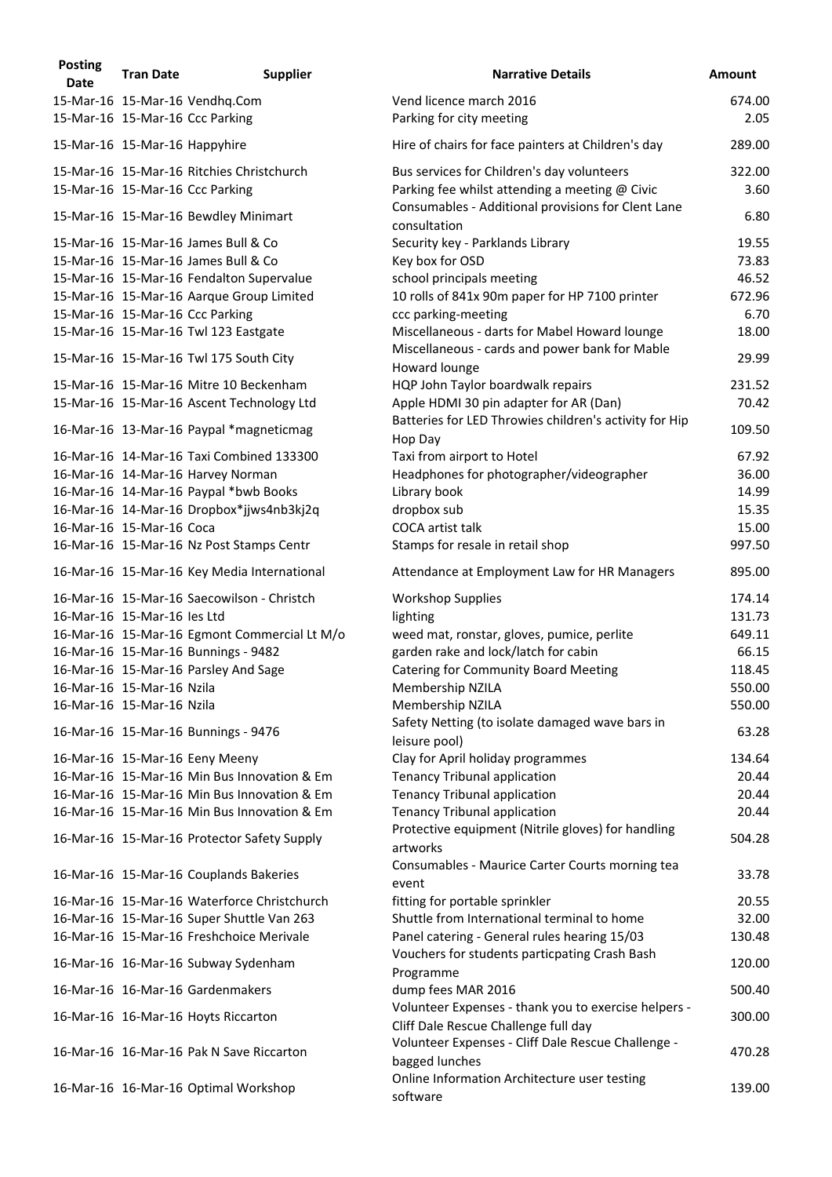| Posting Date | Tran Date | Supplier | Narrative Details | Amount |
|---|---|---|---|---|
| 15-Mar-16 | 15-Mar-16 | Vendhq.Com | Vend licence march 2016 | 674.00 |
| 15-Mar-16 | 15-Mar-16 | Ccc Parking | Parking for city meeting | 2.05 |
| 15-Mar-16 | 15-Mar-16 | Happyhire | Hire of chairs for face painters at Children's day | 289.00 |
| 15-Mar-16 | 15-Mar-16 | Ritchies Christchurch | Bus services for Children's day volunteers | 322.00 |
| 15-Mar-16 | 15-Mar-16 | Ccc Parking | Parking fee whilst attending a meeting @ Civic | 3.60 |
| 15-Mar-16 | 15-Mar-16 | Bewdley Minimart | Consumables - Additional provisions for Clent Lane consultation | 6.80 |
| 15-Mar-16 | 15-Mar-16 | James Bull & Co | Security key - Parklands Library | 19.55 |
| 15-Mar-16 | 15-Mar-16 | James Bull & Co | Key box for OSD | 73.83 |
| 15-Mar-16 | 15-Mar-16 | Fendalton Supervalue | school principals meeting | 46.52 |
| 15-Mar-16 | 15-Mar-16 | Aarque Group Limited | 10 rolls of 841x 90m paper for HP 7100 printer | 672.96 |
| 15-Mar-16 | 15-Mar-16 | Ccc Parking | ccc parking-meeting | 6.70 |
| 15-Mar-16 | 15-Mar-16 | Twl 123 Eastgate | Miscellaneous - darts for Mabel Howard lounge | 18.00 |
| 15-Mar-16 | 15-Mar-16 | Twl 175 South City | Miscellaneous - cards and power bank for Mable Howard lounge | 29.99 |
| 15-Mar-16 | 15-Mar-16 | Mitre 10 Beckenham | HQP John Taylor boardwalk repairs | 231.52 |
| 15-Mar-16 | 15-Mar-16 | Ascent Technology Ltd | Apple HDMI 30 pin adapter for AR (Dan) | 70.42 |
| 16-Mar-16 | 13-Mar-16 | Paypal *magneticmag | Batteries for LED Throwies children's activity for Hip Hop Day | 109.50 |
| 16-Mar-16 | 14-Mar-16 | Taxi Combined 133300 | Taxi from airport to Hotel | 67.92 |
| 16-Mar-16 | 14-Mar-16 | Harvey Norman | Headphones for photographer/videographer | 36.00 |
| 16-Mar-16 | 14-Mar-16 | Paypal *bwb Books | Library book | 14.99 |
| 16-Mar-16 | 14-Mar-16 | Dropbox*jjws4nb3kj2q | dropbox sub | 15.35 |
| 16-Mar-16 | 15-Mar-16 | Coca | COCA artist talk | 15.00 |
| 16-Mar-16 | 15-Mar-16 | Nz Post Stamps Centr | Stamps for resale in retail shop | 997.50 |
| 16-Mar-16 | 15-Mar-16 | Key Media International | Attendance at Employment Law for HR Managers | 895.00 |
| 16-Mar-16 | 15-Mar-16 | Saecowilson - Christch | Workshop Supplies | 174.14 |
| 16-Mar-16 | 15-Mar-16 | Ies Ltd | lighting | 131.73 |
| 16-Mar-16 | 15-Mar-16 | Egmont Commercial Lt M/o | weed mat, ronstar, gloves, pumice, perlite | 649.11 |
| 16-Mar-16 | 15-Mar-16 | Bunnings - 9482 | garden rake and lock/latch for cabin | 66.15 |
| 16-Mar-16 | 15-Mar-16 | Parsley And Sage | Catering for Community Board Meeting | 118.45 |
| 16-Mar-16 | 15-Mar-16 | Nzila | Membership NZILA | 550.00 |
| 16-Mar-16 | 15-Mar-16 | Nzila | Membership NZILA | 550.00 |
| 16-Mar-16 | 15-Mar-16 | Bunnings - 9476 | Safety Netting (to isolate damaged wave bars in leisure pool) | 63.28 |
| 16-Mar-16 | 15-Mar-16 | Eeny Meeny | Clay for April holiday programmes | 134.64 |
| 16-Mar-16 | 15-Mar-16 | Min Bus Innovation & Em | Tenancy Tribunal application | 20.44 |
| 16-Mar-16 | 15-Mar-16 | Min Bus Innovation & Em | Tenancy Tribunal application | 20.44 |
| 16-Mar-16 | 15-Mar-16 | Min Bus Innovation & Em | Tenancy Tribunal application | 20.44 |
| 16-Mar-16 | 15-Mar-16 | Protector Safety Supply | Protective equipment (Nitrile gloves) for handling artworks | 504.28 |
| 16-Mar-16 | 15-Mar-16 | Couplands Bakeries | Consumables - Maurice Carter Courts morning tea event | 33.78 |
| 16-Mar-16 | 15-Mar-16 | Waterforce Christchurch | fitting for portable sprinkler | 20.55 |
| 16-Mar-16 | 15-Mar-16 | Super Shuttle Van 263 | Shuttle from International terminal to home | 32.00 |
| 16-Mar-16 | 15-Mar-16 | Freshchoice Merivale | Panel catering - General rules hearing 15/03 | 130.48 |
| 16-Mar-16 | 16-Mar-16 | Subway Sydenham | Vouchers for students particpating Crash Bash Programme | 120.00 |
| 16-Mar-16 | 16-Mar-16 | Gardenmakers | dump fees MAR 2016 | 500.40 |
| 16-Mar-16 | 16-Mar-16 | Hoyts Riccarton | Volunteer Expenses - thank you to exercise helpers - Cliff Dale Rescue Challenge full day | 300.00 |
| 16-Mar-16 | 16-Mar-16 | Pak N Save Riccarton | Volunteer Expenses - Cliff Dale Rescue Challenge - bagged lunches | 470.28 |
| 16-Mar-16 | 16-Mar-16 | Optimal Workshop | Online Information Architecture user testing software | 139.00 |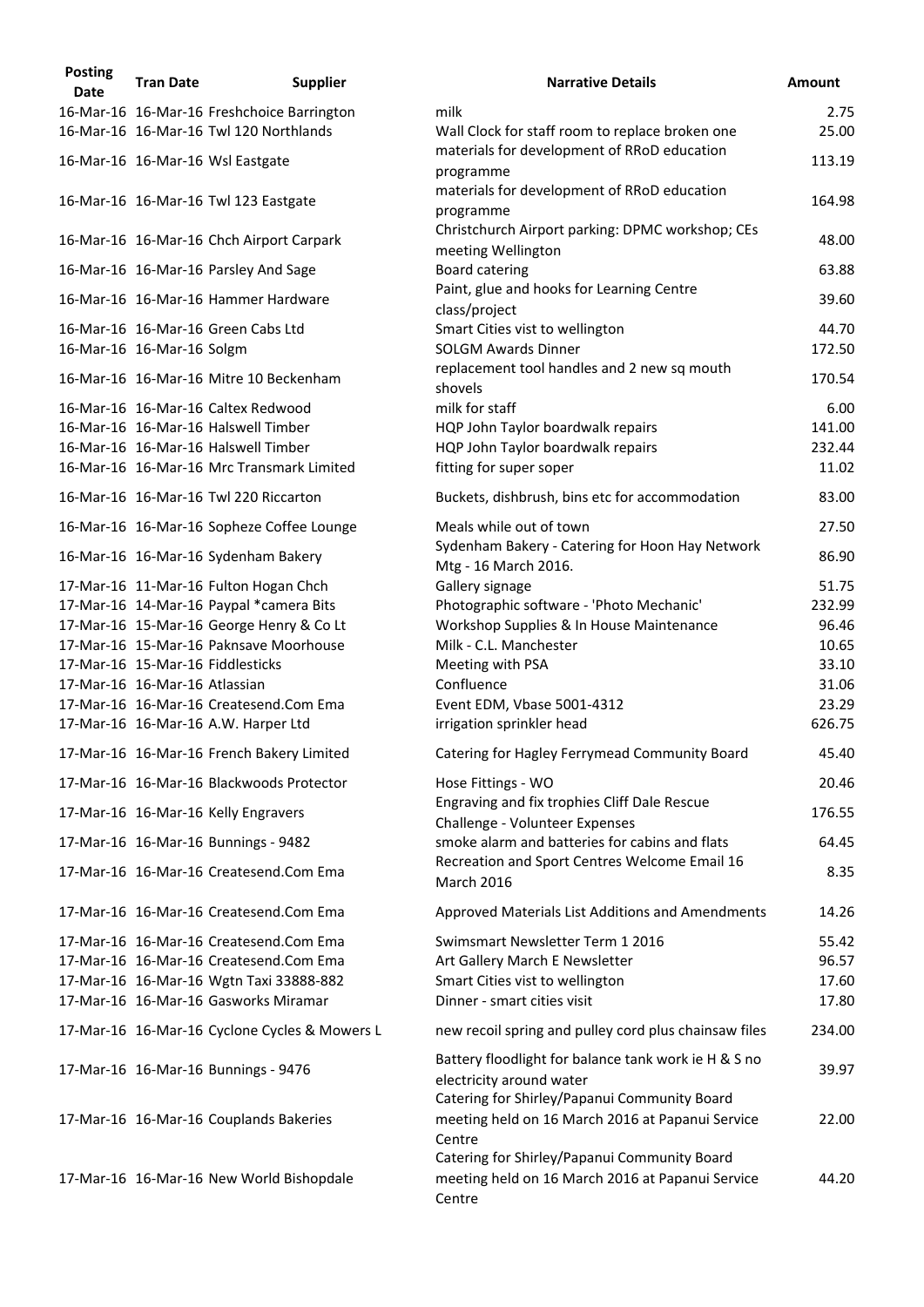| Posting Date | Tran Date | Supplier | Narrative Details | Amount |
|---|---|---|---|---|
| 16-Mar-16 | 16-Mar-16 | Freshchoice Barrington | milk | 2.75 |
| 16-Mar-16 | 16-Mar-16 | Twl 120 Northlands | Wall Clock for staff room to replace broken one | 25.00 |
| 16-Mar-16 | 16-Mar-16 | Wsl Eastgate | materials for development of RRoD education programme | 113.19 |
| 16-Mar-16 | 16-Mar-16 | Twl 123 Eastgate | materials for development of RRoD education programme | 164.98 |
| 16-Mar-16 | 16-Mar-16 | Chch Airport Carpark | Christchurch Airport parking: DPMC workshop; CEs meeting Wellington | 48.00 |
| 16-Mar-16 | 16-Mar-16 | Parsley And Sage | Board catering | 63.88 |
| 16-Mar-16 | 16-Mar-16 | Hammer Hardware | Paint, glue and hooks for Learning Centre class/project | 39.60 |
| 16-Mar-16 | 16-Mar-16 | Green Cabs Ltd | Smart Cities vist to wellington | 44.70 |
| 16-Mar-16 | 16-Mar-16 | Solgm | SOLGM Awards Dinner | 172.50 |
| 16-Mar-16 | 16-Mar-16 | Mitre 10 Beckenham | replacement tool handles and 2 new sq mouth shovels | 170.54 |
| 16-Mar-16 | 16-Mar-16 | Caltex Redwood | milk for staff | 6.00 |
| 16-Mar-16 | 16-Mar-16 | Halswell Timber | HQP John Taylor boardwalk repairs | 141.00 |
| 16-Mar-16 | 16-Mar-16 | Halswell Timber | HQP John Taylor boardwalk repairs | 232.44 |
| 16-Mar-16 | 16-Mar-16 | Mrc Transmark Limited | fitting for super soper | 11.02 |
| 16-Mar-16 | 16-Mar-16 | Twl 220 Riccarton | Buckets, dishbrush, bins etc for accommodation | 83.00 |
| 16-Mar-16 | 16-Mar-16 | Sopheze Coffee Lounge | Meals while out of town | 27.50 |
| 16-Mar-16 | 16-Mar-16 | Sydenham Bakery | Sydenham Bakery - Catering for Hoon Hay Network Mtg - 16 March 2016. | 86.90 |
| 17-Mar-16 | 11-Mar-16 | Fulton Hogan Chch | Gallery signage | 51.75 |
| 17-Mar-16 | 14-Mar-16 | Paypal *camera Bits | Photographic software - 'Photo Mechanic' | 232.99 |
| 17-Mar-16 | 15-Mar-16 | George Henry & Co Lt | Workshop Supplies & In House Maintenance | 96.46 |
| 17-Mar-16 | 15-Mar-16 | Paknsave Moorhouse | Milk - C.L. Manchester | 10.65 |
| 17-Mar-16 | 15-Mar-16 | Fiddlesticks | Meeting with PSA | 33.10 |
| 17-Mar-16 | 16-Mar-16 | Atlassian | Confluence | 31.06 |
| 17-Mar-16 | 16-Mar-16 | Createsend.Com Ema | Event EDM, Vbase 5001-4312 | 23.29 |
| 17-Mar-16 | 16-Mar-16 | A.W. Harper Ltd | irrigation sprinkler head | 626.75 |
| 17-Mar-16 | 16-Mar-16 | French Bakery Limited | Catering for Hagley Ferrymead Community Board | 45.40 |
| 17-Mar-16 | 16-Mar-16 | Blackwoods Protector | Hose Fittings - WO | 20.46 |
| 17-Mar-16 | 16-Mar-16 | Kelly Engravers | Engraving and fix trophies Cliff Dale Rescue Challenge - Volunteer Expenses | 176.55 |
| 17-Mar-16 | 16-Mar-16 | Bunnings - 9482 | smoke alarm and batteries for cabins and flats | 64.45 |
| 17-Mar-16 | 16-Mar-16 | Createsend.Com Ema | Recreation and Sport Centres Welcome Email 16 March 2016 | 8.35 |
| 17-Mar-16 | 16-Mar-16 | Createsend.Com Ema | Approved Materials List Additions and Amendments | 14.26 |
| 17-Mar-16 | 16-Mar-16 | Createsend.Com Ema | Swimsmart Newsletter Term 1 2016 | 55.42 |
| 17-Mar-16 | 16-Mar-16 | Createsend.Com Ema | Art Gallery March E Newsletter | 96.57 |
| 17-Mar-16 | 16-Mar-16 | Wgtn Taxi 33888-882 | Smart Cities vist to wellington | 17.60 |
| 17-Mar-16 | 16-Mar-16 | Gasworks Miramar | Dinner - smart cities visit | 17.80 |
| 17-Mar-16 | 16-Mar-16 | Cyclone Cycles & Mowers L | new recoil spring and pulley cord plus chainsaw files | 234.00 |
| 17-Mar-16 | 16-Mar-16 | Bunnings - 9476 | Battery floodlight for balance tank work ie H & S no electricity around water | 39.97 |
| 17-Mar-16 | 16-Mar-16 | Couplands Bakeries | Catering for Shirley/Papanui Community Board meeting held on 16 March 2016 at Papanui Service Centre | 22.00 |
| 17-Mar-16 | 16-Mar-16 | New World Bishopdale | Catering for Shirley/Papanui Community Board meeting held on 16 March 2016 at Papanui Service Centre | 44.20 |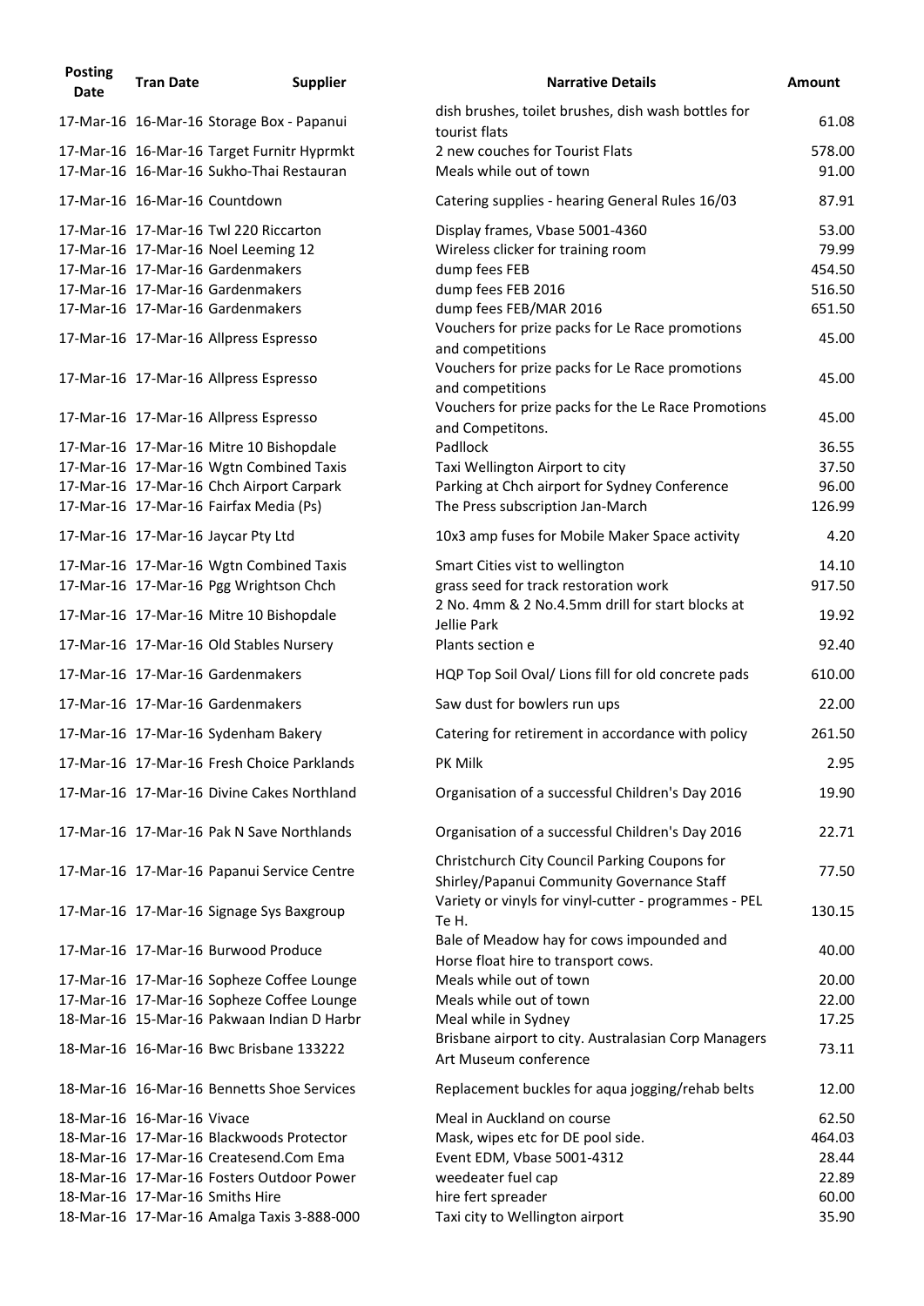| Posting Date | Tran Date | Supplier | Narrative Details | Amount |
|---|---|---|---|---|
| 17-Mar-16 | 16-Mar-16 | Storage Box - Papanui | dish brushes, toilet brushes, dish wash bottles for tourist flats | 61.08 |
| 17-Mar-16 | 16-Mar-16 | Target Furnitr Hyprmkt | 2 new couches for Tourist Flats | 578.00 |
| 17-Mar-16 | 16-Mar-16 | Sukho-Thai Restauran | Meals while out of town | 91.00 |
| 17-Mar-16 | 16-Mar-16 | Countdown | Catering supplies - hearing General Rules 16/03 | 87.91 |
| 17-Mar-16 | 17-Mar-16 | Twl 220 Riccarton | Display frames, Vbase 5001-4360 | 53.00 |
| 17-Mar-16 | 17-Mar-16 | Noel Leeming 12 | Wireless clicker for training room | 79.99 |
| 17-Mar-16 | 17-Mar-16 | Gardenmakers | dump fees FEB | 454.50 |
| 17-Mar-16 | 17-Mar-16 | Gardenmakers | dump fees FEB 2016 | 516.50 |
| 17-Mar-16 | 17-Mar-16 | Gardenmakers | dump fees FEB/MAR 2016 | 651.50 |
| 17-Mar-16 | 17-Mar-16 | Allpress Espresso | Vouchers for prize packs for Le Race promotions and competitions | 45.00 |
| 17-Mar-16 | 17-Mar-16 | Allpress Espresso | Vouchers for prize packs for Le Race promotions and competitions | 45.00 |
| 17-Mar-16 | 17-Mar-16 | Allpress Espresso | Vouchers for prize packs for the Le Race Promotions and Competitons. | 45.00 |
| 17-Mar-16 | 17-Mar-16 | Mitre 10 Bishopdale | Padlock | 36.55 |
| 17-Mar-16 | 17-Mar-16 | Wgtn Combined Taxis | Taxi Wellington Airport to city | 37.50 |
| 17-Mar-16 | 17-Mar-16 | Chch Airport Carpark | Parking at Chch airport for Sydney Conference | 96.00 |
| 17-Mar-16 | 17-Mar-16 | Fairfax Media (Ps) | The Press subscription Jan-March | 126.99 |
| 17-Mar-16 | 17-Mar-16 | Jaycar Pty Ltd | 10x3 amp fuses for Mobile Maker Space activity | 4.20 |
| 17-Mar-16 | 17-Mar-16 | Wgtn Combined Taxis | Smart Cities vist to wellington | 14.10 |
| 17-Mar-16 | 17-Mar-16 | Pgg Wrightson Chch | grass seed for track restoration work | 917.50 |
| 17-Mar-16 | 17-Mar-16 | Mitre 10 Bishopdale | 2 No. 4mm & 2 No.4.5mm drill for start blocks at Jellie Park | 19.92 |
| 17-Mar-16 | 17-Mar-16 | Old Stables Nursery | Plants section e | 92.40 |
| 17-Mar-16 | 17-Mar-16 | Gardenmakers | HQP Top Soil Oval/ Lions fill for old concrete pads | 610.00 |
| 17-Mar-16 | 17-Mar-16 | Gardenmakers | Saw dust for bowlers run ups | 22.00 |
| 17-Mar-16 | 17-Mar-16 | Sydenham Bakery | Catering for retirement in accordance with policy | 261.50 |
| 17-Mar-16 | 17-Mar-16 | Fresh Choice Parklands | PK Milk | 2.95 |
| 17-Mar-16 | 17-Mar-16 | Divine Cakes Northland | Organisation of a successful Children's Day 2016 | 19.90 |
| 17-Mar-16 | 17-Mar-16 | Pak N Save Northlands | Organisation of a successful Children's Day 2016 | 22.71 |
| 17-Mar-16 | 17-Mar-16 | Papanui Service Centre | Christchurch City Council Parking Coupons for Shirley/Papanui Community Governance Staff | 77.50 |
| 17-Mar-16 | 17-Mar-16 | Signage Sys Baxgroup | Variety or vinyls for vinyl-cutter - programmes - PEL Te H. | 130.15 |
| 17-Mar-16 | 17-Mar-16 | Burwood Produce | Bale of Meadow hay for cows impounded and Horse float hire to transport cows. | 40.00 |
| 17-Mar-16 | 17-Mar-16 | Sopheze Coffee Lounge | Meals while out of town | 20.00 |
| 17-Mar-16 | 17-Mar-16 | Sopheze Coffee Lounge | Meals while out of town | 22.00 |
| 18-Mar-16 | 15-Mar-16 | Pakwaan Indian D Harbr | Meal while in Sydney | 17.25 |
| 18-Mar-16 | 16-Mar-16 | Bwc Brisbane 133222 | Brisbane airport to city. Australasian Corp Managers Art Museum conference | 73.11 |
| 18-Mar-16 | 16-Mar-16 | Bennetts Shoe Services | Replacement buckles for aqua jogging/rehab belts | 12.00 |
| 18-Mar-16 | 16-Mar-16 | Vivace | Meal in Auckland on course | 62.50 |
| 18-Mar-16 | 17-Mar-16 | Blackwoods Protector | Mask, wipes etc for DE pool side. | 464.03 |
| 18-Mar-16 | 17-Mar-16 | Createsend.Com Ema | Event EDM, Vbase 5001-4312 | 28.44 |
| 18-Mar-16 | 17-Mar-16 | Fosters Outdoor Power | weedeater fuel cap | 22.89 |
| 18-Mar-16 | 17-Mar-16 | Smiths Hire | hire fert spreader | 60.00 |
| 18-Mar-16 | 17-Mar-16 | Amalga Taxis 3-888-000 | Taxi city to Wellington airport | 35.90 |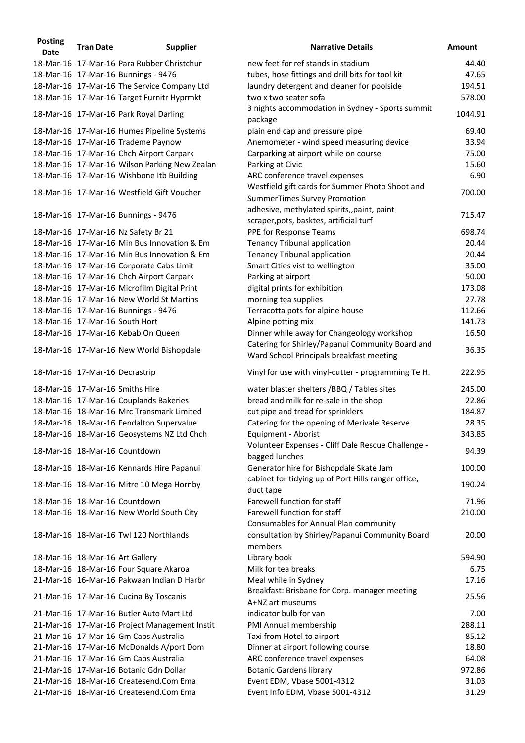| Posting Date | Tran Date | Supplier | Narrative Details | Amount |
|---|---|---|---|---|
| 18-Mar-16 | 17-Mar-16 | Para Rubber Christchur | new feet for ref stands in stadium | 44.40 |
| 18-Mar-16 | 17-Mar-16 | Bunnings - 9476 | tubes, hose fittings and drill bits for tool kit | 47.65 |
| 18-Mar-16 | 17-Mar-16 | The Service Company Ltd | laundry detergent and cleaner for poolside | 194.51 |
| 18-Mar-16 | 17-Mar-16 | Target Furnitr Hyprmkt | two x two seater sofa | 578.00 |
| 18-Mar-16 | 17-Mar-16 | Park Royal Darling | 3 nights accommodation in Sydney - Sports summit package | 1044.91 |
| 18-Mar-16 | 17-Mar-16 | Humes Pipeline Systems | plain end cap and pressure pipe | 69.40 |
| 18-Mar-16 | 17-Mar-16 | Trademe Paynow | Anemometer - wind speed measuring device | 33.94 |
| 18-Mar-16 | 17-Mar-16 | Chch Airport Carpark | Carparking at airport while on course | 75.00 |
| 18-Mar-16 | 17-Mar-16 | Wilson Parking New Zealan | Parking at Civic | 15.60 |
| 18-Mar-16 | 17-Mar-16 | Wishbone Itb Building | ARC conference travel expenses | 6.90 |
| 18-Mar-16 | 17-Mar-16 | Westfield Gift Voucher | Westfield gift cards for Summer Photo Shoot and SummerTimes Survey Promotion | 700.00 |
| 18-Mar-16 | 17-Mar-16 | Bunnings - 9476 | adhesive, methylated spirits,,paint, paint scraper,pots, basktes, artificial turf | 715.47 |
| 18-Mar-16 | 17-Mar-16 | Nz Safety Br 21 | PPE for Response Teams | 698.74 |
| 18-Mar-16 | 17-Mar-16 | Min Bus Innovation & Em | Tenancy Tribunal application | 20.44 |
| 18-Mar-16 | 17-Mar-16 | Min Bus Innovation & Em | Tenancy Tribunal application | 20.44 |
| 18-Mar-16 | 17-Mar-16 | Corporate Cabs Limit | Smart Cities vist to wellington | 35.00 |
| 18-Mar-16 | 17-Mar-16 | Chch Airport Carpark | Parking at airport | 50.00 |
| 18-Mar-16 | 17-Mar-16 | Microfilm Digital Print | digital prints for exhibition | 173.08 |
| 18-Mar-16 | 17-Mar-16 | New World St Martins | morning tea supplies | 27.78 |
| 18-Mar-16 | 17-Mar-16 | Bunnings - 9476 | Terracotta pots for alpine house | 112.66 |
| 18-Mar-16 | 17-Mar-16 | South Hort | Alpine potting mix | 141.73 |
| 18-Mar-16 | 17-Mar-16 | Kebab On Queen | Dinner while away for Changeology workshop | 16.50 |
| 18-Mar-16 | 17-Mar-16 | New World Bishopdale | Catering for Shirley/Papanui Community Board and Ward School Principals breakfast meeting | 36.35 |
| 18-Mar-16 | 17-Mar-16 | Decrastrip | Vinyl for use with vinyl-cutter - programming Te H. | 222.95 |
| 18-Mar-16 | 17-Mar-16 | Smiths Hire | water blaster shelters /BBQ / Tables sites | 245.00 |
| 18-Mar-16 | 17-Mar-16 | Couplands Bakeries | bread and milk for re-sale in the shop | 22.86 |
| 18-Mar-16 | 18-Mar-16 | Mrc Transmark Limited | cut pipe and tread for sprinklers | 184.87 |
| 18-Mar-16 | 18-Mar-16 | Fendalton Supervalue | Catering for the opening of Merivale Reserve | 28.35 |
| 18-Mar-16 | 18-Mar-16 | Geosystems NZ Ltd Chch | Equipment - Aborist | 343.85 |
| 18-Mar-16 | 18-Mar-16 | Countdown | Volunteer Expenses - Cliff Dale Rescue Challenge - bagged lunches | 94.39 |
| 18-Mar-16 | 18-Mar-16 | Kennards Hire Papanui | Generator hire for Bishopdale Skate Jam | 100.00 |
| 18-Mar-16 | 18-Mar-16 | Mitre 10 Mega Hornby | cabinet for tidying up of Port Hills ranger office, duct tape | 190.24 |
| 18-Mar-16 | 18-Mar-16 | Countdown | Farewell function for staff | 71.96 |
| 18-Mar-16 | 18-Mar-16 | New World South City | Farewell function for staff | 210.00 |
| 18-Mar-16 | 18-Mar-16 | Twl 120 Northlands | Consumables for Annual Plan community consultation by Shirley/Papanui Community Board members | 20.00 |
| 18-Mar-16 | 18-Mar-16 | Art Gallery | Library book | 594.90 |
| 18-Mar-16 | 18-Mar-16 | Four Square Akaroa | Milk for tea breaks | 6.75 |
| 21-Mar-16 | 16-Mar-16 | Pakwaan Indian D Harbr | Meal while in Sydney | 17.16 |
| 21-Mar-16 | 17-Mar-16 | Cucina By Toscanis | Breakfast: Brisbane for Corp. manager meeting A+NZ art museums | 25.56 |
| 21-Mar-16 | 17-Mar-16 | Butler Auto Mart Ltd | indicator bulb for van | 7.00 |
| 21-Mar-16 | 17-Mar-16 | Project Management Instit | PMI Annual membership | 288.11 |
| 21-Mar-16 | 17-Mar-16 | Gm Cabs Australia | Taxi from Hotel to airport | 85.12 |
| 21-Mar-16 | 17-Mar-16 | McDonalds A/port Dom | Dinner at airport following course | 18.80 |
| 21-Mar-16 | 17-Mar-16 | Gm Cabs Australia | ARC conference travel expenses | 64.08 |
| 21-Mar-16 | 17-Mar-16 | Botanic Gdn Dollar | Botanic Gardens library | 972.86 |
| 21-Mar-16 | 18-Mar-16 | Createsend.Com Ema | Event EDM, Vbase 5001-4312 | 31.03 |
| 21-Mar-16 | 18-Mar-16 | Createsend.Com Ema | Event Info EDM, Vbase 5001-4312 | 31.29 |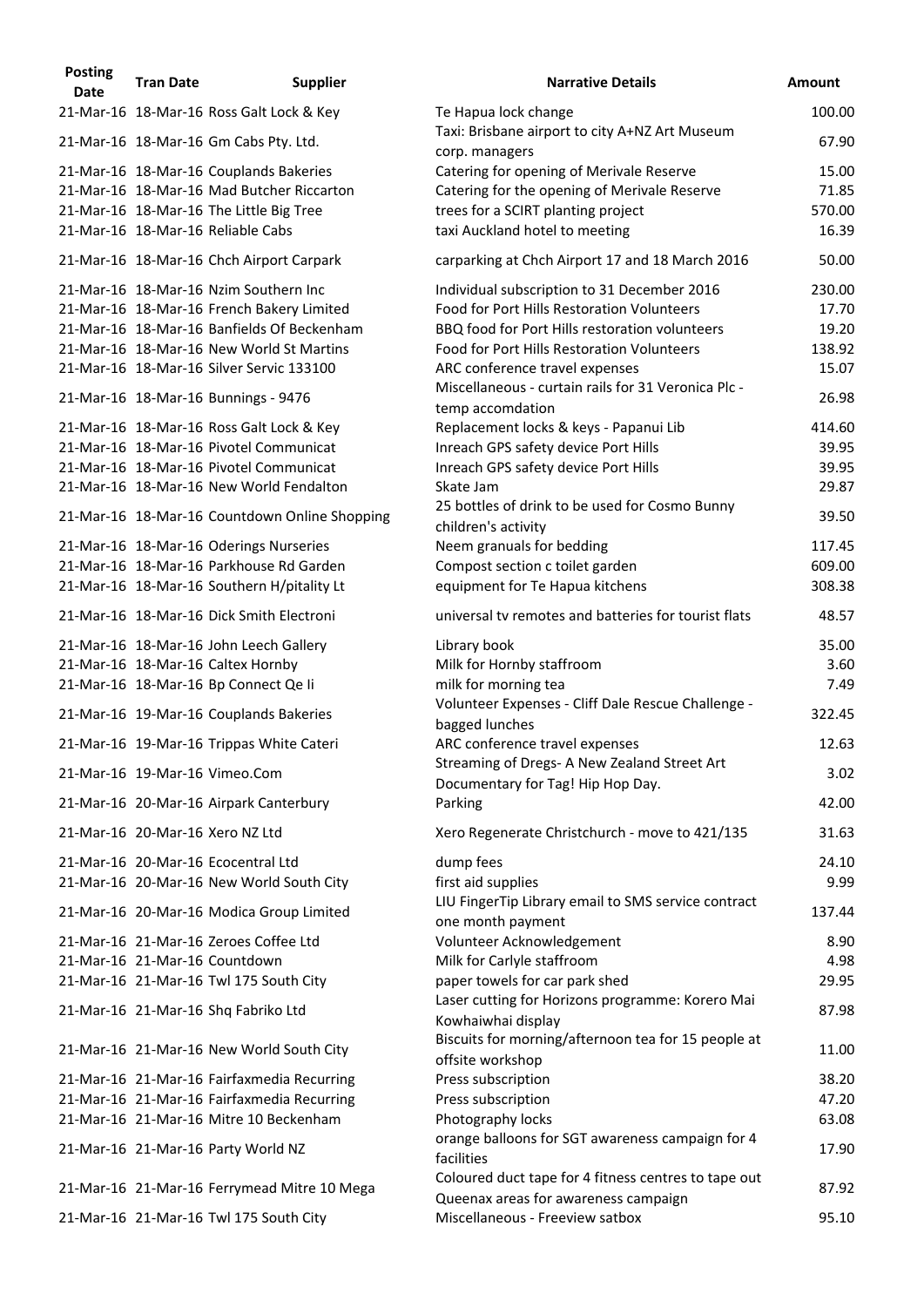| Posting Date | Tran Date | Supplier | Narrative Details | Amount |
|---|---|---|---|---|
| 21-Mar-16 | 18-Mar-16 | Ross Galt Lock & Key | Te Hapua lock change | 100.00 |
| 21-Mar-16 | 18-Mar-16 | Gm Cabs Pty. Ltd. | Taxi: Brisbane airport to city A+NZ Art Museum corp. managers | 67.90 |
| 21-Mar-16 | 18-Mar-16 | Couplands Bakeries | Catering for opening of Merivale Reserve | 15.00 |
| 21-Mar-16 | 18-Mar-16 | Mad Butcher Riccarton | Catering for the opening of Merivale Reserve | 71.85 |
| 21-Mar-16 | 18-Mar-16 | The Little Big Tree | trees for a SCIRT planting project | 570.00 |
| 21-Mar-16 | 18-Mar-16 | Reliable Cabs | taxi Auckland hotel to meeting | 16.39 |
| 21-Mar-16 | 18-Mar-16 | Chch Airport Carpark | carparking at Chch Airport 17 and 18 March 2016 | 50.00 |
| 21-Mar-16 | 18-Mar-16 | Nzim Southern Inc | Individual subscription to 31 December 2016 | 230.00 |
| 21-Mar-16 | 18-Mar-16 | French Bakery Limited | Food for Port Hills Restoration Volunteers | 17.70 |
| 21-Mar-16 | 18-Mar-16 | Banfields Of Beckenham | BBQ food for Port Hills restoration volunteers | 19.20 |
| 21-Mar-16 | 18-Mar-16 | New World St Martins | Food for Port Hills Restoration Volunteers | 138.92 |
| 21-Mar-16 | 18-Mar-16 | Silver Servic 133100 | ARC conference travel expenses | 15.07 |
| 21-Mar-16 | 18-Mar-16 | Bunnings - 9476 | Miscellaneous - curtain rails for 31 Veronica Plc - temp accomdation | 26.98 |
| 21-Mar-16 | 18-Mar-16 | Ross Galt Lock & Key | Replacement locks & keys - Papanui Lib | 414.60 |
| 21-Mar-16 | 18-Mar-16 | Pivotel Communicat | Inreach GPS safety device Port Hills | 39.95 |
| 21-Mar-16 | 18-Mar-16 | Pivotel Communicat | Inreach GPS safety device Port Hills | 39.95 |
| 21-Mar-16 | 18-Mar-16 | New World Fendalton | Skate Jam | 29.87 |
| 21-Mar-16 | 18-Mar-16 | Countdown Online Shopping | 25 bottles of drink to be used for Cosmo Bunny children's activity | 39.50 |
| 21-Mar-16 | 18-Mar-16 | Oderings Nurseries | Neem granuals for bedding | 117.45 |
| 21-Mar-16 | 18-Mar-16 | Parkhouse Rd Garden | Compost section c toilet garden | 609.00 |
| 21-Mar-16 | 18-Mar-16 | Southern H/pitality Lt | equipment for Te Hapua kitchens | 308.38 |
| 21-Mar-16 | 18-Mar-16 | Dick Smith Electroni | universal tv remotes and batteries for tourist flats | 48.57 |
| 21-Mar-16 | 18-Mar-16 | John Leech Gallery | Library book | 35.00 |
| 21-Mar-16 | 18-Mar-16 | Caltex Hornby | Milk for Hornby staffroom | 3.60 |
| 21-Mar-16 | 18-Mar-16 | Bp Connect Qe Ii | milk for morning tea | 7.49 |
| 21-Mar-16 | 19-Mar-16 | Couplands Bakeries | Volunteer Expenses - Cliff Dale Rescue Challenge - bagged lunches | 322.45 |
| 21-Mar-16 | 19-Mar-16 | Trippas White Cateri | ARC conference travel expenses | 12.63 |
| 21-Mar-16 | 19-Mar-16 | Vimeo.Com | Streaming of Dregs- A New Zealand Street Art Documentary for Tag! Hip Hop Day. | 3.02 |
| 21-Mar-16 | 20-Mar-16 | Airpark Canterbury | Parking | 42.00 |
| 21-Mar-16 | 20-Mar-16 | Xero NZ Ltd | Xero Regenerate Christchurch - move to 421/135 | 31.63 |
| 21-Mar-16 | 20-Mar-16 | Ecocentral Ltd | dump fees | 24.10 |
| 21-Mar-16 | 20-Mar-16 | New World South City | first aid supplies | 9.99 |
| 21-Mar-16 | 20-Mar-16 | Modica Group Limited | LIU FingerTip Library email to SMS service contract one month payment | 137.44 |
| 21-Mar-16 | 21-Mar-16 | Zeroes Coffee Ltd | Volunteer Acknowledgement | 8.90 |
| 21-Mar-16 | 21-Mar-16 | Countdown | Milk for Carlyle staffroom | 4.98 |
| 21-Mar-16 | 21-Mar-16 | Twl 175 South City | paper towels for car park shed | 29.95 |
| 21-Mar-16 | 21-Mar-16 | Shq Fabriko Ltd | Laser cutting for Horizons programme: Korero Mai Kowhaiwhai display | 87.98 |
| 21-Mar-16 | 21-Mar-16 | New World South City | Biscuits for morning/afternoon tea for 15 people at offsite workshop | 11.00 |
| 21-Mar-16 | 21-Mar-16 | Fairfaxmedia Recurring | Press subscription | 38.20 |
| 21-Mar-16 | 21-Mar-16 | Fairfaxmedia Recurring | Press subscription | 47.20 |
| 21-Mar-16 | 21-Mar-16 | Mitre 10 Beckenham | Photography locks | 63.08 |
| 21-Mar-16 | 21-Mar-16 | Party World NZ | orange balloons for SGT awareness campaign for 4 facilities | 17.90 |
| 21-Mar-16 | 21-Mar-16 | Ferrymead Mitre 10 Mega | Coloured duct tape for 4 fitness centres to tape out Queenax areas for awareness campaign | 87.92 |
| 21-Mar-16 | 21-Mar-16 | Twl 175 South City | Miscellaneous - Freeview satbox | 95.10 |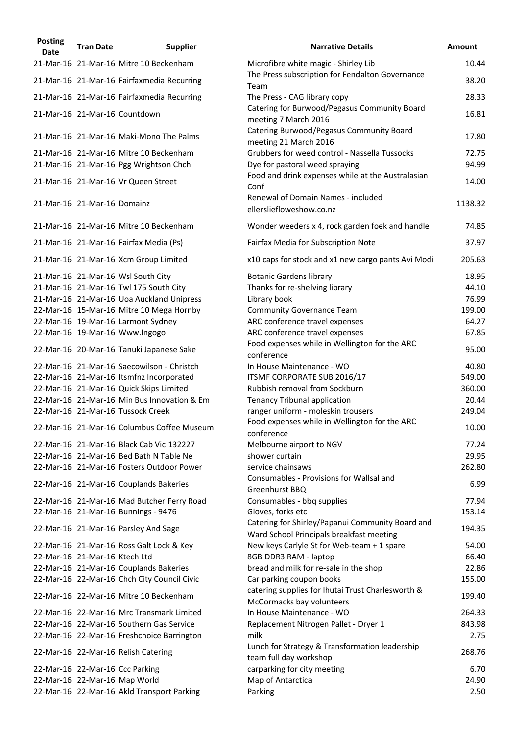| Posting Date | Tran Date | Supplier | Narrative Details | Amount |
|---|---|---|---|---|
| 21-Mar-16 | 21-Mar-16 | Mitre 10 Beckenham | Microfibre white magic - Shirley Lib | 10.44 |
| 21-Mar-16 | 21-Mar-16 | Fairfaxmedia Recurring | The Press subscription for Fendalton Governance Team | 38.20 |
| 21-Mar-16 | 21-Mar-16 | Fairfaxmedia Recurring | The Press - CAG library copy | 28.33 |
| 21-Mar-16 | 21-Mar-16 | Countdown | Catering for Burwood/Pegasus Community Board meeting 7 March 2016 | 16.81 |
| 21-Mar-16 | 21-Mar-16 | Maki-Mono The Palms | Catering Burwood/Pegasus Community Board meeting 21 March 2016 | 17.80 |
| 21-Mar-16 | 21-Mar-16 | Mitre 10 Beckenham | Grubbers for weed control - Nassella Tussocks | 72.75 |
| 21-Mar-16 | 21-Mar-16 | Pgg Wrightson Chch | Dye for pastoral weed spraying | 94.99 |
| 21-Mar-16 | 21-Mar-16 | Vr Queen Street | Food and drink expenses while at the Australasian Conf | 14.00 |
| 21-Mar-16 | 21-Mar-16 | Domainz | Renewal of Domain Names - included ellersliefloweshow.co.nz | 1138.32 |
| 21-Mar-16 | 21-Mar-16 | Mitre 10 Beckenham | Wonder weeders x 4, rock garden foek and handle | 74.85 |
| 21-Mar-16 | 21-Mar-16 | Fairfax Media (Ps) | Fairfax Media for Subscription Note | 37.97 |
| 21-Mar-16 | 21-Mar-16 | Xcm Group Limited | x10 caps for stock and x1 new cargo pants Avi Modi | 205.63 |
| 21-Mar-16 | 21-Mar-16 | Wsl South City | Botanic Gardens library | 18.95 |
| 21-Mar-16 | 21-Mar-16 | Twl 175 South City | Thanks for re-shelving library | 44.10 |
| 21-Mar-16 | 21-Mar-16 | Uoa Auckland Unipress | Library book | 76.99 |
| 22-Mar-16 | 15-Mar-16 | Mitre 10 Mega Hornby | Community Governance Team | 199.00 |
| 22-Mar-16 | 19-Mar-16 | Larmont Sydney | ARC conference travel expenses | 64.27 |
| 22-Mar-16 | 19-Mar-16 | Www.Ingogo | ARC conference travel expenses | 67.85 |
| 22-Mar-16 | 20-Mar-16 | Tanuki Japanese Sake | Food expenses while in Wellington for the ARC conference | 95.00 |
| 22-Mar-16 | 21-Mar-16 | Saecowilson - Christch | In House Maintenance - WO | 40.80 |
| 22-Mar-16 | 21-Mar-16 | Itsmfnz Incorporated | ITSMF CORPORATE SUB 2016/17 | 549.00 |
| 22-Mar-16 | 21-Mar-16 | Quick Skips Limited | Rubbish removal from Sockburn | 360.00 |
| 22-Mar-16 | 21-Mar-16 | Min Bus Innovation & Em | Tenancy Tribunal application | 20.44 |
| 22-Mar-16 | 21-Mar-16 | Tussock Creek | ranger uniform - moleskin trousers | 249.04 |
| 22-Mar-16 | 21-Mar-16 | Columbus Coffee Museum | Food expenses while in Wellington for the ARC conference | 10.00 |
| 22-Mar-16 | 21-Mar-16 | Black Cab Vic 132227 | Melbourne airport to NGV | 77.24 |
| 22-Mar-16 | 21-Mar-16 | Bed Bath N Table Ne | shower curtain | 29.95 |
| 22-Mar-16 | 21-Mar-16 | Fosters Outdoor Power | service chainsaws | 262.80 |
| 22-Mar-16 | 21-Mar-16 | Couplands Bakeries | Consumables - Provisions for Wallsal and Greenhurst BBQ | 6.99 |
| 22-Mar-16 | 21-Mar-16 | Mad Butcher Ferry Road | Consumables - bbq supplies | 77.94 |
| 22-Mar-16 | 21-Mar-16 | Bunnings - 9476 | Gloves, forks etc | 153.14 |
| 22-Mar-16 | 21-Mar-16 | Parsley And Sage | Catering for Shirley/Papanui Community Board and Ward School Principals breakfast meeting | 194.35 |
| 22-Mar-16 | 21-Mar-16 | Ross Galt Lock & Key | New keys Carlyle St for Web-team + 1 spare | 54.00 |
| 22-Mar-16 | 21-Mar-16 | Ktech Ltd | 8GB DDR3 RAM - laptop | 66.40 |
| 22-Mar-16 | 21-Mar-16 | Couplands Bakeries | bread and milk for re-sale in the shop | 22.86 |
| 22-Mar-16 | 22-Mar-16 | Chch City Council Civic | Car parking coupon books | 155.00 |
| 22-Mar-16 | 22-Mar-16 | Mitre 10 Beckenham | catering supplies for Ihutai Trust Charlesworth & McCormacks bay volunteers | 199.40 |
| 22-Mar-16 | 22-Mar-16 | Mrc Transmark Limited | In House Maintenance - WO | 264.33 |
| 22-Mar-16 | 22-Mar-16 | Southern Gas Service | Replacement Nitrogen Pallet - Dryer 1 | 843.98 |
| 22-Mar-16 | 22-Mar-16 | Freshchoice Barrington | milk | 2.75 |
| 22-Mar-16 | 22-Mar-16 | Relish Catering | Lunch for Strategy & Transformation leadership team full day workshop | 268.76 |
| 22-Mar-16 | 22-Mar-16 | Ccc Parking | carparking for city meeting | 6.70 |
| 22-Mar-16 | 22-Mar-16 | Map World | Map of Antarctica | 24.90 |
| 22-Mar-16 | 22-Mar-16 | Akld Transport Parking | Parking | 2.50 |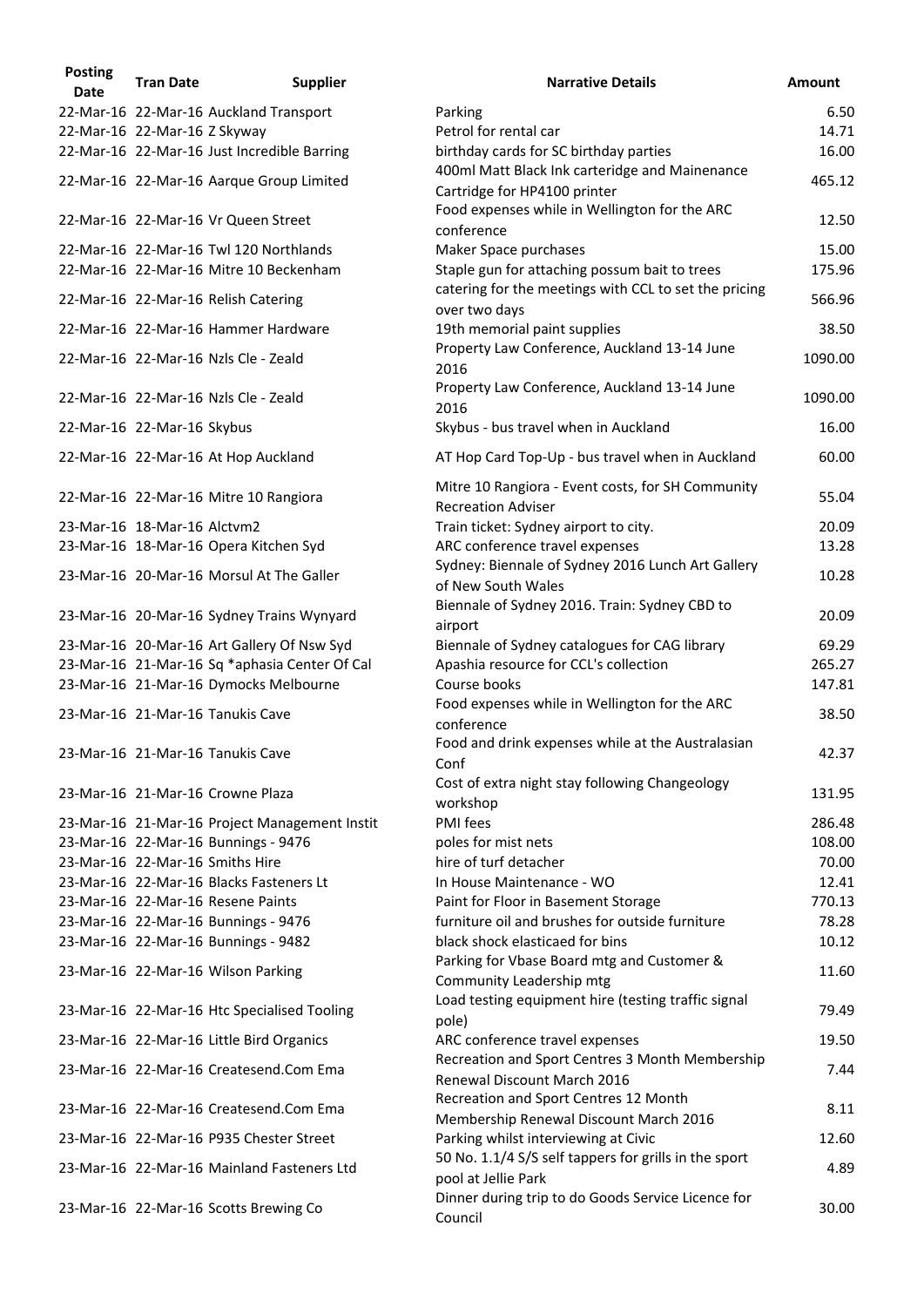| Posting Date | Tran Date | Supplier | Narrative Details | Amount |
| --- | --- | --- | --- | --- |
| 22-Mar-16 | 22-Mar-16 | Auckland Transport | Parking | 6.50 |
| 22-Mar-16 | 22-Mar-16 | Z Skyway | Petrol for rental car | 14.71 |
| 22-Mar-16 | 22-Mar-16 | Just Incredible Barring | birthday cards for SC birthday parties | 16.00 |
| 22-Mar-16 | 22-Mar-16 | Aarque Group Limited | 400ml Matt Black Ink carteridge and Mainenance Cartridge for HP4100 printer | 465.12 |
| 22-Mar-16 | 22-Mar-16 | Vr Queen Street | Food expenses while in Wellington for the ARC conference | 12.50 |
| 22-Mar-16 | 22-Mar-16 | Twl 120 Northlands | Maker Space purchases | 15.00 |
| 22-Mar-16 | 22-Mar-16 | Mitre 10 Beckenham | Staple gun for attaching possum bait to trees | 175.96 |
| 22-Mar-16 | 22-Mar-16 | Relish Catering | catering for the meetings with CCL to set the pricing over two days | 566.96 |
| 22-Mar-16 | 22-Mar-16 | Hammer Hardware | 19th memorial paint supplies | 38.50 |
| 22-Mar-16 | 22-Mar-16 | Nzls Cle - Zeald | Property Law Conference, Auckland 13-14 June 2016 | 1090.00 |
| 22-Mar-16 | 22-Mar-16 | Nzls Cle - Zeald | Property Law Conference, Auckland 13-14 June 2016 | 1090.00 |
| 22-Mar-16 | 22-Mar-16 | Skybus | Skybus - bus travel when in Auckland | 16.00 |
| 22-Mar-16 | 22-Mar-16 | At Hop Auckland | AT Hop Card Top-Up - bus travel when in Auckland | 60.00 |
| 22-Mar-16 | 22-Mar-16 | Mitre 10 Rangiora | Mitre 10 Rangiora - Event costs, for SH Community Recreation Adviser | 55.04 |
| 23-Mar-16 | 18-Mar-16 | Alctvm2 | Train ticket: Sydney airport to city. | 20.09 |
| 23-Mar-16 | 18-Mar-16 | Opera Kitchen Syd | ARC conference travel expenses | 13.28 |
| 23-Mar-16 | 20-Mar-16 | Morsul At The Galler | Sydney: Biennale of Sydney 2016 Lunch Art Gallery of New South Wales | 10.28 |
| 23-Mar-16 | 20-Mar-16 | Sydney Trains Wynyard | Biennale of Sydney 2016. Train: Sydney CBD to airport | 20.09 |
| 23-Mar-16 | 20-Mar-16 | Art Gallery Of Nsw Syd | Biennale of Sydney catalogues for CAG library | 69.29 |
| 23-Mar-16 | 21-Mar-16 | Sq *aphasia Center Of Cal | Apashia resource for CCL's collection | 265.27 |
| 23-Mar-16 | 21-Mar-16 | Dymocks Melbourne | Course books | 147.81 |
| 23-Mar-16 | 21-Mar-16 | Tanukis Cave | Food expenses while in Wellington for the ARC conference | 38.50 |
| 23-Mar-16 | 21-Mar-16 | Tanukis Cave | Food and drink expenses while at the Australasian Conf | 42.37 |
| 23-Mar-16 | 21-Mar-16 | Crowne Plaza | Cost of extra night stay following Changeology workshop | 131.95 |
| 23-Mar-16 | 21-Mar-16 | Project Management Instit | PMI fees | 286.48 |
| 23-Mar-16 | 22-Mar-16 | Bunnings - 9476 | poles for mist nets | 108.00 |
| 23-Mar-16 | 22-Mar-16 | Smiths Hire | hire of turf detacher | 70.00 |
| 23-Mar-16 | 22-Mar-16 | Blacks Fasteners Lt | In House Maintenance - WO | 12.41 |
| 23-Mar-16 | 22-Mar-16 | Resene Paints | Paint for Floor in Basement Storage | 770.13 |
| 23-Mar-16 | 22-Mar-16 | Bunnings - 9476 | furniture oil and brushes for outside furniture | 78.28 |
| 23-Mar-16 | 22-Mar-16 | Bunnings - 9482 | black shock elasticaed for bins | 10.12 |
| 23-Mar-16 | 22-Mar-16 | Wilson Parking | Parking for Vbase Board mtg and Customer & Community Leadership mtg | 11.60 |
| 23-Mar-16 | 22-Mar-16 | Htc Specialised Tooling | Load testing equipment hire (testing traffic signal pole) | 79.49 |
| 23-Mar-16 | 22-Mar-16 | Little Bird Organics | ARC conference travel expenses | 19.50 |
| 23-Mar-16 | 22-Mar-16 | Createsend.Com Ema | Recreation and Sport Centres 3 Month Membership Renewal Discount March 2016 | 7.44 |
| 23-Mar-16 | 22-Mar-16 | Createsend.Com Ema | Recreation and Sport Centres 12 Month Membership Renewal Discount March 2016 | 8.11 |
| 23-Mar-16 | 22-Mar-16 | P935 Chester Street | Parking whilst interviewing at Civic | 12.60 |
| 23-Mar-16 | 22-Mar-16 | Mainland Fasteners Ltd | 50 No. 1.1/4 S/S self tappers for grills in the sport pool at Jellie Park | 4.89 |
| 23-Mar-16 | 22-Mar-16 | Scotts Brewing Co | Dinner during trip to do Goods Service Licence for Council | 30.00 |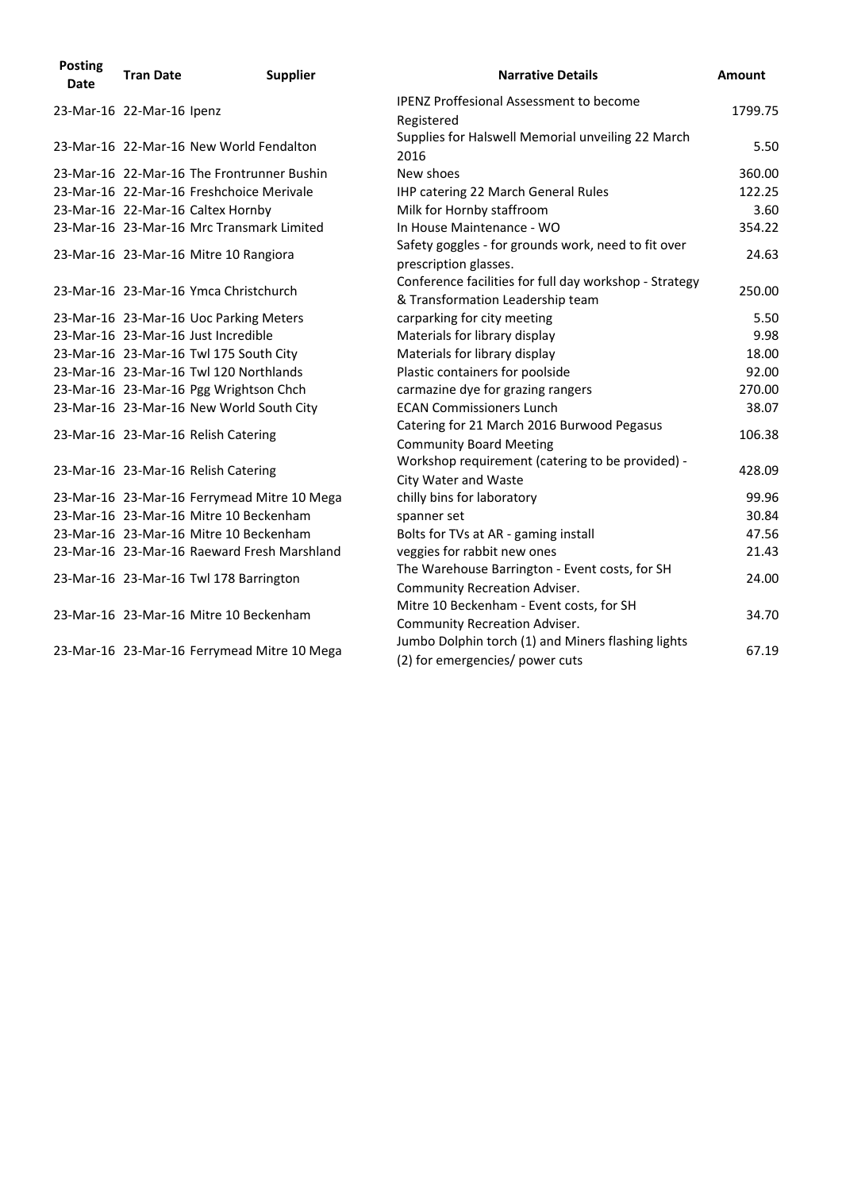| Posting Date | Tran Date | Supplier | Narrative Details | Amount |
|---|---|---|---|---|
| 23-Mar-16 | 22-Mar-16 | Ipenz | IPENZ Proffesional Assessment to become Registered | 1799.75 |
| 23-Mar-16 | 22-Mar-16 | New World Fendalton | Supplies for Halswell Memorial unveiling 22 March 2016 | 5.50 |
| 23-Mar-16 | 22-Mar-16 | The Frontrunner Bushin | New shoes | 360.00 |
| 23-Mar-16 | 22-Mar-16 | Freshchoice Merivale | IHP catering 22 March General Rules | 122.25 |
| 23-Mar-16 | 22-Mar-16 | Caltex Hornby | Milk for Hornby staffroom | 3.60 |
| 23-Mar-16 | 23-Mar-16 | Mrc Transmark Limited | In House Maintenance - WO | 354.22 |
| 23-Mar-16 | 23-Mar-16 | Mitre 10 Rangiora | Safety goggles - for grounds work, need to fit over prescription glasses. | 24.63 |
| 23-Mar-16 | 23-Mar-16 | Ymca Christchurch | Conference facilities for full day workshop - Strategy & Transformation Leadership team | 250.00 |
| 23-Mar-16 | 23-Mar-16 | Uoc Parking Meters | carparking for city meeting | 5.50 |
| 23-Mar-16 | 23-Mar-16 | Just Incredible | Materials for library display | 9.98 |
| 23-Mar-16 | 23-Mar-16 | Twl 175 South City | Materials for library display | 18.00 |
| 23-Mar-16 | 23-Mar-16 | Twl 120 Northlands | Plastic containers for poolside | 92.00 |
| 23-Mar-16 | 23-Mar-16 | Pgg Wrightson Chch | carmazine dye for grazing rangers | 270.00 |
| 23-Mar-16 | 23-Mar-16 | New World South City | ECAN Commissioners Lunch | 38.07 |
| 23-Mar-16 | 23-Mar-16 | Relish Catering | Catering for 21 March 2016 Burwood Pegasus Community Board Meeting | 106.38 |
| 23-Mar-16 | 23-Mar-16 | Relish Catering | Workshop requirement (catering to be provided) - City Water and Waste | 428.09 |
| 23-Mar-16 | 23-Mar-16 | Ferrymead Mitre 10 Mega | chilly bins for laboratory | 99.96 |
| 23-Mar-16 | 23-Mar-16 | Mitre 10 Beckenham | spanner set | 30.84 |
| 23-Mar-16 | 23-Mar-16 | Mitre 10 Beckenham | Bolts for TVs at AR - gaming install | 47.56 |
| 23-Mar-16 | 23-Mar-16 | Raeward Fresh Marshland | veggies for rabbit new ones | 21.43 |
| 23-Mar-16 | 23-Mar-16 | Twl 178 Barrington | The Warehouse Barrington - Event costs, for SH Community Recreation Adviser. | 24.00 |
| 23-Mar-16 | 23-Mar-16 | Mitre 10 Beckenham | Mitre 10 Beckenham - Event costs, for SH Community Recreation Adviser. | 34.70 |
| 23-Mar-16 | 23-Mar-16 | Ferrymead Mitre 10 Mega | Jumbo Dolphin torch (1) and Miners flashing lights (2) for emergencies/ power cuts | 67.19 |